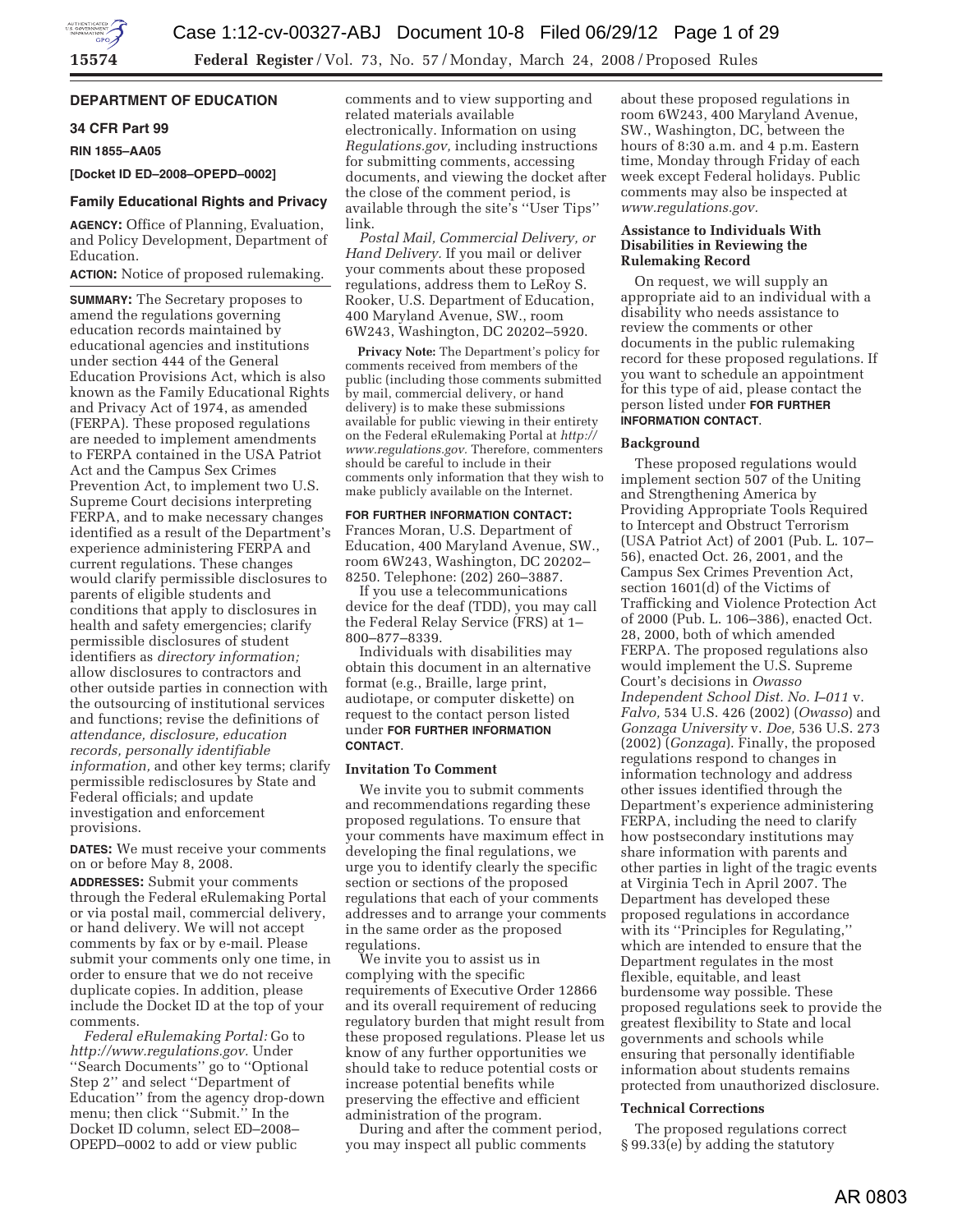**DEPARTMENT OF EDUCATION**

**34 CFR Part 99**

**RIN 1855–AA05**

**[Docket ID ED–2008–OPEPD–0002]**

## Family Educational Rights and Privacy

**AGENCY:** Office of Planning, Evaluation, and Policy Development, Department of Education.

**ACTION:** Notice of proposed rulemaking.

**SUMMARY:** The Secretary proposes to amend the regulations governing education records maintained by educational agencies and institutions under section 444 of the General Education Provisions Act, which is also known as the Family Educational Rights and Privacy Act of 1974, as amended (FERPA). These proposed regulations are needed to implement amendments to FERPA contained in the USA Patriot Act and the Campus Sex Crimes Prevention Act, to implement two U.S. Supreme Court decisions interpreting FERPA, and to make necessary changes identified as a result of the Department's experience administering FERPA and current regulations. These changes would clarify permissible disclosures to parents of eligible students and conditions that apply to disclosures in health and safety emergencies; clarify permissible disclosures of student identifiers as *directory information;* allow disclosures to contractors and other outside parties in connection with the outsourcing of institutional services and functions; revise the definitions of *attendance, disclosure, education records, personally identifiable information,* and other key terms; clarify permissible redisclosures by State and Federal officials; and update investigation and enforcement provisions.

**DATES:** We must receive your comments on or before May 8, 2008.

**ADDRESSES:** Submit your comments through the Federal eRulemaking Portal or via postal mail, commercial delivery, or hand delivery. We will not accept comments by fax or by e-mail. Please submit your comments only one time, in order to ensure that we do not receive duplicate copies. In addition, please include the Docket ID at the top of your comments.

*Federal eRulemaking Portal:* Go to *http://www.regulations.gov.* Under ''Search Documents'' go to ''Optional Step 2'' and select ''Department of Education'' from the agency drop-down menu; then click ''Submit.'' In the Docket ID column, select ED–2008–OPEPD–0002 to add or view public comments and to view supporting and related materials available electronically. Information on using *Regulations.gov,* including instructions for submitting comments, accessing documents, and viewing the docket after the close of the comment period, is available through the site's ''User Tips'' link.

*Postal Mail, Commercial Delivery, or Hand Delivery.* If you mail or deliver your comments about these proposed regulations, address them to LeRoy S. Rooker, U.S. Department of Education, 400 Maryland Avenue, SW., room 6W243, Washington, DC 20202–5920.

**Privacy Note:** The Department's policy for comments received from members of the public (including those comments submitted by mail, commercial delivery, or hand delivery) is to make these submissions available for public viewing in their entirety on the Federal eRulemaking Portal at *http://www.regulations.gov.* Therefore, commenters should be careful to include in their comments only information that they wish to make publicly available on the Internet.

**FOR FURTHER INFORMATION CONTACT:** Frances Moran, U.S. Department of Education, 400 Maryland Avenue, SW., room 6W243, Washington, DC 20202–8250. Telephone: (202) 260–3887.

If you use a telecommunications device for the deaf (TDD), you may call the Federal Relay Service (FRS) at 1–800–877–8339.

Individuals with disabilities may obtain this document in an alternative format (e.g., Braille, large print, audiotape, or computer diskette) on request to the contact person listed under **FOR FURTHER INFORMATION CONTACT**.

### Invitation To Comment

We invite you to submit comments and recommendations regarding these proposed regulations. To ensure that your comments have maximum effect in developing the final regulations, we urge you to identify clearly the specific section or sections of the proposed regulations that each of your comments addresses and to arrange your comments in the same order as the proposed regulations.

We invite you to assist us in complying with the specific requirements of Executive Order 12866 and its overall requirement of reducing regulatory burden that might result from these proposed regulations. Please let us know of any further opportunities we should take to reduce potential costs or increase potential benefits while preserving the effective and efficient administration of the program.

During and after the comment period, you may inspect all public comments about these proposed regulations in room 6W243, 400 Maryland Avenue, SW., Washington, DC, between the hours of 8:30 a.m. and 4 p.m. Eastern time, Monday through Friday of each week except Federal holidays. Public comments may also be inspected at *www.regulations.gov.*

### Assistance to Individuals With Disabilities in Reviewing the Rulemaking Record

On request, we will supply an appropriate aid to an individual with a disability who needs assistance to review the comments or other documents in the public rulemaking record for these proposed regulations. If you want to schedule an appointment for this type of aid, please contact the person listed under **FOR FURTHER INFORMATION CONTACT**.

### Background

These proposed regulations would implement section 507 of the Uniting and Strengthening America by Providing Appropriate Tools Required to Intercept and Obstruct Terrorism (USA Patriot Act) of 2001 (Pub. L. 107–56), enacted Oct. 26, 2001, and the Campus Sex Crimes Prevention Act, section 1601(d) of the Victims of Trafficking and Violence Protection Act of 2000 (Pub. L. 106–386), enacted Oct. 28, 2000, both of which amended FERPA. The proposed regulations also would implement the U.S. Supreme Court's decisions in *Owasso Independent School Dist. No. I–011* v. *Falvo,* 534 U.S. 426 (2002) (*Owasso*) and *Gonzaga University* v. *Doe,* 536 U.S. 273 (2002) (*Gonzaga*). Finally, the proposed regulations respond to changes in information technology and address other issues identified through the Department's experience administering FERPA, including the need to clarify how postsecondary institutions may share information with parents and other parties in light of the tragic events at Virginia Tech in April 2007. The Department has developed these proposed regulations in accordance with its ''Principles for Regulating,'' which are intended to ensure that the Department regulates in the most flexible, equitable, and least burdensome way possible. These proposed regulations seek to provide the greatest flexibility to State and local governments and schools while ensuring that personally identifiable information about students remains protected from unauthorized disclosure.

### Technical Corrections

The proposed regulations correct § 99.33(e) by adding the statutory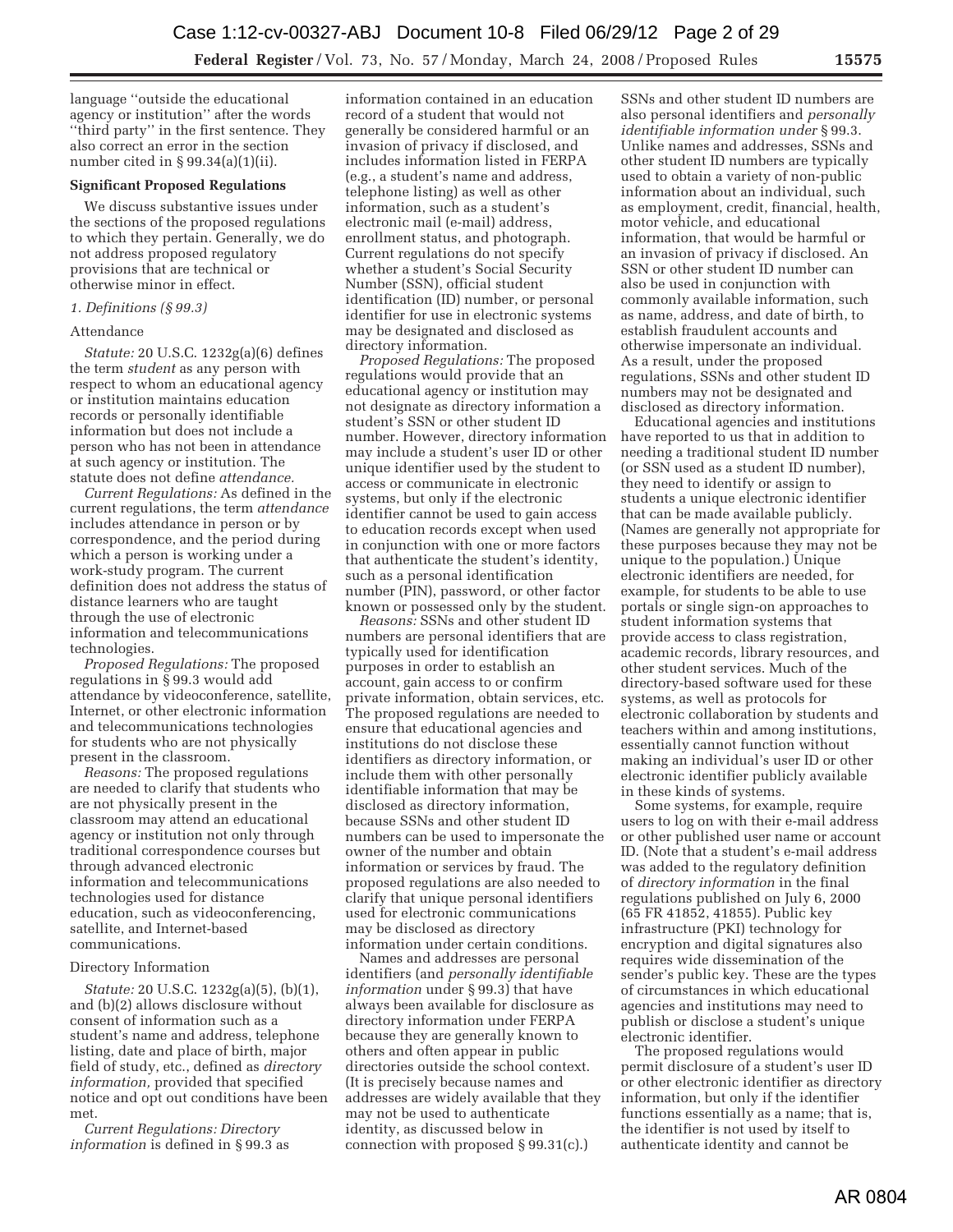language ''outside the educational agency or institution'' after the words ''third party'' in the first sentence. They also correct an error in the section number cited in § 99.34(a)(1)(ii).

**Significant Proposed Regulations**

We discuss substantive issues under the sections of the proposed regulations to which they pertain. Generally, we do not address proposed regulatory provisions that are technical or otherwise minor in effect.

*1. Definitions (§ 99.3)*

Attendance

*Statute:* 20 U.S.C. 1232g(a)(6) defines the term *student* as any person with respect to whom an educational agency or institution maintains education records or personally identifiable information but does not include a person who has not been in attendance at such agency or institution. The statute does not define *attendance.*

*Current Regulations:* As defined in the current regulations, the term *attendance* includes attendance in person or by correspondence, and the period during which a person is working under a work-study program. The current definition does not address the status of distance learners who are taught through the use of electronic information and telecommunications technologies.

*Proposed Regulations:* The proposed regulations in § 99.3 would add attendance by videoconference, satellite, Internet, or other electronic information and telecommunications technologies for students who are not physically present in the classroom.

*Reasons:* The proposed regulations are needed to clarify that students who are not physically present in the classroom may attend an educational agency or institution not only through traditional correspondence courses but through advanced electronic information and telecommunications technologies used for distance education, such as videoconferencing, satellite, and Internet-based communications.

Directory Information

*Statute:* 20 U.S.C. 1232g(a)(5), (b)(1), and (b)(2) allows disclosure without consent of information such as a student's name and address, telephone listing, date and place of birth, major field of study, etc., defined as *directory information,* provided that specified notice and opt out conditions have been met.

*Current Regulations: Directory information* is defined in § 99.3 as information contained in an education record of a student that would not generally be considered harmful or an invasion of privacy if disclosed, and includes information listed in FERPA (e.g., a student's name and address, telephone listing) as well as other information, such as a student's electronic mail (e-mail) address, enrollment status, and photograph. Current regulations do not specify whether a student's Social Security Number (SSN), official student identification (ID) number, or personal identifier for use in electronic systems may be designated and disclosed as directory information.

*Proposed Regulations:* The proposed regulations would provide that an educational agency or institution may not designate as directory information a student's SSN or other student ID number. However, directory information may include a student's user ID or other unique identifier used by the student to access or communicate in electronic systems, but only if the electronic identifier cannot be used to gain access to education records except when used in conjunction with one or more factors that authenticate the student's identity, such as a personal identification number (PIN), password, or other factor known or possessed only by the student.

*Reasons:* SSNs and other student ID numbers are personal identifiers that are typically used for identification purposes in order to establish an account, gain access to or confirm private information, obtain services, etc. The proposed regulations are needed to ensure that educational agencies and institutions do not disclose these identifiers as directory information, or include them with other personally identifiable information that may be disclosed as directory information, because SSNs and other student ID numbers can be used to impersonate the owner of the number and obtain information or services by fraud. The proposed regulations are also needed to clarify that unique personal identifiers used for electronic communications may be disclosed as directory information under certain conditions.

Names and addresses are personal identifiers (and *personally identifiable information* under § 99.3) that have always been available for disclosure as directory information under FERPA because they are generally known to others and often appear in public directories outside the school context. (It is precisely because names and addresses are widely available that they may not be used to authenticate identity, as discussed below in connection with proposed § 99.31(c).) SSNs and other student ID numbers are also personal identifiers and *personally identifiable information under* § 99.3. Unlike names and addresses, SSNs and other student ID numbers are typically used to obtain a variety of non-public information about an individual, such as employment, credit, financial, health, motor vehicle, and educational information, that would be harmful or an invasion of privacy if disclosed. An SSN or other student ID number can also be used in conjunction with commonly available information, such as name, address, and date of birth, to establish fraudulent accounts and otherwise impersonate an individual. As a result, under the proposed regulations, SSNs and other student ID numbers may not be designated and disclosed as directory information.

Educational agencies and institutions have reported to us that in addition to needing a traditional student ID number (or SSN used as a student ID number), they need to identify or assign to students a unique electronic identifier that can be made available publicly. (Names are generally not appropriate for these purposes because they may not be unique to the population.) Unique electronic identifiers are needed, for example, for students to be able to use portals or single sign-on approaches to student information systems that provide access to class registration, academic records, library resources, and other student services. Much of the directory-based software used for these systems, as well as protocols for electronic collaboration by students and teachers within and among institutions, essentially cannot function without making an individual's user ID or other electronic identifier publicly available in these kinds of systems.

Some systems, for example, require users to log on with their e-mail address or other published user name or account ID. (Note that a student's e-mail address was added to the regulatory definition of *directory information* in the final regulations published on July 6, 2000 (65 FR 41852, 41855). Public key infrastructure (PKI) technology for encryption and digital signatures also requires wide dissemination of the sender's public key. These are the types of circumstances in which educational agencies and institutions may need to publish or disclose a student's unique electronic identifier.

The proposed regulations would permit disclosure of a student's user ID or other electronic identifier as directory information, but only if the identifier functions essentially as a name; that is, the identifier is not used by itself to authenticate identity and cannot be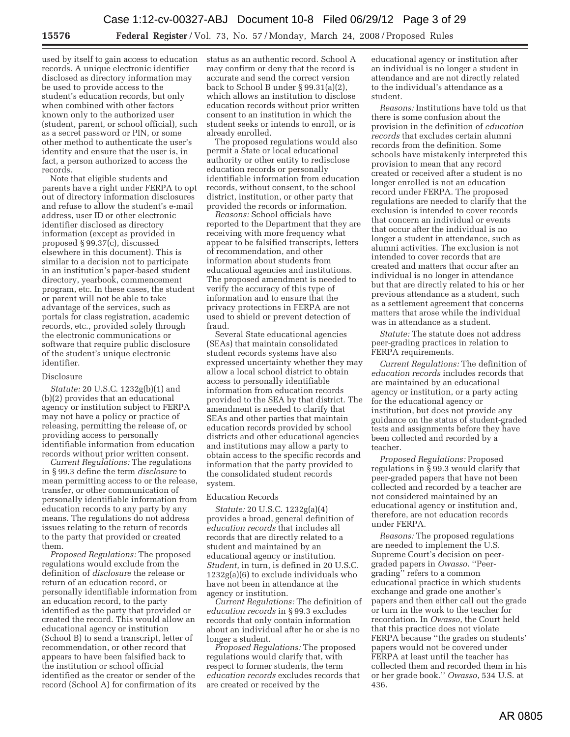used by itself to gain access to education records. A unique electronic identifier disclosed as directory information may be used to provide access to the student's education records, but only when combined with other factors known only to the authorized user (student, parent, or school official), such as a secret password or PIN, or some other method to authenticate the user's identity and ensure that the user is, in fact, a person authorized to access the records.

Note that eligible students and parents have a right under FERPA to opt out of directory information disclosures and refuse to allow the student's e-mail address, user ID or other electronic identifier disclosed as directory information (except as provided in proposed § 99.37(c), discussed elsewhere in this document). This is similar to a decision not to participate in an institution's paper-based student directory, yearbook, commencement program, etc. In these cases, the student or parent will not be able to take advantage of the services, such as portals for class registration, academic records, etc., provided solely through the electronic communications or software that require public disclosure of the student's unique electronic identifier.

### Disclosure

*Statute:* 20 U.S.C. 1232g(b)(1) and (b)(2) provides that an educational agency or institution subject to FERPA may not have a policy or practice of releasing, permitting the release of, or providing access to personally identifiable information from education records without prior written consent.

*Current Regulations:* The regulations in § 99.3 define the term *disclosure* to mean permitting access to or the release, transfer, or other communication of personally identifiable information from education records to any party by any means. The regulations do not address issues relating to the return of records to the party that provided or created them.

*Proposed Regulations:* The proposed regulations would exclude from the definition of *disclosure* the release or return of an education record, or personally identifiable information from an education record, to the party identified as the party that provided or created the record. This would allow an educational agency or institution (School B) to send a transcript, letter of recommendation, or other record that appears to have been falsified back to the institution or school official identified as the creator or sender of the record (School A) for confirmation of its status as an authentic record. School A may confirm or deny that the record is accurate and send the correct version back to School B under § 99.31(a)(2), which allows an institution to disclose education records without prior written consent to an institution in which the student seeks or intends to enroll, or is already enrolled.

The proposed regulations would also permit a State or local educational authority or other entity to redisclose education records or personally identifiable information from education records, without consent, to the school district, institution, or other party that provided the records or information.

*Reasons:* School officials have reported to the Department that they are receiving with more frequency what appear to be falsified transcripts, letters of recommendation, and other information about students from educational agencies and institutions. The proposed amendment is needed to verify the accuracy of this type of information and to ensure that the privacy protections in FERPA are not used to shield or prevent detection of fraud.

Several State educational agencies (SEAs) that maintain consolidated student records systems have also expressed uncertainty whether they may allow a local school district to obtain access to personally identifiable information from education records provided to the SEA by that district. The amendment is needed to clarify that SEAs and other parties that maintain education records provided by school districts and other educational agencies and institutions may allow a party to obtain access to the specific records and information that the party provided to the consolidated student records system.

### Education Records

*Statute:* 20 U.S.C. 1232g(a)(4) provides a broad, general definition of *education records* that includes all records that are directly related to a student and maintained by an educational agency or institution. *Student*, in turn, is defined in 20 U.S.C. 1232g(a)(6) to exclude individuals who have not been in attendance at the agency or institution.

*Current Regulations:* The definition of *education records* in § 99.3 excludes records that only contain information about an individual after he or she is no longer a student.

*Proposed Regulations:* The proposed regulations would clarify that, with respect to former students, the term *education records* excludes records that are created or received by the educational agency or institution after an individual is no longer a student in attendance and are not directly related to the individual's attendance as a student.

*Reasons:* Institutions have told us that there is some confusion about the provision in the definition of *education records* that excludes certain alumni records from the definition. Some schools have mistakenly interpreted this provision to mean that any record created or received after a student is no longer enrolled is not an education record under FERPA. The proposed regulations are needed to clarify that the exclusion is intended to cover records that concern an individual or events that occur after the individual is no longer a student in attendance, such as alumni activities. The exclusion is not intended to cover records that are created and matters that occur after an individual is no longer in attendance but that are directly related to his or her previous attendance as a student, such as a settlement agreement that concerns matters that arose while the individual was in attendance as a student.

*Statute:* The statute does not address peer-grading practices in relation to FERPA requirements.

*Current Regulations:* The definition of *education records* includes records that are maintained by an educational agency or institution, or a party acting for the educational agency or institution, but does not provide any guidance on the status of student-graded tests and assignments before they have been collected and recorded by a teacher.

*Proposed Regulations:* Proposed regulations in § 99.3 would clarify that peer-graded papers that have not been collected and recorded by a teacher are not considered maintained by an educational agency or institution and, therefore, are not education records under FERPA.

*Reasons:* The proposed regulations are needed to implement the U.S. Supreme Court's decision on peer-graded papers in *Owasso*. "Peer-grading" refers to a common educational practice in which students exchange and grade one another's papers and then either call out the grade or turn in the work to the teacher for recordation. In *Owasso*, the Court held that this practice does not violate FERPA because "the grades on students' papers would not be covered under FERPA at least until the teacher has collected them and recorded them in his or her grade book." *Owasso*, 534 U.S. at 436.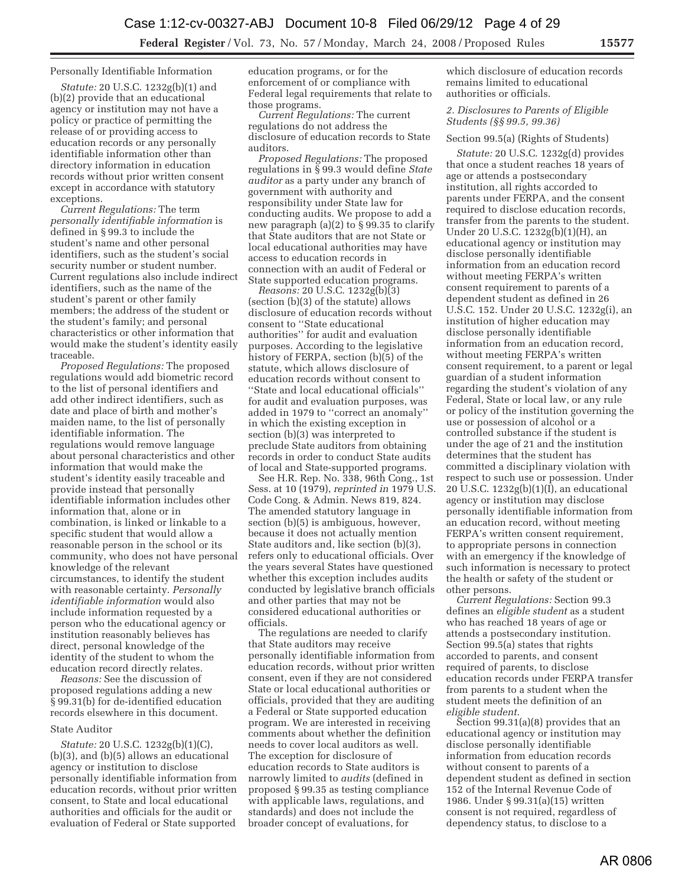Personally Identifiable Information

*Statute:* 20 U.S.C. 1232g(b)(1) and (b)(2) provide that an educational agency or institution may not have a policy or practice of permitting the release of or providing access to education records or any personally identifiable information other than directory information in education records without prior written consent except in accordance with statutory exceptions.

*Current Regulations:* The term *personally identifiable information* is defined in § 99.3 to include the student's name and other personal identifiers, such as the student's social security number or student number. Current regulations also include indirect identifiers, such as the name of the student's parent or other family members; the address of the student or the student's family; and personal characteristics or other information that would make the student's identity easily traceable.

*Proposed Regulations:* The proposed regulations would add biometric record to the list of personal identifiers and add other indirect identifiers, such as date and place of birth and mother's maiden name, to the list of personally identifiable information. The regulations would remove language about personal characteristics and other information that would make the student's identity easily traceable and provide instead that personally identifiable information includes other information that, alone or in combination, is linked or linkable to a specific student that would allow a reasonable person in the school or its community, who does not have personal knowledge of the relevant circumstances, to identify the student with reasonable certainty. *Personally identifiable information* would also include information requested by a person who the educational agency or institution reasonably believes has direct, personal knowledge of the identity of the student to whom the education record directly relates.

*Reasons:* See the discussion of proposed regulations adding a new § 99.31(b) for de-identified education records elsewhere in this document.

State Auditor

*Statute:* 20 U.S.C. 1232g(b)(1)(C), (b)(3), and (b)(5) allows an educational agency or institution to disclose personally identifiable information from education records, without prior written consent, to State and local educational authorities and officials for the audit or evaluation of Federal or State supported education programs, or for the enforcement of or compliance with Federal legal requirements that relate to those programs.

*Current Regulations:* The current regulations do not address the disclosure of education records to State auditors.

*Proposed Regulations:* The proposed regulations in § 99.3 would define *State auditor* as a party under any branch of government with authority and responsibility under State law for conducting audits. We propose to add a new paragraph (a)(2) to § 99.35 to clarify that State auditors that are not State or local educational authorities may have access to education records in connection with an audit of Federal or State supported education programs.

*Reasons:* 20 U.S.C. 1232g(b)(3) (section (b)(3) of the statute) allows disclosure of education records without consent to ''State educational authorities'' for audit and evaluation purposes. According to the legislative history of FERPA, section (b)(5) of the statute, which allows disclosure of education records without consent to ''State and local educational officials'' for audit and evaluation purposes, was added in 1979 to ''correct an anomaly'' in which the existing exception in section (b)(3) was interpreted to preclude State auditors from obtaining records in order to conduct State audits of local and State-supported programs.

See H.R. Rep. No. 338, 96th Cong., 1st Sess. at 10 (1979), *reprinted in* 1979 U.S. Code Cong. & Admin. News 819, 824. The amended statutory language in section (b)(5) is ambiguous, however, because it does not actually mention State auditors and, like section (b)(3), refers only to educational officials. Over the years several States have questioned whether this exception includes audits conducted by legislative branch officials and other parties that may not be considered educational authorities or officials.

The regulations are needed to clarify that State auditors may receive personally identifiable information from education records, without prior written consent, even if they are not considered State or local educational authorities or officials, provided that they are auditing a Federal or State supported education program. We are interested in receiving comments about whether the definition needs to cover local auditors as well. The exception for disclosure of education records to State auditors is narrowly limited to *audits* (defined in proposed § 99.35 as testing compliance with applicable laws, regulations, and standards) and does not include the broader concept of evaluations, for which disclosure of education records remains limited to educational authorities or officials.

### *2. Disclosures to Parents of Eligible Students (§§ 99.5, 99.36)*

Section 99.5(a) (Rights of Students)

*Statute:* 20 U.S.C. 1232g(d) provides that once a student reaches 18 years of age or attends a postsecondary institution, all rights accorded to parents under FERPA, and the consent required to disclose education records, transfer from the parents to the student. Under 20 U.S.C. 1232g(b)(1)(H), an educational agency or institution may disclose personally identifiable information from an education record without meeting FERPA's written consent requirement to parents of a dependent student as defined in 26 U.S.C. 152. Under 20 U.S.C. 1232g(i), an institution of higher education may disclose personally identifiable information from an education record, without meeting FERPA's written consent requirement, to a parent or legal guardian of a student information regarding the student's violation of any Federal, State or local law, or any rule or policy of the institution governing the use or possession of alcohol or a controlled substance if the student is under the age of 21 and the institution determines that the student has committed a disciplinary violation with respect to such use or possession. Under 20 U.S.C. 1232g(b)(1)(I), an educational agency or institution may disclose personally identifiable information from an education record, without meeting FERPA's written consent requirement, to appropriate persons in connection with an emergency if the knowledge of such information is necessary to protect the health or safety of the student or other persons.

*Current Regulations:* Section 99.3 defines an *eligible student* as a student who has reached 18 years of age or attends a postsecondary institution. Section 99.5(a) states that rights accorded to parents, and consent required of parents, to disclose education records under FERPA transfer from parents to a student when the student meets the definition of an *eligible student*.

Section 99.31(a)(8) provides that an educational agency or institution may disclose personally identifiable information from education records without consent to parents of a dependent student as defined in section 152 of the Internal Revenue Code of 1986. Under § 99.31(a)(15) written consent is not required, regardless of dependency status, to disclose to a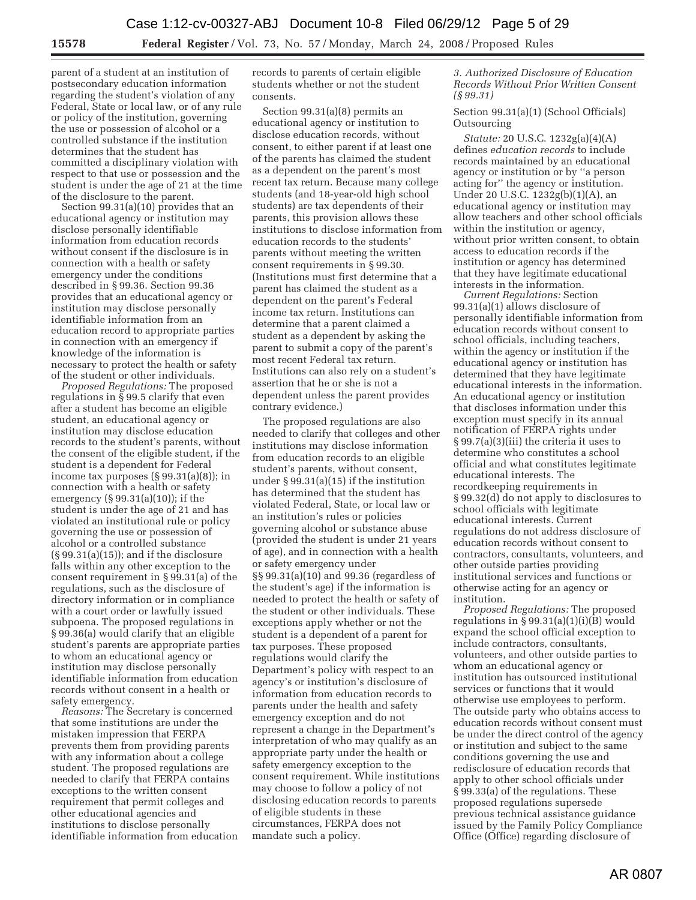parent of a student at an institution of postsecondary education information regarding the student's violation of any Federal, State or local law, or of any rule or policy of the institution, governing the use or possession of alcohol or a controlled substance if the institution determines that the student has committed a disciplinary violation with respect to that use or possession and the student is under the age of 21 at the time of the disclosure to the parent.

Section 99.31(a)(10) provides that an educational agency or institution may disclose personally identifiable information from education records without consent if the disclosure is in connection with a health or safety emergency under the conditions described in § 99.36. Section 99.36 provides that an educational agency or institution may disclose personally identifiable information from an education record to appropriate parties in connection with an emergency if knowledge of the information is necessary to protect the health or safety of the student or other individuals.

*Proposed Regulations:* The proposed regulations in § 99.5 clarify that even after a student has become an eligible student, an educational agency or institution may disclose education records to the student's parents, without the consent of the eligible student, if the student is a dependent for Federal income tax purposes (§ 99.31(a)(8)); in connection with a health or safety emergency (§ 99.31(a)(10)); if the student is under the age of 21 and has violated an institutional rule or policy governing the use or possession of alcohol or a controlled substance (§ 99.31(a)(15)); and if the disclosure falls within any other exception to the consent requirement in § 99.31(a) of the regulations, such as the disclosure of directory information or in compliance with a court order or lawfully issued subpoena. The proposed regulations in § 99.36(a) would clarify that an eligible student's parents are appropriate parties to whom an educational agency or institution may disclose personally identifiable information from education records without consent in a health or safety emergency.

*Reasons:* The Secretary is concerned that some institutions are under the mistaken impression that FERPA prevents them from providing parents with any information about a college student. The proposed regulations are needed to clarify that FERPA contains exceptions to the written consent requirement that permit colleges and other educational agencies and institutions to disclose personally identifiable information from education records to parents of certain eligible students whether or not the student consents.

Section 99.31(a)(8) permits an educational agency or institution to disclose education records, without consent, to either parent if at least one of the parents has claimed the student as a dependent on the parent's most recent tax return. Because many college students (and 18-year-old high school students) are tax dependents of their parents, this provision allows these institutions to disclose information from education records to the students' parents without meeting the written consent requirements in § 99.30. (Institutions must first determine that a parent has claimed the student as a dependent on the parent's Federal income tax return. Institutions can determine that a parent claimed a student as a dependent by asking the parent to submit a copy of the parent's most recent Federal tax return. Institutions can also rely on a student's assertion that he or she is not a dependent unless the parent provides contrary evidence.)

The proposed regulations are also needed to clarify that colleges and other institutions may disclose information from education records to an eligible student's parents, without consent, under § 99.31(a)(15) if the institution has determined that the student has violated Federal, State, or local law or an institution's rules or policies governing alcohol or substance abuse (provided the student is under 21 years of age), and in connection with a health or safety emergency under §§ 99.31(a)(10) and 99.36 (regardless of the student's age) if the information is needed to protect the health or safety of the student or other individuals. These exceptions apply whether or not the student is a dependent of a parent for tax purposes. These proposed regulations would clarify the Department's policy with respect to an agency's or institution's disclosure of information from education records to parents under the health and safety emergency exception and do not represent a change in the Department's interpretation of who may qualify as an appropriate party under the health or safety emergency exception to the consent requirement. While institutions may choose to follow a policy of not disclosing education records to parents of eligible students in these circumstances, FERPA does not mandate such a policy.

### *3. Authorized Disclosure of Education Records Without Prior Written Consent (§ 99.31)*

Section 99.31(a)(1) (School Officials) Outsourcing

*Statute:* 20 U.S.C. 1232g(a)(4)(A) defines *education records* to include records maintained by an educational agency or institution or by "a person acting for" the agency or institution. Under 20 U.S.C. 1232g(b)(1)(A), an educational agency or institution may allow teachers and other school officials within the institution or agency, without prior written consent, to obtain access to education records if the institution or agency has determined that they have legitimate educational interests in the information.

*Current Regulations:* Section 99.31(a)(1) allows disclosure of personally identifiable information from education records without consent to school officials, including teachers, within the agency or institution if the educational agency or institution has determined that they have legitimate educational interests in the information. An educational agency or institution that discloses information under this exception must specify in its annual notification of FERPA rights under § 99.7(a)(3)(iii) the criteria it uses to determine who constitutes a school official and what constitutes legitimate educational interests. The recordkeeping requirements in § 99.32(d) do not apply to disclosures to school officials with legitimate educational interests. Current regulations do not address disclosure of education records without consent to contractors, consultants, volunteers, and other outside parties providing institutional services and functions or otherwise acting for an agency or institution.

*Proposed Regulations:* The proposed regulations in § 99.31(a)(1)(i)(B) would expand the school official exception to include contractors, consultants, volunteers, and other outside parties to whom an educational agency or institution has outsourced institutional services or functions that it would otherwise use employees to perform. The outside party who obtains access to education records without consent must be under the direct control of the agency or institution and subject to the same conditions governing the use and redisclosure of education records that apply to other school officials under § 99.33(a) of the regulations. These proposed regulations supersede previous technical assistance guidance issued by the Family Policy Compliance Office (Office) regarding disclosure of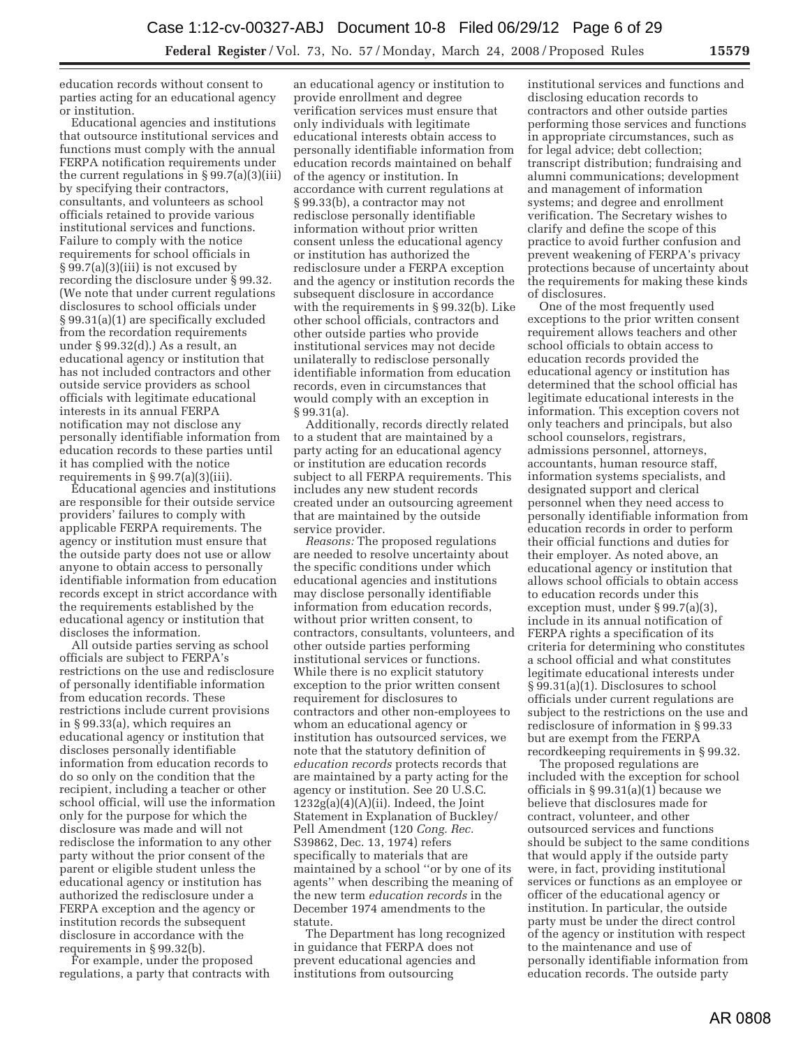education records without consent to parties acting for an educational agency or institution.

Educational agencies and institutions that outsource institutional services and functions must comply with the annual FERPA notification requirements under the current regulations in § 99.7(a)(3)(iii) by specifying their contractors, consultants, and volunteers as school officials retained to provide various institutional services and functions. Failure to comply with the notice requirements for school officials in § 99.7(a)(3)(iii) is not excused by recording the disclosure under § 99.32. (We note that under current regulations disclosures to school officials under § 99.31(a)(1) are specifically excluded from the recordation requirements under § 99.32(d).) As a result, an educational agency or institution that has not included contractors and other outside service providers as school officials with legitimate educational interests in its annual FERPA notification may not disclose any personally identifiable information from education records to these parties until it has complied with the notice requirements in § 99.7(a)(3)(iii).

Educational agencies and institutions are responsible for their outside service providers' failures to comply with applicable FERPA requirements. The agency or institution must ensure that the outside party does not use or allow anyone to obtain access to personally identifiable information from education records except in strict accordance with the requirements established by the educational agency or institution that discloses the information.

All outside parties serving as school officials are subject to FERPA's restrictions on the use and redisclosure of personally identifiable information from education records. These restrictions include current provisions in § 99.33(a), which requires an educational agency or institution that discloses personally identifiable information from education records to do so only on the condition that the recipient, including a teacher or other school official, will use the information only for the purpose for which the disclosure was made and will not redisclose the information to any other party without the prior consent of the parent or eligible student unless the educational agency or institution has authorized the redisclosure under a FERPA exception and the agency or institution records the subsequent disclosure in accordance with the requirements in § 99.32(b).

For example, under the proposed regulations, a party that contracts with an educational agency or institution to provide enrollment and degree verification services must ensure that only individuals with legitimate educational interests obtain access to personally identifiable information from education records maintained on behalf of the agency or institution. In accordance with current regulations at § 99.33(b), a contractor may not redisclose personally identifiable information without prior written consent unless the educational agency or institution has authorized the redisclosure under a FERPA exception and the agency or institution records the subsequent disclosure in accordance with the requirements in § 99.32(b). Like other school officials, contractors and other outside parties who provide institutional services may not decide unilaterally to redisclose personally identifiable information from education records, even in circumstances that would comply with an exception in § 99.31(a).

Additionally, records directly related to a student that are maintained by a party acting for an educational agency or institution are education records subject to all FERPA requirements. This includes any new student records created under an outsourcing agreement that are maintained by the outside service provider.

*Reasons:* The proposed regulations are needed to resolve uncertainty about the specific conditions under which educational agencies and institutions may disclose personally identifiable information from education records, without prior written consent, to contractors, consultants, volunteers, and other outside parties performing institutional services or functions. While there is no explicit statutory exception to the prior written consent requirement for disclosures to contractors and other non-employees to whom an educational agency or institution has outsourced services, we note that the statutory definition of *education records* protects records that are maintained by a party acting for the agency or institution. See 20 U.S.C. 1232g(a)(4)(A)(ii). Indeed, the Joint Statement in Explanation of Buckley/Pell Amendment (120 *Cong. Rec.* S39862, Dec. 13, 1974) refers specifically to materials that are maintained by a school "or by one of its agents" when describing the meaning of the new term *education records* in the December 1974 amendments to the statute.

The Department has long recognized in guidance that FERPA does not prevent educational agencies and institutions from outsourcing institutional services and functions and disclosing education records to contractors and other outside parties performing those services and functions in appropriate circumstances, such as for legal advice; debt collection; transcript distribution; fundraising and alumni communications; development and management of information systems; and degree and enrollment verification. The Secretary wishes to clarify and define the scope of this practice to avoid further confusion and prevent weakening of FERPA's privacy protections because of uncertainty about the requirements for making these kinds of disclosures.

One of the most frequently used exceptions to the prior written consent requirement allows teachers and other school officials to obtain access to education records provided the educational agency or institution has determined that the school official has legitimate educational interests in the information. This exception covers not only teachers and principals, but also school counselors, registrars, admissions personnel, attorneys, accountants, human resource staff, information systems specialists, and designated support and clerical personnel when they need access to personally identifiable information from education records in order to perform their official functions and duties for their employer. As noted above, an educational agency or institution that allows school officials to obtain access to education records under this exception must, under § 99.7(a)(3), include in its annual notification of FERPA rights a specification of its criteria for determining who constitutes a school official and what constitutes legitimate educational interests under § 99.31(a)(1). Disclosures to school officials under current regulations are subject to the restrictions on the use and redisclosure of information in § 99.33 but are exempt from the FERPA recordkeeping requirements in § 99.32.

The proposed regulations are included with the exception for school officials in § 99.31(a)(1) because we believe that disclosures made for contract, volunteer, and other outsourced services and functions should be subject to the same conditions that would apply if the outside party were, in fact, providing institutional services or functions as an employee or officer of the educational agency or institution. In particular, the outside party must be under the direct control of the agency or institution with respect to the maintenance and use of personally identifiable information from education records. The outside party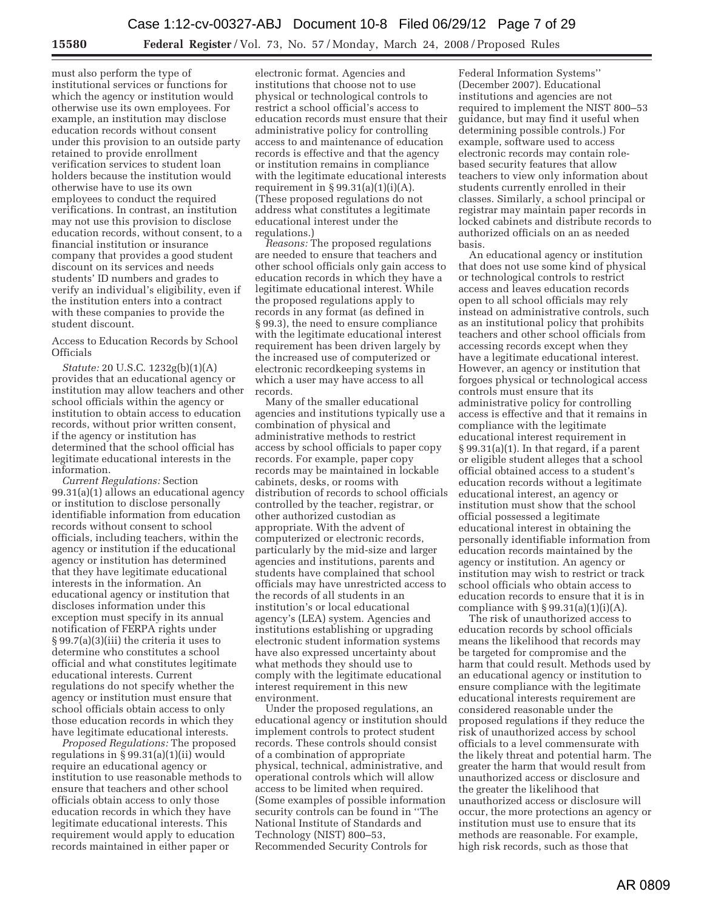must also perform the type of institutional services or functions for which the agency or institution would otherwise use its own employees. For example, an institution may disclose education records without consent under this provision to an outside party retained to provide enrollment verification services to student loan holders because the institution would otherwise have to use its own employees to conduct the required verifications. In contrast, an institution may not use this provision to disclose education records, without consent, to a financial institution or insurance company that provides a good student discount on its services and needs students' ID numbers and grades to verify an individual's eligibility, even if the institution enters into a contract with these companies to provide the student discount.

Access to Education Records by School Officials

*Statute:* 20 U.S.C. 1232g(b)(1)(A) provides that an educational agency or institution may allow teachers and other school officials within the agency or institution to obtain access to education records, without prior written consent, if the agency or institution has determined that the school official has legitimate educational interests in the information.

*Current Regulations:* Section 99.31(a)(1) allows an educational agency or institution to disclose personally identifiable information from education records without consent to school officials, including teachers, within the agency or institution if the educational agency or institution has determined that they have legitimate educational interests in the information. An educational agency or institution that discloses information under this exception must specify in its annual notification of FERPA rights under § 99.7(a)(3)(iii) the criteria it uses to determine who constitutes a school official and what constitutes legitimate educational interests. Current regulations do not specify whether the agency or institution must ensure that school officials obtain access to only those education records in which they have legitimate educational interests.

*Proposed Regulations:* The proposed regulations in § 99.31(a)(1)(ii) would require an educational agency or institution to use reasonable methods to ensure that teachers and other school officials obtain access to only those education records in which they have legitimate educational interests. This requirement would apply to education records maintained in either paper or electronic format. Agencies and institutions that choose not to use physical or technological controls to restrict a school official's access to education records must ensure that their administrative policy for controlling access to and maintenance of education records is effective and that the agency or institution remains in compliance with the legitimate educational interests requirement in § 99.31(a)(1)(i)(A). (These proposed regulations do not address what constitutes a legitimate educational interest under the regulations.)

*Reasons:* The proposed regulations are needed to ensure that teachers and other school officials only gain access to education records in which they have a legitimate educational interest. While the proposed regulations apply to records in any format (as defined in § 99.3), the need to ensure compliance with the legitimate educational interest requirement has been driven largely by the increased use of computerized or electronic recordkeeping systems in which a user may have access to all records.

Many of the smaller educational agencies and institutions typically use a combination of physical and administrative methods to restrict access by school officials to paper copy records. For example, paper copy records may be maintained in lockable cabinets, desks, or rooms with distribution of records to school officials controlled by the teacher, registrar, or other authorized custodian as appropriate. With the advent of computerized or electronic records, particularly by the mid-size and larger agencies and institutions, parents and students have complained that school officials may have unrestricted access to the records of all students in an institution's or local educational agency's (LEA) system. Agencies and institutions establishing or upgrading electronic student information systems have also expressed uncertainty about what methods they should use to comply with the legitimate educational interest requirement in this new environment.

Under the proposed regulations, an educational agency or institution should implement controls to protect student records. These controls should consist of a combination of appropriate physical, technical, administrative, and operational controls which will allow access to be limited when required. (Some examples of possible information security controls can be found in ''The National Institute of Standards and Technology (NIST) 800–53, Recommended Security Controls for Federal Information Systems'' (December 2007). Educational institutions and agencies are not required to implement the NIST 800–53 guidance, but may find it useful when determining possible controls.) For example, software used to access electronic records may contain role-based security features that allow teachers to view only information about students currently enrolled in their classes. Similarly, a school principal or registrar may maintain paper records in locked cabinets and distribute records to authorized officials on an as needed basis.

An educational agency or institution that does not use some kind of physical or technological controls to restrict access and leaves education records open to all school officials may rely instead on administrative controls, such as an institutional policy that prohibits teachers and other school officials from accessing records except when they have a legitimate educational interest. However, an agency or institution that forgoes physical or technological access controls must ensure that its administrative policy for controlling access is effective and that it remains in compliance with the legitimate educational interest requirement in § 99.31(a)(1). In that regard, if a parent or eligible student alleges that a school official obtained access to a student's education records without a legitimate educational interest, an agency or institution must show that the school official possessed a legitimate educational interest in obtaining the personally identifiable information from education records maintained by the agency or institution. An agency or institution may wish to restrict or track school officials who obtain access to education records to ensure that it is in compliance with § 99.31(a)(1)(i)(A).

The risk of unauthorized access to education records by school officials means the likelihood that records may be targeted for compromise and the harm that could result. Methods used by an educational agency or institution to ensure compliance with the legitimate educational interests requirement are considered reasonable under the proposed regulations if they reduce the risk of unauthorized access by school officials to a level commensurate with the likely threat and potential harm. The greater the harm that would result from unauthorized access or disclosure and the greater the likelihood that unauthorized access or disclosure will occur, the more protections an agency or institution must use to ensure that its methods are reasonable. For example, high risk records, such as those that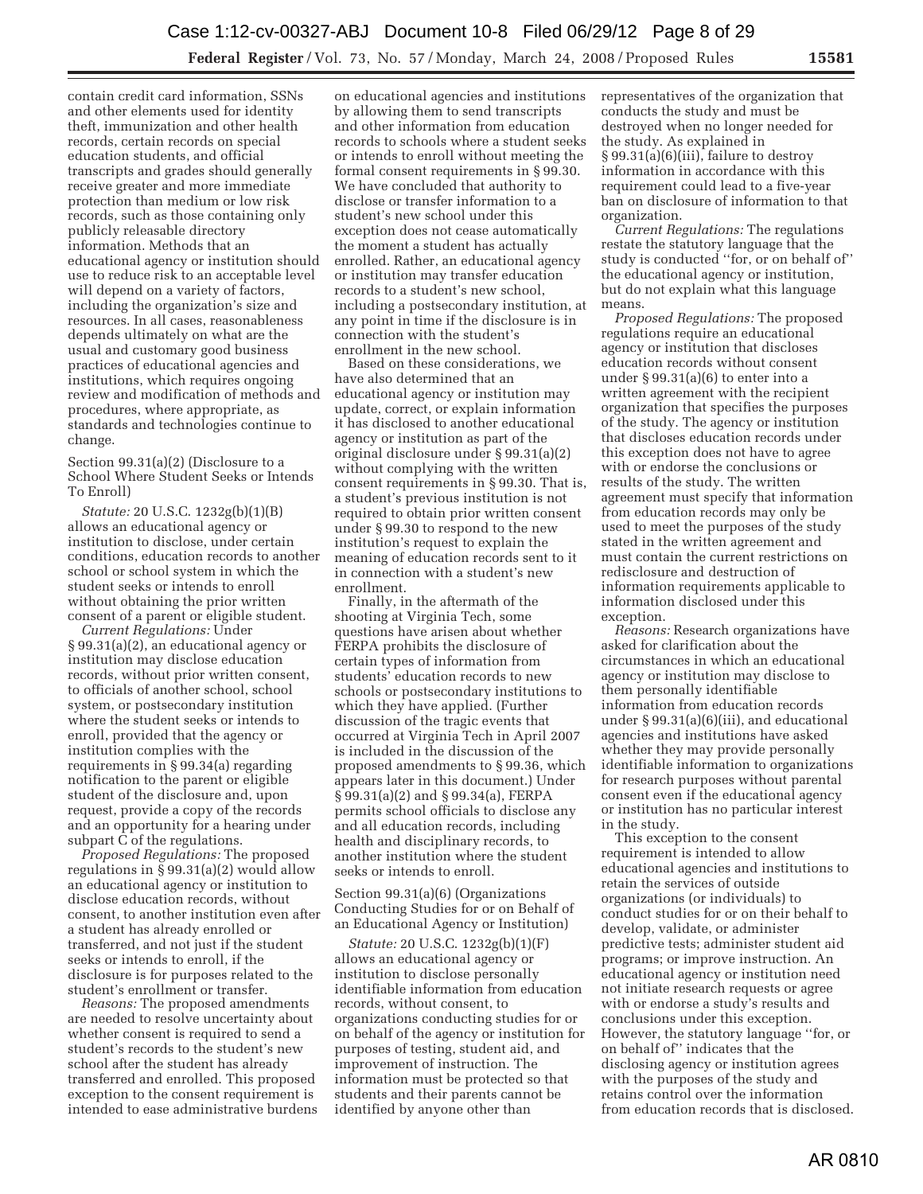contain credit card information, SSNs and other elements used for identity theft, immunization and other health records, certain records on special education students, and official transcripts and grades should generally receive greater and more immediate protection than medium or low risk records, such as those containing only publicly releasable directory information. Methods that an educational agency or institution should use to reduce risk to an acceptable level will depend on a variety of factors, including the organization's size and resources. In all cases, reasonableness depends ultimately on what are the usual and customary good business practices of educational agencies and institutions, which requires ongoing review and modification of methods and procedures, where appropriate, as standards and technologies continue to change.

Section 99.31(a)(2) (Disclosure to a School Where Student Seeks or Intends To Enroll)

*Statute:* 20 U.S.C. 1232g(b)(1)(B) allows an educational agency or institution to disclose, under certain conditions, education records to another school or school system in which the student seeks or intends to enroll without obtaining the prior written consent of a parent or eligible student.

*Current Regulations:* Under § 99.31(a)(2), an educational agency or institution may disclose education records, without prior written consent, to officials of another school, school system, or postsecondary institution where the student seeks or intends to enroll, provided that the agency or institution complies with the requirements in § 99.34(a) regarding notification to the parent or eligible student of the disclosure and, upon request, provide a copy of the records and an opportunity for a hearing under subpart C of the regulations.

*Proposed Regulations:* The proposed regulations in § 99.31(a)(2) would allow an educational agency or institution to disclose education records, without consent, to another institution even after a student has already enrolled or transferred, and not just if the student seeks or intends to enroll, if the disclosure is for purposes related to the student's enrollment or transfer.

*Reasons:* The proposed amendments are needed to resolve uncertainty about whether consent is required to send a student's records to the student's new school after the student has already transferred and enrolled. This proposed exception to the consent requirement is intended to ease administrative burdens on educational agencies and institutions by allowing them to send transcripts and other information from education records to schools where a student seeks or intends to enroll without meeting the formal consent requirements in § 99.30. We have concluded that authority to disclose or transfer information to a student's new school under this exception does not cease automatically the moment a student has actually enrolled. Rather, an educational agency or institution may transfer education records to a student's new school, including a postsecondary institution, at any point in time if the disclosure is in connection with the student's enrollment in the new school.

Based on these considerations, we have also determined that an educational agency or institution may update, correct, or explain information it has disclosed to another educational agency or institution as part of the original disclosure under § 99.31(a)(2) without complying with the written consent requirements in § 99.30. That is, a student's previous institution is not required to obtain prior written consent under § 99.30 to respond to the new institution's request to explain the meaning of education records sent to it in connection with a student's new enrollment.

Finally, in the aftermath of the shooting at Virginia Tech, some questions have arisen about whether FERPA prohibits the disclosure of certain types of information from students' education records to new schools or postsecondary institutions to which they have applied. (Further discussion of the tragic events that occurred at Virginia Tech in April 2007 is included in the discussion of the proposed amendments to § 99.36, which appears later in this document.) Under § 99.31(a)(2) and § 99.34(a), FERPA permits school officials to disclose any and all education records, including health and disciplinary records, to another institution where the student seeks or intends to enroll.

Section 99.31(a)(6) (Organizations Conducting Studies for or on Behalf of an Educational Agency or Institution)

*Statute:* 20 U.S.C. 1232g(b)(1)(F) allows an educational agency or institution to disclose personally identifiable information from education records, without consent, to organizations conducting studies for or on behalf of the agency or institution for purposes of testing, student aid, and improvement of instruction. The information must be protected so that students and their parents cannot be identified by anyone other than representatives of the organization that conducts the study and must be destroyed when no longer needed for the study. As explained in § 99.31(a)(6)(iii), failure to destroy information in accordance with this requirement could lead to a five-year ban on disclosure of information to that organization.

*Current Regulations:* The regulations restate the statutory language that the study is conducted ''for, or on behalf of'' the educational agency or institution, but do not explain what this language means.

*Proposed Regulations:* The proposed regulations require an educational agency or institution that discloses education records without consent under § 99.31(a)(6) to enter into a written agreement with the recipient organization that specifies the purposes of the study. The agency or institution that discloses education records under this exception does not have to agree with or endorse the conclusions or results of the study. The written agreement must specify that information from education records may only be used to meet the purposes of the study stated in the written agreement and must contain the current restrictions on redisclosure and destruction of information requirements applicable to information disclosed under this exception.

*Reasons:* Research organizations have asked for clarification about the circumstances in which an educational agency or institution may disclose to them personally identifiable information from education records under § 99.31(a)(6)(iii), and educational agencies and institutions have asked whether they may provide personally identifiable information to organizations for research purposes without parental consent even if the educational agency or institution has no particular interest in the study.

This exception to the consent requirement is intended to allow educational agencies and institutions to retain the services of outside organizations (or individuals) to conduct studies for or on their behalf to develop, validate, or administer predictive tests; administer student aid programs; or improve instruction. An educational agency or institution need not initiate research requests or agree with or endorse a study's results and conclusions under this exception. However, the statutory language ''for, or on behalf of'' indicates that the disclosing agency or institution agrees with the purposes of the study and retains control over the information from education records that is disclosed.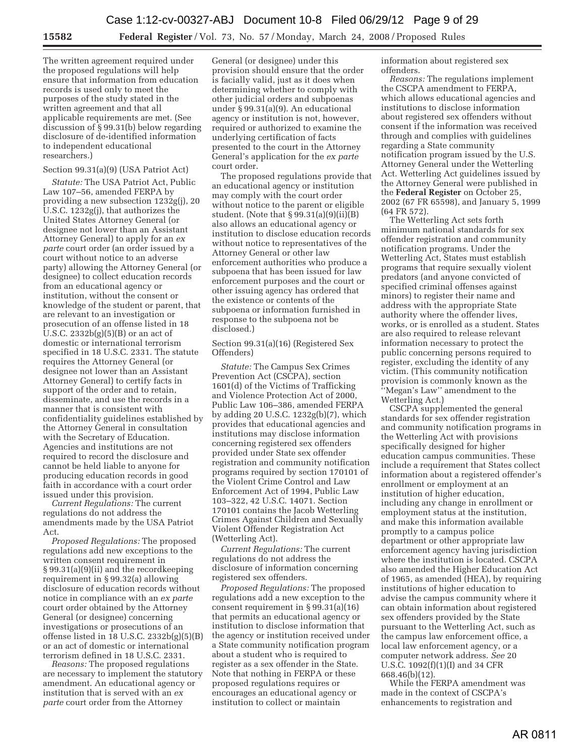The written agreement required under the proposed regulations will help ensure that information from education records is used only to meet the purposes of the study stated in the written agreement and that all applicable requirements are met. (See discussion of § 99.31(b) below regarding disclosure of de-identified information to independent educational researchers.)

Section 99.31(a)(9) (USA Patriot Act)

*Statute:* The USA Patriot Act, Public Law 107–56, amended FERPA by providing a new subsection 1232g(j), 20 U.S.C. 1232g(j), that authorizes the United States Attorney General (or designee not lower than an Assistant Attorney General) to apply for an *ex parte* court order (an order issued by a court without notice to an adverse party) allowing the Attorney General (or designee) to collect education records from an educational agency or institution, without the consent or knowledge of the student or parent, that are relevant to an investigation or prosecution of an offense listed in 18 U.S.C. 2332b(g)(5)(B) or an act of domestic or international terrorism specified in 18 U.S.C. 2331. The statute requires the Attorney General (or designee not lower than an Assistant Attorney General) to certify facts in support of the order and to retain, disseminate, and use the records in a manner that is consistent with confidentiality guidelines established by the Attorney General in consultation with the Secretary of Education. Agencies and institutions are not required to record the disclosure and cannot be held liable to anyone for producing education records in good faith in accordance with a court order issued under this provision.

*Current Regulations:* The current regulations do not address the amendments made by the USA Patriot Act.

*Proposed Regulations:* The proposed regulations add new exceptions to the written consent requirement in § 99.31(a)(9)(ii) and the recordkeeping requirement in § 99.32(a) allowing disclosure of education records without notice in compliance with an *ex parte* court order obtained by the Attorney General (or designee) concerning investigations or prosecutions of an offense listed in 18 U.S.C. 2332b(g)(5)(B) or an act of domestic or international terrorism defined in 18 U.S.C. 2331.

*Reasons:* The proposed regulations are necessary to implement the statutory amendment. An educational agency or institution that is served with an *ex parte* court order from the Attorney General (or designee) under this provision should ensure that the order is facially valid, just as it does when determining whether to comply with other judicial orders and subpoenas under § 99.31(a)(9). An educational agency or institution is not, however, required or authorized to examine the underlying certification of facts presented to the court in the Attorney General's application for the *ex parte* court order.

The proposed regulations provide that an educational agency or institution may comply with the court order without notice to the parent or eligible student. (Note that § 99.31(a)(9)(ii)(B) also allows an educational agency or institution to disclose education records without notice to representatives of the Attorney General or other law enforcement authorities who produce a subpoena that has been issued for law enforcement purposes and the court or other issuing agency has ordered that the existence or contents of the subpoena or information furnished in response to the subpoena not be disclosed.)

Section 99.31(a)(16) (Registered Sex Offenders)

*Statute:* The Campus Sex Crimes Prevention Act (CSCPA), section 1601(d) of the Victims of Trafficking and Violence Protection Act of 2000, Public Law 106–386, amended FERPA by adding 20 U.S.C. 1232g(b)(7), which provides that educational agencies and institutions may disclose information concerning registered sex offenders provided under State sex offender registration and community notification programs required by section 170101 of the Violent Crime Control and Law Enforcement Act of 1994, Public Law 103–322, 42 U.S.C. 14071. Section 170101 contains the Jacob Wetterling Crimes Against Children and Sexually Violent Offender Registration Act (Wetterling Act).

*Current Regulations:* The current regulations do not address the disclosure of information concerning registered sex offenders.

*Proposed Regulations:* The proposed regulations add a new exception to the consent requirement in § 99.31(a)(16) that permits an educational agency or institution to disclose information that the agency or institution received under a State community notification program about a student who is required to register as a sex offender in the State. Note that nothing in FERPA or these proposed regulations requires or encourages an educational agency or institution to collect or maintain information about registered sex offenders.

*Reasons:* The regulations implement the CSCPA amendment to FERPA, which allows educational agencies and institutions to disclose information about registered sex offenders without consent if the information was received through and complies with guidelines regarding a State community notification program issued by the U.S. Attorney General under the Wetterling Act. Wetterling Act guidelines issued by the Attorney General were published in the **Federal Register** on October 25, 2002 (67 FR 65598), and January 5, 1999 (64 FR 572).

The Wetterling Act sets forth minimum national standards for sex offender registration and community notification programs. Under the Wetterling Act, States must establish programs that require sexually violent predators (and anyone convicted of specified criminal offenses against minors) to register their name and address with the appropriate State authority where the offender lives, works, or is enrolled as a student. States are also required to release relevant information necessary to protect the public concerning persons required to register, excluding the identity of any victim. (This community notification provision is commonly known as the "Megan's Law" amendment to the Wetterling Act.)

CSCPA supplemented the general standards for sex offender registration and community notification programs in the Wetterling Act with provisions specifically designed for higher education campus communities. These include a requirement that States collect information about a registered offender's enrollment or employment at an institution of higher education, including any change in enrollment or employment status at the institution, and make this information available promptly to a campus police department or other appropriate law enforcement agency having jurisdiction where the institution is located. CSCPA also amended the Higher Education Act of 1965, as amended (HEA), by requiring institutions of higher education to advise the campus community where it can obtain information about registered sex offenders provided by the State pursuant to the Wetterling Act, such as the campus law enforcement office, a local law enforcement agency, or a computer network address. *See* 20 U.S.C. 1092(f)(1)(I) and 34 CFR 668.46(b)(12).

While the FERPA amendment was made in the context of CSCPA's enhancements to registration and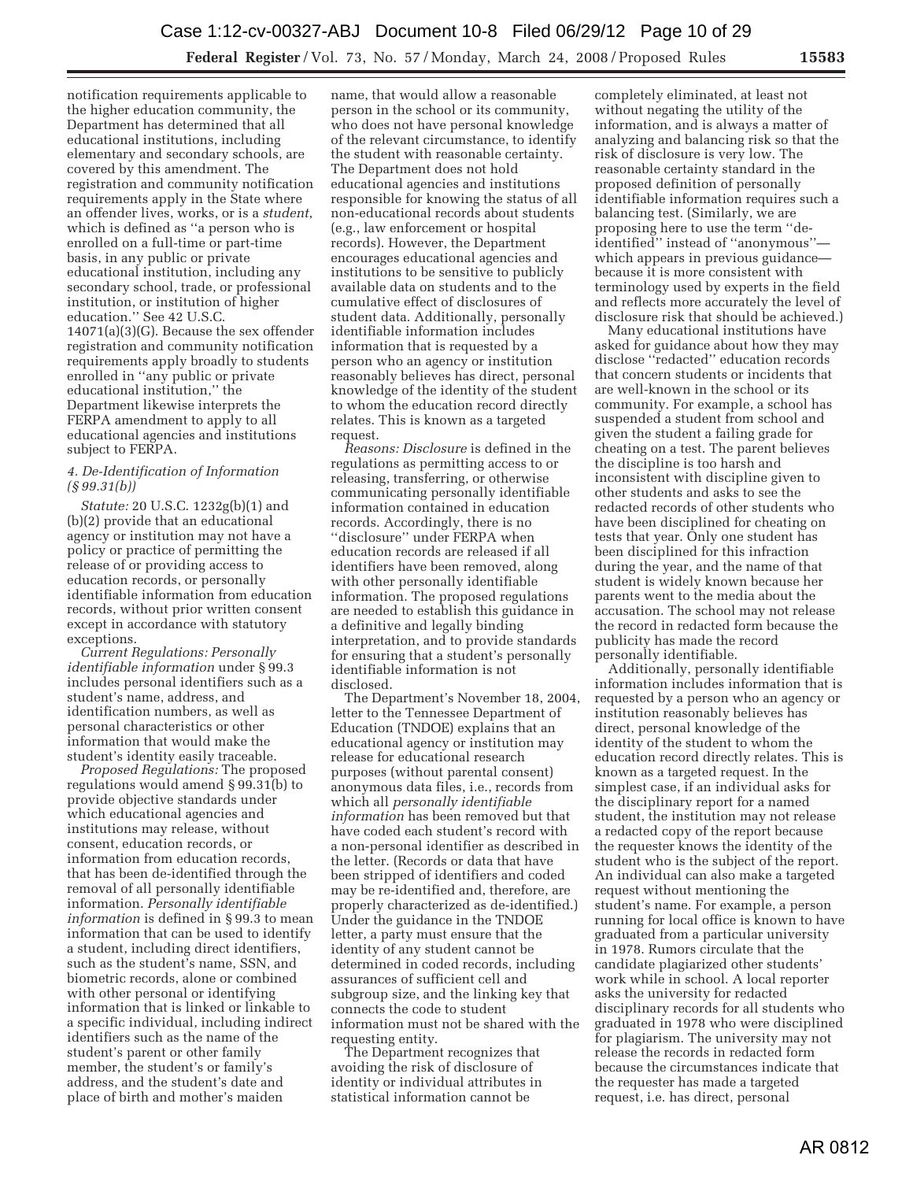notification requirements applicable to the higher education community, the Department has determined that all educational institutions, including elementary and secondary schools, are covered by this amendment. The registration and community notification requirements apply in the State where an offender lives, works, or is a *student*, which is defined as ''a person who is enrolled on a full-time or part-time basis, in any public or private educational institution, including any secondary school, trade, or professional institution, or institution of higher education.'' See 42 U.S.C. 14071(a)(3)(G). Because the sex offender registration and community notification requirements apply broadly to students enrolled in ''any public or private educational institution,'' the Department likewise interprets the FERPA amendment to apply to all educational agencies and institutions subject to FERPA.

### *4. De-Identification of Information (§ 99.31(b))*

*Statute:* 20 U.S.C. 1232g(b)(1) and (b)(2) provide that an educational agency or institution may not have a policy or practice of permitting the release of or providing access to education records, or personally identifiable information from education records, without prior written consent except in accordance with statutory exceptions.

*Current Regulations: Personally identifiable information* under § 99.3 includes personal identifiers such as a student's name, address, and identification numbers, as well as personal characteristics or other information that would make the student's identity easily traceable.

*Proposed Regulations:* The proposed regulations would amend § 99.31(b) to provide objective standards under which educational agencies and institutions may release, without consent, education records, or information from education records, that has been de-identified through the removal of all personally identifiable information. *Personally identifiable information* is defined in § 99.3 to mean information that can be used to identify a student, including direct identifiers, such as the student's name, SSN, and biometric records, alone or combined with other personal or identifying information that is linked or linkable to a specific individual, including indirect identifiers such as the name of the student's parent or other family member, the student's or family's address, and the student's date and place of birth and mother's maiden name, that would allow a reasonable person in the school or its community, who does not have personal knowledge of the relevant circumstance, to identify the student with reasonable certainty. The Department does not hold educational agencies and institutions responsible for knowing the status of all non-educational records about students (e.g., law enforcement or hospital records). However, the Department encourages educational agencies and institutions to be sensitive to publicly available data on students and to the cumulative effect of disclosures of student data. Additionally, personally identifiable information includes information that is requested by a person who an agency or institution reasonably believes has direct, personal knowledge of the identity of the student to whom the education record directly relates. This is known as a targeted request.

*Reasons: Disclosure* is defined in the regulations as permitting access to or releasing, transferring, or otherwise communicating personally identifiable information contained in education records. Accordingly, there is no ''disclosure'' under FERPA when education records are released if all identifiers have been removed, along with other personally identifiable information. The proposed regulations are needed to establish this guidance in a definitive and legally binding interpretation, and to provide standards for ensuring that a student's personally identifiable information is not disclosed.

The Department's November 18, 2004, letter to the Tennessee Department of Education (TNDOE) explains that an educational agency or institution may release for educational research purposes (without parental consent) anonymous data files, i.e., records from which all *personally identifiable information* has been removed but that have coded each student's record with a non-personal identifier as described in the letter. (Records or data that have been stripped of identifiers and coded may be re-identified and, therefore, are properly characterized as de-identified.) Under the guidance in the TNDOE letter, a party must ensure that the identity of any student cannot be determined in coded records, including assurances of sufficient cell and subgroup size, and the linking key that connects the code to student information must not be shared with the requesting entity.

The Department recognizes that avoiding the risk of disclosure of identity or individual attributes in statistical information cannot be completely eliminated, at least not without negating the utility of the information, and is always a matter of analyzing and balancing risk so that the risk of disclosure is very low. The reasonable certainty standard in the proposed definition of personally identifiable information requires such a balancing test. (Similarly, we are proposing here to use the term ''de-identified'' instead of ''anonymous''—which appears in previous guidance—because it is more consistent with terminology used by experts in the field and reflects more accurately the level of disclosure risk that should be achieved.)

Many educational institutions have asked for guidance about how they may disclose ''redacted'' education records that concern students or incidents that are well-known in the school or its community. For example, a school has suspended a student from school and given the student a failing grade for cheating on a test. The parent believes the discipline is too harsh and inconsistent with discipline given to other students and asks to see the redacted records of other students who have been disciplined for cheating on tests that year. Only one student has been disciplined for this infraction during the year, and the name of that student is widely known because her parents went to the media about the accusation. The school may not release the record in redacted form because the publicity has made the record personally identifiable.

Additionally, personally identifiable information includes information that is requested by a person who an agency or institution reasonably believes has direct, personal knowledge of the identity of the student to whom the education record directly relates. This is known as a targeted request. In the simplest case, if an individual asks for the disciplinary report for a named student, the institution may not release a redacted copy of the report because the requester knows the identity of the student who is the subject of the report. An individual can also make a targeted request without mentioning the student's name. For example, a person running for local office is known to have graduated from a particular university in 1978. Rumors circulate that the candidate plagiarized other students' work while in school. A local reporter asks the university for redacted disciplinary records for all students who graduated in 1978 who were disciplined for plagiarism. The university may not release the records in redacted form because the circumstances indicate that the requester has made a targeted request, i.e. has direct, personal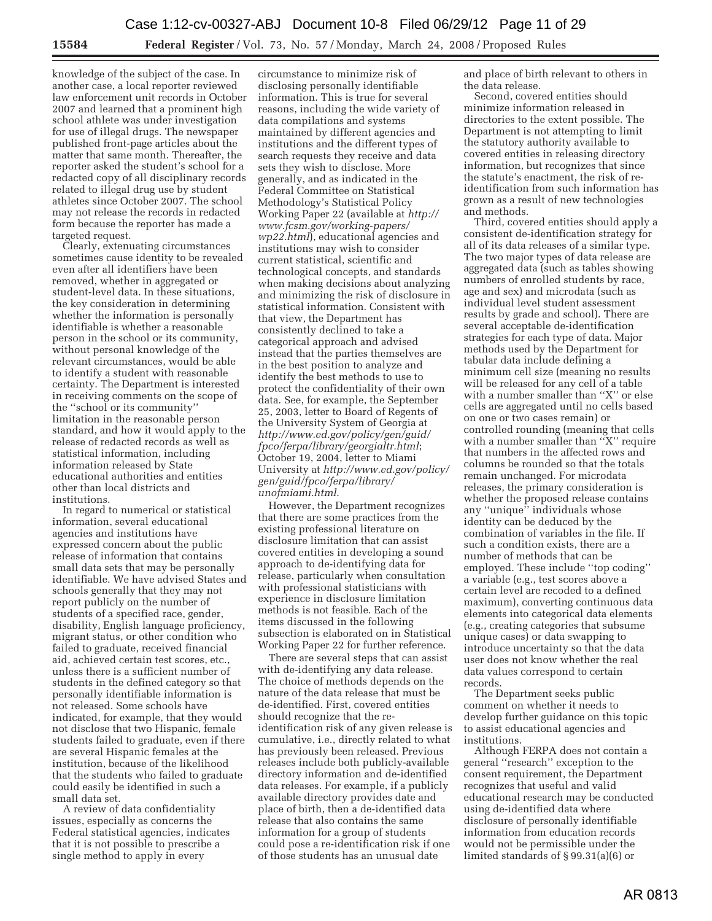knowledge of the subject of the case. In another case, a local reporter reviewed law enforcement unit records in October 2007 and learned that a prominent high school athlete was under investigation for use of illegal drugs. The newspaper published front-page articles about the matter that same month. Thereafter, the reporter asked the student's school for a redacted copy of all disciplinary records related to illegal drug use by student athletes since October 2007. The school may not release the records in redacted form because the reporter has made a targeted request.

Clearly, extenuating circumstances sometimes cause identity to be revealed even after all identifiers have been removed, whether in aggregated or student-level data. In these situations, the key consideration in determining whether the information is personally identifiable is whether a reasonable person in the school or its community, without personal knowledge of the relevant circumstances, would be able to identify a student with reasonable certainty. The Department is interested in receiving comments on the scope of the "school or its community" limitation in the reasonable person standard, and how it would apply to the release of redacted records as well as statistical information, including information released by State educational authorities and entities other than local districts and institutions.

In regard to numerical or statistical information, several educational agencies and institutions have expressed concern about the public release of information that contains small data sets that may be personally identifiable. We have advised States and schools generally that they may not report publicly on the number of students of a specified race, gender, disability, English language proficiency, migrant status, or other condition who failed to graduate, received financial aid, achieved certain test scores, etc., unless there is a sufficient number of students in the defined category so that personally identifiable information is not released. Some schools have indicated, for example, that they would not disclose that two Hispanic, female students failed to graduate, even if there are several Hispanic females at the institution, because of the likelihood that the students who failed to graduate could easily be identified in such a small data set.

A review of data confidentiality issues, especially as concerns the Federal statistical agencies, indicates that it is not possible to prescribe a single method to apply in every circumstance to minimize risk of disclosing personally identifiable information. This is true for several reasons, including the wide variety of data compilations and systems maintained by different agencies and institutions and the different types of search requests they receive and data sets they wish to disclose. More generally, and as indicated in the Federal Committee on Statistical Methodology's Statistical Policy Working Paper 22 (available at *http://www.fcsm.gov/working-papers/wp22.html*), educational agencies and institutions may wish to consider current statistical, scientific and technological concepts, and standards when making decisions about analyzing and minimizing the risk of disclosure in statistical information. Consistent with that view, the Department has consistently declined to take a categorical approach and advised instead that the parties themselves are in the best position to analyze and identify the best methods to use to protect the confidentiality of their own data. See, for example, the September 25, 2003, letter to Board of Regents of the University System of Georgia at *http://www.ed.gov/policy/gen/guid/fpco/ferpa/library/georgialtr.html*; October 19, 2004, letter to Miami University at *http://www.ed.gov/policy/gen/guid/fpco/ferpa/library/unofmiami.html*.

However, the Department recognizes that there are some practices from the existing professional literature on disclosure limitation that can assist covered entities in developing a sound approach to de-identifying data for release, particularly when consultation with professional statisticians with experience in disclosure limitation methods is not feasible. Each of the items discussed in the following subsection is elaborated on in Statistical Working Paper 22 for further reference.

There are several steps that can assist with de-identifying any data release. The choice of methods depends on the nature of the data release that must be de-identified. First, covered entities should recognize that the re-identification risk of any given release is cumulative, i.e., directly related to what has previously been released. Previous releases include both publicly-available directory information and de-identified data releases. For example, if a publicly available directory provides date and place of birth, then a de-identified data release that also contains the same information for a group of students could pose a re-identification risk if one of those students has an unusual date and place of birth relevant to others in the data release.

Second, covered entities should minimize information released in directories to the extent possible. The Department is not attempting to limit the statutory authority available to covered entities in releasing directory information, but recognizes that since the statute's enactment, the risk of re-identification from such information has grown as a result of new technologies and methods.

Third, covered entities should apply a consistent de-identification strategy for all of its data releases of a similar type. The two major types of data release are aggregated data (such as tables showing numbers of enrolled students by race, age and sex) and microdata (such as individual level student assessment results by grade and school). There are several acceptable de-identification strategies for each type of data. Major methods used by the Department for tabular data include defining a minimum cell size (meaning no results will be released for any cell of a table with a number smaller than "X" or else cells are aggregated until no cells based on one or two cases remain) or controlled rounding (meaning that cells with a number smaller than "X" require that numbers in the affected rows and columns be rounded so that the totals remain unchanged. For microdata releases, the primary consideration is whether the proposed release contains any "unique" individuals whose identity can be deduced by the combination of variables in the file. If such a condition exists, there are a number of methods that can be employed. These include "top coding" a variable (e.g., test scores above a certain level are recoded to a defined maximum), converting continuous data elements into categorical data elements (e.g., creating categories that subsume unique cases) or data swapping to introduce uncertainty so that the data user does not know whether the real data values correspond to certain records.

The Department seeks public comment on whether it needs to develop further guidance on this topic to assist educational agencies and institutions.

Although FERPA does not contain a general "research" exception to the consent requirement, the Department recognizes that useful and valid educational research may be conducted using de-identified data where disclosure of personally identifiable information from education records would not be permissible under the limited standards of § 99.31(a)(6) or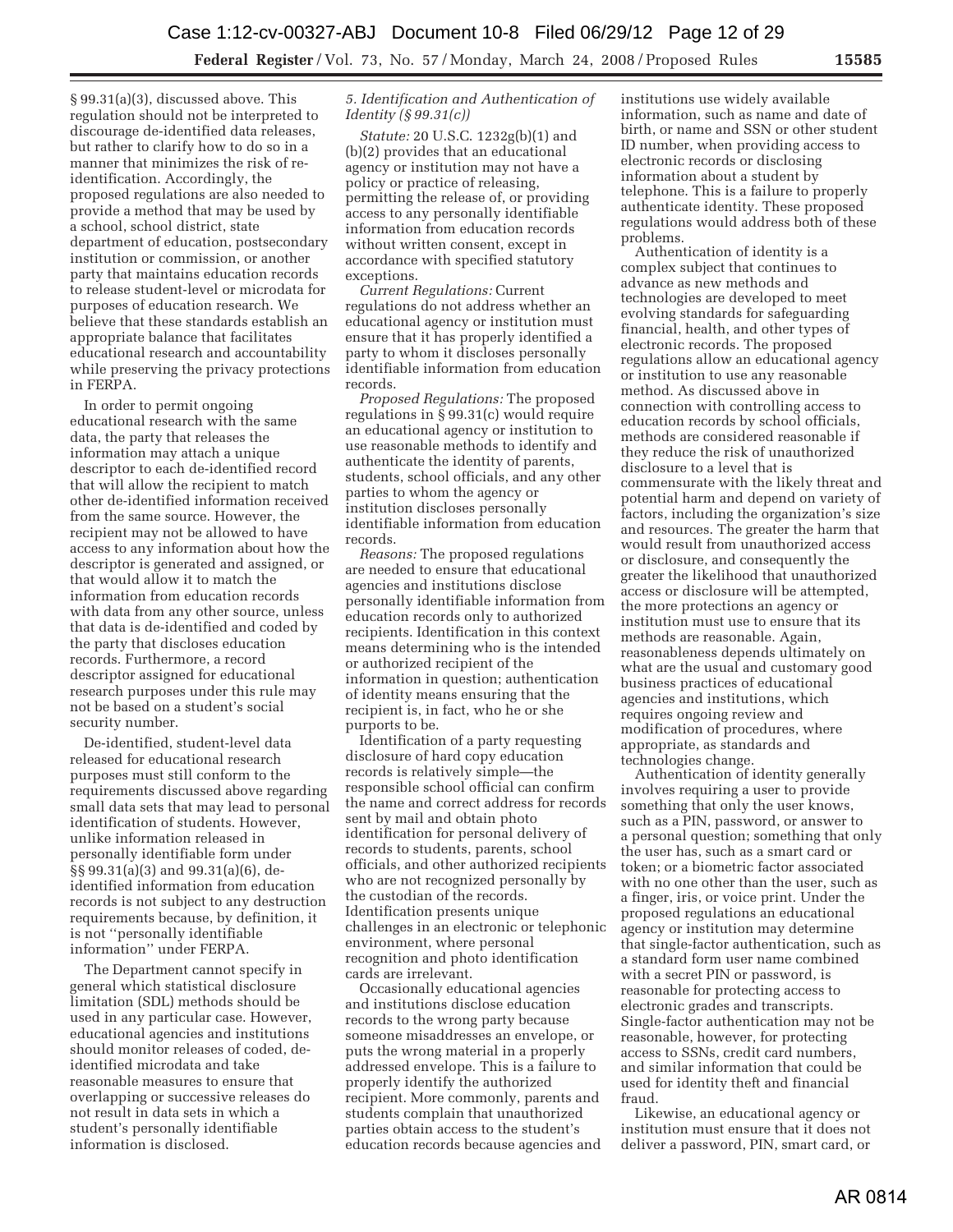§ 99.31(a)(3), discussed above. This regulation should not be interpreted to discourage de-identified data releases, but rather to clarify how to do so in a manner that minimizes the risk of re-identification. Accordingly, the proposed regulations are also needed to provide a method that may be used by a school, school district, state department of education, postsecondary institution or commission, or another party that maintains education records to release student-level or microdata for purposes of education research. We believe that these standards establish an appropriate balance that facilitates educational research and accountability while preserving the privacy protections in FERPA.

In order to permit ongoing educational research with the same data, the party that releases the information may attach a unique descriptor to each de-identified record that will allow the recipient to match other de-identified information received from the same source. However, the recipient may not be allowed to have access to any information about how the descriptor is generated and assigned, or that would allow it to match the information from education records with data from any other source, unless that data is de-identified and coded by the party that discloses education records. Furthermore, a record descriptor assigned for educational research purposes under this rule may not be based on a student's social security number.

De-identified, student-level data released for educational research purposes must still conform to the requirements discussed above regarding small data sets that may lead to personal identification of students. However, unlike information released in personally identifiable form under §§ 99.31(a)(3) and 99.31(a)(6), de-identified information from education records is not subject to any destruction requirements because, by definition, it is not ''personally identifiable information'' under FERPA.

The Department cannot specify in general which statistical disclosure limitation (SDL) methods should be used in any particular case. However, educational agencies and institutions should monitor releases of coded, de-identified microdata and take reasonable measures to ensure that overlapping or successive releases do not result in data sets in which a student's personally identifiable information is disclosed.

*5. Identification and Authentication of Identity (§ 99.31(c))*

*Statute:* 20 U.S.C. 1232g(b)(1) and (b)(2) provides that an educational agency or institution may not have a policy or practice of releasing, permitting the release of, or providing access to any personally identifiable information from education records without written consent, except in accordance with specified statutory exceptions.

*Current Regulations:* Current regulations do not address whether an educational agency or institution must ensure that it has properly identified a party to whom it discloses personally identifiable information from education records.

*Proposed Regulations:* The proposed regulations in § 99.31(c) would require an educational agency or institution to use reasonable methods to identify and authenticate the identity of parents, students, school officials, and any other parties to whom the agency or institution discloses personally identifiable information from education records.

*Reasons:* The proposed regulations are needed to ensure that educational agencies and institutions disclose personally identifiable information from education records only to authorized recipients. Identification in this context means determining who is the intended or authorized recipient of the information in question; authentication of identity means ensuring that the recipient is, in fact, who he or she purports to be.

Identification of a party requesting disclosure of hard copy education records is relatively simple—the responsible school official can confirm the name and correct address for records sent by mail and obtain photo identification for personal delivery of records to students, parents, school officials, and other authorized recipients who are not recognized personally by the custodian of the records. Identification presents unique challenges in an electronic or telephonic environment, where personal recognition and photo identification cards are irrelevant.

Occasionally educational agencies and institutions disclose education records to the wrong party because someone misaddresses an envelope, or puts the wrong material in a properly addressed envelope. This is a failure to properly identify the authorized recipient. More commonly, parents and students complain that unauthorized parties obtain access to the student's education records because agencies and institutions use widely available information, such as name and date of birth, or name and SSN or other student ID number, when providing access to electronic records or disclosing information about a student by telephone. This is a failure to properly authenticate identity. These proposed regulations would address both of these problems.

Authentication of identity is a complex subject that continues to advance as new methods and technologies are developed to meet evolving standards for safeguarding financial, health, and other types of electronic records. The proposed regulations allow an educational agency or institution to use any reasonable method. As discussed above in connection with controlling access to education records by school officials, methods are considered reasonable if they reduce the risk of unauthorized disclosure to a level that is commensurate with the likely threat and potential harm and depend on variety of factors, including the organization's size and resources. The greater the harm that would result from unauthorized access or disclosure, and consequently the greater the likelihood that unauthorized access or disclosure will be attempted, the more protections an agency or institution must use to ensure that its methods are reasonable. Again, reasonableness depends ultimately on what are the usual and customary good business practices of educational agencies and institutions, which requires ongoing review and modification of procedures, where appropriate, as standards and technologies change.

Authentication of identity generally involves requiring a user to provide something that only the user knows, such as a PIN, password, or answer to a personal question; something that only the user has, such as a smart card or token; or a biometric factor associated with no one other than the user, such as a finger, iris, or voice print. Under the proposed regulations an educational agency or institution may determine that single-factor authentication, such as a standard form user name combined with a secret PIN or password, is reasonable for protecting access to electronic grades and transcripts. Single-factor authentication may not be reasonable, however, for protecting access to SSNs, credit card numbers, and similar information that could be used for identity theft and financial fraud.

Likewise, an educational agency or institution must ensure that it does not deliver a password, PIN, smart card, or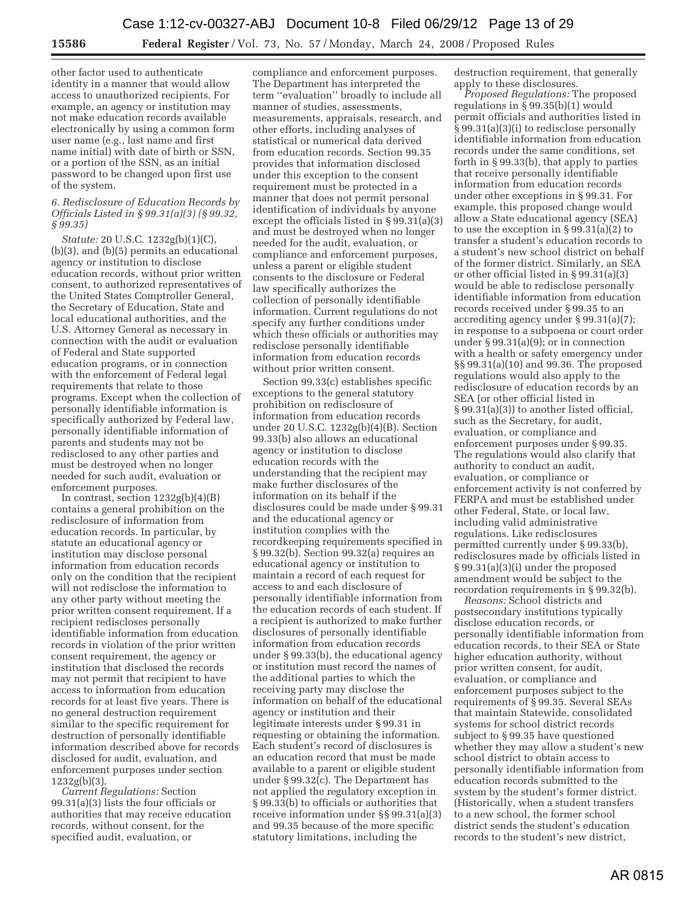other factor used to authenticate identity in a manner that would allow access to unauthorized recipients. For example, an agency or institution may not make education records available electronically by using a common form user name (e.g., last name and first name initial) with date of birth or SSN, or a portion of the SSN, as an initial password to be changed upon first use of the system.

### *6. Redisclosure of Education Records by Officials Listed in § 99.31(a)(3) (§ 99.32, § 99.35)*

*Statute:* 20 U.S.C. 1232g(b)(1)(C), (b)(3), and (b)(5) permits an educational agency or institution to disclose education records, without prior written consent, to authorized representatives of the United States Comptroller General, the Secretary of Education, State and local educational authorities, and the U.S. Attorney General as necessary in connection with the audit or evaluation of Federal and State supported education programs, or in connection with the enforcement of Federal legal requirements that relate to those programs. Except when the collection of personally identifiable information is specifically authorized by Federal law, personally identifiable information of parents and students may not be redisclosed to any other parties and must be destroyed when no longer needed for such audit, evaluation or enforcement purposes.

In contrast, section 1232g(b)(4)(B) contains a general prohibition on the redisclosure of information from education records. In particular, by statute an educational agency or institution may disclose personal information from education records only on the condition that the recipient will not redisclose the information to any other party without meeting the prior written consent requirement. If a recipient rediscloses personally identifiable information from education records in violation of the prior written consent requirement, the agency or institution that disclosed the records may not permit that recipient to have access to information from education records for at least five years. There is no general destruction requirement similar to the specific requirement for destruction of personally identifiable information described above for records disclosed for audit, evaluation, and enforcement purposes under section 1232g(b)(3).

*Current Regulations:* Section 99.31(a)(3) lists the four officials or authorities that may receive education records, without consent, for the specified audit, evaluation, or compliance and enforcement purposes. The Department has interpreted the term ''evaluation'' broadly to include all manner of studies, assessments, measurements, appraisals, research, and other efforts, including analyses of statistical or numerical data derived from education records. Section 99.35 provides that information disclosed under this exception to the consent requirement must be protected in a manner that does not permit personal identification of individuals by anyone except the officials listed in § 99.31(a)(3) and must be destroyed when no longer needed for the audit, evaluation, or compliance and enforcement purposes, unless a parent or eligible student consents to the disclosure or Federal law specifically authorizes the collection of personally identifiable information. Current regulations do not specify any further conditions under which these officials or authorities may redisclose personally identifiable information from education records without prior written consent.

Section 99.33(c) establishes specific exceptions to the general statutory prohibition on redisclosure of information from education records under 20 U.S.C. 1232g(b)(4)(B). Section 99.33(b) also allows an educational agency or institution to disclose education records with the understanding that the recipient may make further disclosures of the information on its behalf if the disclosures could be made under § 99.31 and the educational agency or institution complies with the recordkeeping requirements specified in § 99.32(b). Section 99.32(a) requires an educational agency or institution to maintain a record of each request for access to and each disclosure of personally identifiable information from the education records of each student. If a recipient is authorized to make further disclosures of personally identifiable information from education records under § 99.33(b), the educational agency or institution must record the names of the additional parties to which the receiving party may disclose the information on behalf of the educational agency or institution and their legitimate interests under § 99.31 in requesting or obtaining the information. Each student's record of disclosures is an education record that must be made available to a parent or eligible student under § 99.32(c). The Department has not applied the regulatory exception in § 99.33(b) to officials or authorities that receive information under §§ 99.31(a)(3) and 99.35 because of the more specific statutory limitations, including the destruction requirement, that generally apply to these disclosures.

*Proposed Regulations:* The proposed regulations in § 99.35(b)(1) would permit officials and authorities listed in § 99.31(a)(3)(i) to redisclose personally identifiable information from education records under the same conditions, set forth in § 99.33(b), that apply to parties that receive personally identifiable information from education records under other exceptions in § 99.31. For example, this proposed change would allow a State educational agency (SEA) to use the exception in § 99.31(a)(2) to transfer a student's education records to a student's new school district on behalf of the former district. Similarly, an SEA or other official listed in § 99.31(a)(3) would be able to redisclose personally identifiable information from education records received under § 99.35 to an accrediting agency under § 99.31(a)(7); in response to a subpoena or court order under § 99.31(a)(9); or in connection with a health or safety emergency under §§ 99.31(a)(10) and 99.36. The proposed regulations would also apply to the redisclosure of education records by an SEA (or other official listed in § 99.31(a)(3)) to another listed official, such as the Secretary, for audit, evaluation, or compliance and enforcement purposes under § 99.35. The regulations would also clarify that authority to conduct an audit, evaluation, or compliance or enforcement activity is not conferred by FERPA and must be established under other Federal, State, or local law, including valid administrative regulations. Like redisclosures permitted currently under § 99.33(b), redisclosures made by officials listed in § 99.31(a)(3)(i) under the proposed amendment would be subject to the recordation requirements in § 99.32(b).

*Reasons:* School districts and postsecondary institutions typically disclose education records, or personally identifiable information from education records, to their SEA or State higher education authority, without prior written consent, for audit, evaluation, or compliance and enforcement purposes subject to the requirements of § 99.35. Several SEAs that maintain Statewide, consolidated systems for school district records subject to § 99.35 have questioned whether they may allow a student's new school district to obtain access to personally identifiable information from education records submitted to the system by the student's former district. (Historically, when a student transfers to a new school, the former school district sends the student's education records to the student's new district,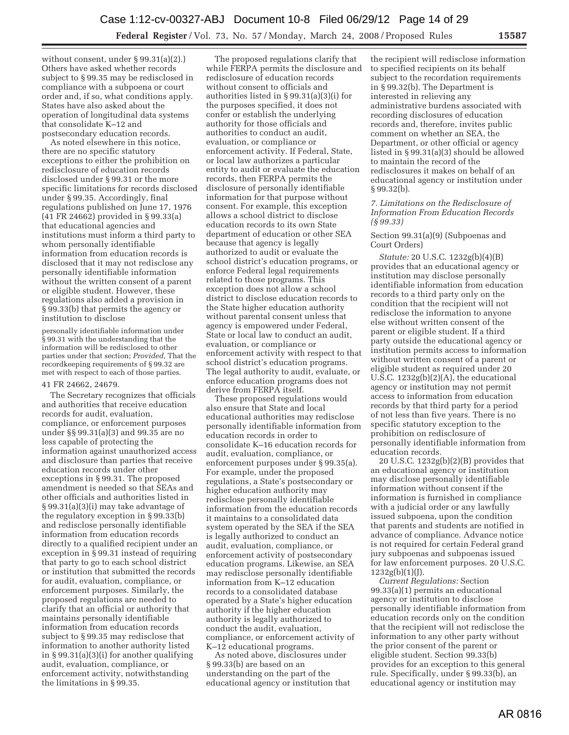without consent, under § 99.31(a)(2).) Others have asked whether records subject to § 99.35 may be redisclosed in compliance with a subpoena or court order and, if so, what conditions apply. States have also asked about the operation of longitudinal data systems that consolidate K–12 and postsecondary education records.

As noted elsewhere in this notice, there are no specific statutory exceptions to either the prohibition on redisclosure of education records disclosed under § 99.31 or the more specific limitations for records disclosed under § 99.35. Accordingly, final regulations published on June 17, 1976 (41 FR 24662) provided in § 99.33(a) that educational agencies and institutions must inform a third party to whom personally identifiable information from education records is disclosed that it may not redisclose any personally identifiable information without the written consent of a parent or eligible student. However, these regulations also added a provision in § 99.33(b) that permits the agency or institution to disclose

> personally identifiable information under § 99.31 with the understanding that the information will be redisclosed to other parties under that section; *Provided,* That the recordkeeping requirements of § 99.32 are met with respect to each of those parties.

41 FR 24662, 24679.

The Secretary recognizes that officials and authorities that receive education records for audit, evaluation, compliance, or enforcement purposes under §§ 99.31(a)(3) and 99.35 are no less capable of protecting the information against unauthorized access and disclosure than parties that receive education records under other exceptions in § 99.31. The proposed amendment is needed so that SEAs and other officials and authorities listed in § 99.31(a)(3)(i) may take advantage of the regulatory exception in § 99.33(b) and redisclose personally identifiable information from education records directly to a qualified recipient under an exception in § 99.31 instead of requiring that party to go to each school district or institution that submitted the records for audit, evaluation, compliance, or enforcement purposes. Similarly, the proposed regulations are needed to clarify that an official or authority that maintains personally identifiable information from education records subject to § 99.35 may redisclose that information to another authority listed in § 99.31(a)(3)(i) for another qualifying audit, evaluation, compliance, or enforcement activity, notwithstanding the limitations in § 99.35.

The proposed regulations clarify that while FERPA permits the disclosure and redisclosure of education records without consent to officials and authorities listed in § 99.31(a)(3)(i) for the purposes specified, it does not confer or establish the underlying authority for those officials and authorities to conduct an audit, evaluation, or compliance or enforcement activity. If Federal, State, or local law authorizes a particular entity to audit or evaluate the education records, then FERPA permits the disclosure of personally identifiable information for that purpose without consent. For example, this exception allows a school district to disclose education records to its own State department of education or other SEA because that agency is legally authorized to audit or evaluate the school district's education programs, or enforce Federal legal requirements related to those programs. This exception does not allow a school district to disclose education records to the State higher education authority without parental consent unless that agency is empowered under Federal, State or local law to conduct an audit, evaluation, or compliance or enforcement activity with respect to that school district's education programs. The legal authority to audit, evaluate, or enforce education programs does not derive from FERPA itself.

These proposed regulations would also ensure that State and local educational authorities may redisclose personally identifiable information from education records in order to consolidate K–16 education records for audit, evaluation, compliance, or enforcement purposes under § 99.35(a). For example, under the proposed regulations, a State's postsecondary or higher education authority may redisclose personally identifiable information from the education records it maintains to a consolidated data system operated by the SEA if the SEA is legally authorized to conduct an audit, evaluation, compliance, or enforcement activity of postsecondary education programs. Likewise, an SEA may redisclose personally identifiable information from K–12 education records to a consolidated database operated by a State's higher education authority if the higher education authority is legally authorized to conduct the audit, evaluation, compliance, or enforcement activity of K–12 educational programs.

As noted above, disclosures under § 99.33(b) are based on an understanding on the part of the educational agency or institution that the recipient will redisclose information to specified recipients on its behalf subject to the recordation requirements in § 99.32(b). The Department is interested in relieving any administrative burdens associated with recording disclosures of education records and, therefore, invites public comment on whether an SEA, the Department, or other official or agency listed in § 99.31(a)(3) should be allowed to maintain the record of the redisclosures it makes on behalf of an educational agency or institution under § 99.32(b).

### *7. Limitations on the Redisclosure of Information From Education Records (§ 99.33)*

Section 99.31(a)(9) (Subpoenas and Court Orders)

*Statute:* 20 U.S.C. 1232g(b)(4)(B) provides that an educational agency or institution may disclose personally identifiable information from education records to a third party only on the condition that the recipient will not redisclose the information to anyone else without written consent of the parent or eligible student. If a third party outside the educational agency or institution permits access to information without written consent of a parent or eligible student as required under 20 U.S.C. 1232g(b)(2)(A), the educational agency or institution may not permit access to information from education records by that third party for a period of not less than five years. There is no specific statutory exception to the prohibition on redisclosure of personally identifiable information from education records.

20 U.S.C. 1232g(b)(2)(B) provides that an educational agency or institution may disclose personally identifiable information without consent if the information is furnished in compliance with a judicial order or any lawfully issued subpoena, upon the condition that parents and students are notified in advance of compliance. Advance notice is not required for certain Federal grand jury subpoenas and subpoenas issued for law enforcement purposes. 20 U.S.C. 1232g(b)(1)(J).

*Current Regulations:* Section 99.33(a)(1) permits an educational agency or institution to disclose personally identifiable information from education records only on the condition that the recipient will not redisclose the information to any other party without the prior consent of the parent or eligible student. Section 99.33(b) provides for an exception to this general rule. Specifically, under § 99.33(b), an educational agency or institution may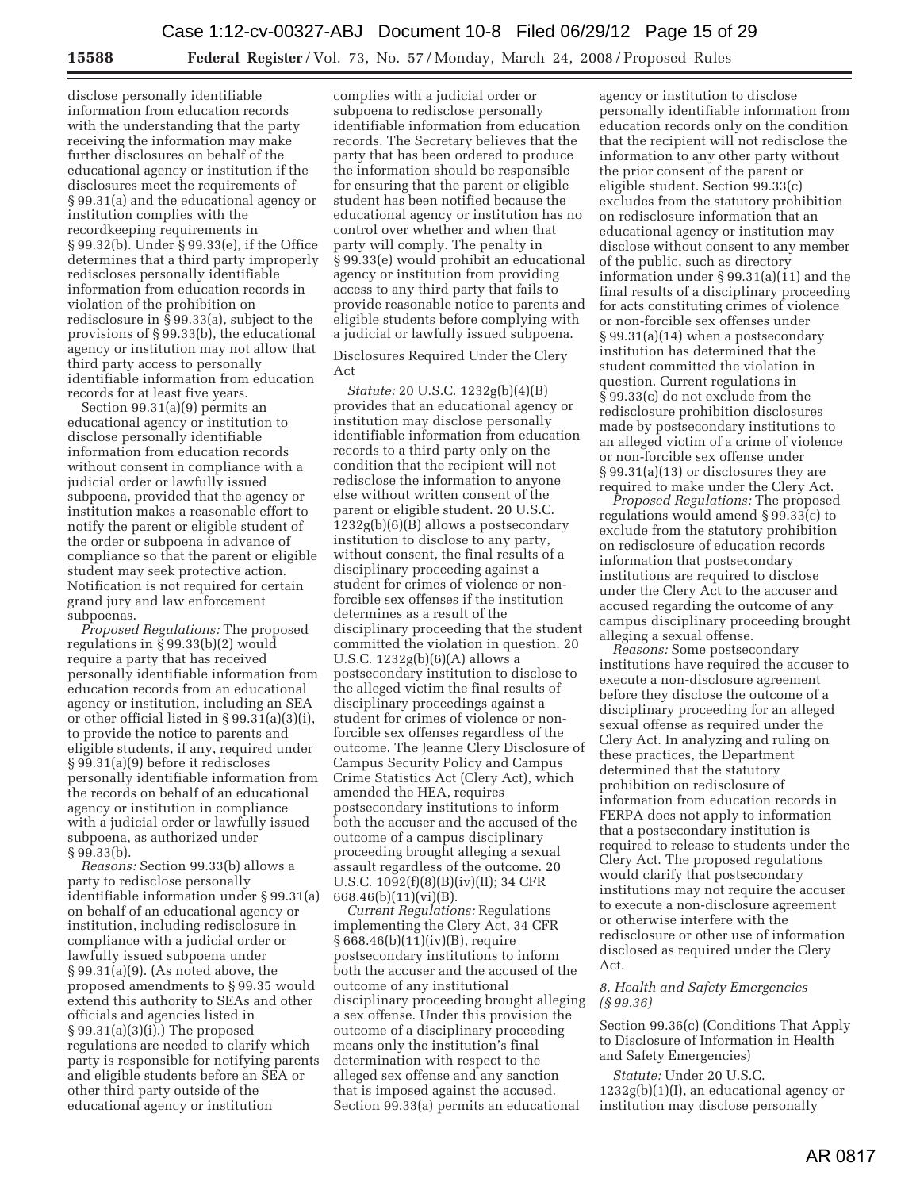disclose personally identifiable information from education records with the understanding that the party receiving the information may make further disclosures on behalf of the educational agency or institution if the disclosures meet the requirements of § 99.31(a) and the educational agency or institution complies with the recordkeeping requirements in § 99.32(b). Under § 99.33(e), if the Office determines that a third party improperly rediscloses personally identifiable information from education records in violation of the prohibition on redisclosure in § 99.33(a), subject to the provisions of § 99.33(b), the educational agency or institution may not allow that third party access to personally identifiable information from education records for at least five years.

Section 99.31(a)(9) permits an educational agency or institution to disclose personally identifiable information from education records without consent in compliance with a judicial order or lawfully issued subpoena, provided that the agency or institution makes a reasonable effort to notify the parent or eligible student of the order or subpoena in advance of compliance so that the parent or eligible student may seek protective action. Notification is not required for certain grand jury and law enforcement subpoenas.

*Proposed Regulations:* The proposed regulations in § 99.33(b)(2) would require a party that has received personally identifiable information from education records from an educational agency or institution, including an SEA or other official listed in § 99.31(a)(3)(i), to provide the notice to parents and eligible students, if any, required under § 99.31(a)(9) before it rediscloses personally identifiable information from the records on behalf of an educational agency or institution in compliance with a judicial order or lawfully issued subpoena, as authorized under § 99.33(b).

*Reasons:* Section 99.33(b) allows a party to redisclose personally identifiable information under § 99.31(a) on behalf of an educational agency or institution, including redisclosure in compliance with a judicial order or lawfully issued subpoena under § 99.31(a)(9). (As noted above, the proposed amendments to § 99.35 would extend this authority to SEAs and other officials and agencies listed in § 99.31(a)(3)(i).) The proposed regulations are needed to clarify which party is responsible for notifying parents and eligible students before an SEA or other third party outside of the educational agency or institution complies with a judicial order or subpoena to redisclose personally identifiable information from education records. The Secretary believes that the party that has been ordered to produce the information should be responsible for ensuring that the parent or eligible student has been notified because the educational agency or institution has no control over whether and when that party will comply. The penalty in § 99.33(e) would prohibit an educational agency or institution from providing access to any third party that fails to provide reasonable notice to parents and eligible students before complying with a judicial or lawfully issued subpoena.

Disclosures Required Under the Clery Act

*Statute:* 20 U.S.C. 1232g(b)(4)(B) provides that an educational agency or institution may disclose personally identifiable information from education records to a third party only on the condition that the recipient will not redisclose the information to anyone else without written consent of the parent or eligible student. 20 U.S.C. 1232g(b)(6)(B) allows a postsecondary institution to disclose to any party, without consent, the final results of a disciplinary proceeding against a student for crimes of violence or non-forcible sex offenses if the institution determines as a result of the disciplinary proceeding that the student committed the violation in question. 20 U.S.C. 1232g(b)(6)(A) allows a postsecondary institution to disclose to the alleged victim the final results of disciplinary proceedings against a student for crimes of violence or non-forcible sex offenses regardless of the outcome. The Jeanne Clery Disclosure of Campus Security Policy and Campus Crime Statistics Act (Clery Act), which amended the HEA, requires postsecondary institutions to inform both the accuser and the accused of the outcome of a campus disciplinary proceeding brought alleging a sexual assault regardless of the outcome. 20 U.S.C. 1092(f)(8)(B)(iv)(II); 34 CFR 668.46(b)(11)(vi)(B).

*Current Regulations:* Regulations implementing the Clery Act, 34 CFR § 668.46(b)(11)(iv)(B), require postsecondary institutions to inform both the accuser and the accused of the outcome of any institutional disciplinary proceeding brought alleging a sex offense. Under this provision the outcome of a disciplinary proceeding means only the institution's final determination with respect to the alleged sex offense and any sanction that is imposed against the accused. Section 99.33(a) permits an educational agency or institution to disclose personally identifiable information from education records only on the condition that the recipient will not redisclose the information to any other party without the prior consent of the parent or eligible student. Section 99.33(c) excludes from the statutory prohibition on redisclosure information that an educational agency or institution may disclose without consent to any member of the public, such as directory information under § 99.31(a)(11) and the final results of a disciplinary proceeding for acts constituting crimes of violence or non-forcible sex offenses under § 99.31(a)(14) when a postsecondary institution has determined that the student committed the violation in question. Current regulations in § 99.33(c) do not exclude from the redisclosure prohibition disclosures made by postsecondary institutions to an alleged victim of a crime of violence or non-forcible sex offense under § 99.31(a)(13) or disclosures they are required to make under the Clery Act.

*Proposed Regulations:* The proposed regulations would amend § 99.33(c) to exclude from the statutory prohibition on redisclosure of education records information that postsecondary institutions are required to disclose under the Clery Act to the accuser and accused regarding the outcome of any campus disciplinary proceeding brought alleging a sexual offense.

*Reasons:* Some postsecondary institutions have required the accuser to execute a non-disclosure agreement before they disclose the outcome of a disciplinary proceeding for an alleged sexual offense as required under the Clery Act. In analyzing and ruling on these practices, the Department determined that the statutory prohibition on redisclosure of information from education records in FERPA does not apply to information that a postsecondary institution is required to release to students under the Clery Act. The proposed regulations would clarify that postsecondary institutions may not require the accuser to execute a non-disclosure agreement or otherwise interfere with the redisclosure or other use of information disclosed as required under the Clery Act.

### *8. Health and Safety Emergencies (§ 99.36)*

Section 99.36(c) (Conditions That Apply to Disclosure of Information in Health and Safety Emergencies)

*Statute:* Under 20 U.S.C. 1232g(b)(1)(I), an educational agency or institution may disclose personally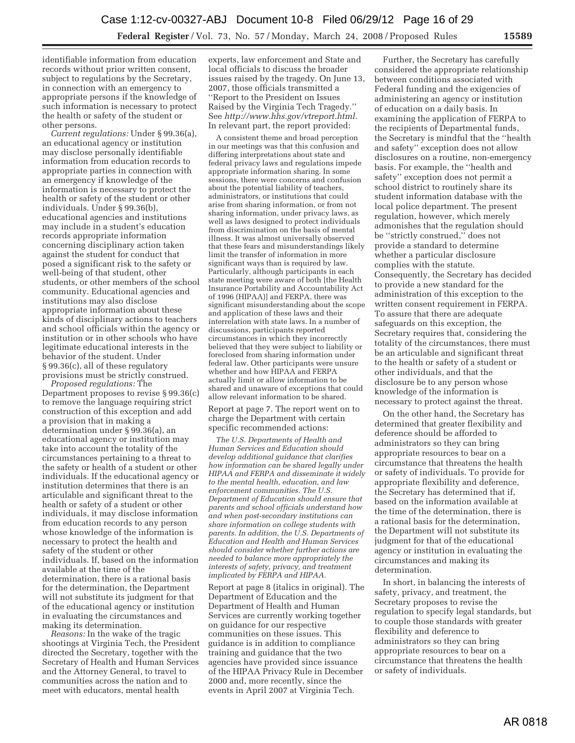identifiable information from education records without prior written consent, subject to regulations by the Secretary, in connection with an emergency to appropriate persons if the knowledge of such information is necessary to protect the health or safety of the student or other persons.

*Current regulations:* Under § 99.36(a), an educational agency or institution may disclose personally identifiable information from education records to appropriate parties in connection with an emergency if knowledge of the information is necessary to protect the health or safety of the student or other individuals. Under § 99.36(b), educational agencies and institutions may include in a student's education records appropriate information concerning disciplinary action taken against the student for conduct that posed a significant risk to the safety or well-being of that student, other students, or other members of the school community. Educational agencies and institutions may also disclose appropriate information about these kinds of disciplinary actions to teachers and school officials within the agency or institution or in other schools who have legitimate educational interests in the behavior of the student. Under § 99.36(c), all of these regulatory provisions must be strictly construed.

*Proposed regulations:* The Department proposes to revise § 99.36(c) to remove the language requiring strict construction of this exception and add a provision that in making a determination under § 99.36(a), an educational agency or institution may take into account the totality of the circumstances pertaining to a threat to the safety or health of a student or other individuals. If the educational agency or institution determines that there is an articulable and significant threat to the health or safety of a student or other individuals, it may disclose information from education records to any person whose knowledge of the information is necessary to protect the health and safety of the student or other individuals. If, based on the information available at the time of the determination, there is a rational basis for the determination, the Department will not substitute its judgment for that of the educational agency or institution in evaluating the circumstances and making its determination.

*Reasons:* In the wake of the tragic shootings at Virginia Tech, the President directed the Secretary, together with the Secretary of Health and Human Services and the Attorney General, to travel to communities across the nation and to meet with educators, mental health experts, law enforcement and State and local officials to discuss the broader issues raised by the tragedy. On June 13, 2007, those officials transmitted a ''Report to the President on Issues Raised by the Virginia Tech Tragedy.'' See *http://www.hhs.gov/vtreport.html.* In relevant part, the report provided:

> A consistent theme and broad perception in our meetings was that this confusion and differing interpretations about state and federal privacy laws and regulations impede appropriate information sharing. In some sessions, there were concerns and confusion about the potential liability of teachers, administrators, or institutions that could arise from sharing information, or from not sharing information, under privacy laws, as well as laws designed to protect individuals from discrimination on the basis of mental illness. It was almost universally observed that these fears and misunderstandings likely limit the transfer of information in more significant ways than is required by law. Particularly, although participants in each state meeting were aware of both [the Health Insurance Portability and Accountability Act of 1996 (HIPAA)] and FERPA, there was significant misunderstanding about the scope and application of these laws and their interrelation with state laws. In a number of discussions, participants reported circumstances in which they incorrectly believed that they were subject to liability or foreclosed from sharing information under federal law. Other participants were unsure whether and how HIPAA and FERPA actually limit or allow information to be shared and unaware of exceptions that could allow relevant information to be shared.

Report at page 7. The report went on to charge the Department with certain specific recommended actions:

> *The U.S. Departments of Health and Human Services and Education should develop additional guidance that clarifies how information can be shared legally under HIPAA and FERPA and disseminate it widely to the mental health, education, and law enforcement communities. The U.S. Department of Education should ensure that parents and school officials understand how and when post-secondary institutions can share information on college students with parents. In addition, the U.S. Departments of Education and Health and Human Services should consider whether further actions are needed to balance more appropriately the interests of safety, privacy, and treatment implicated by FERPA and HIPAA.*

Report at page 8 (italics in original). The Department of Education and the Department of Health and Human Services are currently working together on guidance for our respective communities on these issues. This guidance is in addition to compliance training and guidance that the two agencies have provided since issuance of the HIPAA Privacy Rule in December 2000 and, more recently, since the events in April 2007 at Virginia Tech.

Further, the Secretary has carefully considered the appropriate relationship between conditions associated with Federal funding and the exigencies of administering an agency or institution of education on a daily basis. In examining the application of FERPA to the recipients of Departmental funds, the Secretary is mindful that the ''health and safety'' exception does not allow disclosures on a routine, non-emergency basis. For example, the ''health and safety'' exception does not permit a school district to routinely share its student information database with the local police department. The present regulation, however, which merely admonishes that the regulation should be ''strictly construed,'' does not provide a standard to determine whether a particular disclosure complies with the statute. Consequently, the Secretary has decided to provide a new standard for the administration of this exception to the written consent requirement in FERPA. To assure that there are adequate safeguards on this exception, the Secretary requires that, considering the totality of the circumstances, there must be an articulable and significant threat to the health or safety of a student or other individuals, and that the disclosure be to any person whose knowledge of the information is necessary to protect against the threat.

On the other hand, the Secretary has determined that greater flexibility and deference should be afforded to administrators so they can bring appropriate resources to bear on a circumstance that threatens the health or safety of individuals. To provide for appropriate flexibility and deference, the Secretary has determined that if, based on the information available at the time of the determination, there is a rational basis for the determination, the Department will not substitute its judgment for that of the educational agency or institution in evaluating the circumstances and making its determination.

In short, in balancing the interests of safety, privacy, and treatment, the Secretary proposes to revise the regulation to specify legal standards, but to couple those standards with greater flexibility and deference to administrators so they can bring appropriate resources to bear on a circumstance that threatens the health or safety of individuals.

AR 0818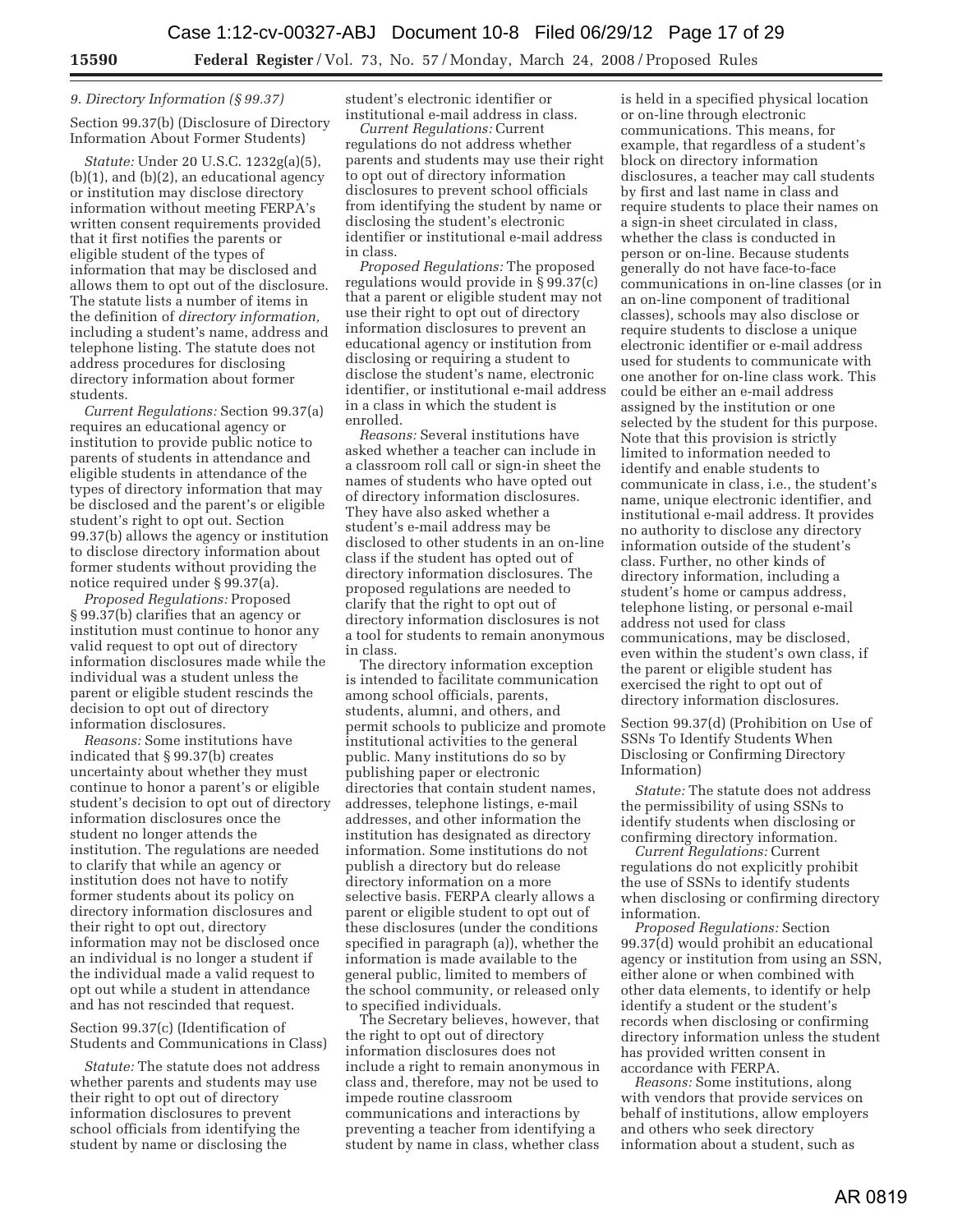### *9. Directory Information (§ 99.37)*

Section 99.37(b) (Disclosure of Directory Information About Former Students)

*Statute:* Under 20 U.S.C. 1232g(a)(5), (b)(1), and (b)(2), an educational agency or institution may disclose directory information without meeting FERPA's written consent requirements provided that it first notifies the parents or eligible student of the types of information that may be disclosed and allows them to opt out of the disclosure. The statute lists a number of items in the definition of *directory information,* including a student's name, address and telephone listing. The statute does not address procedures for disclosing directory information about former students.

*Current Regulations:* Section 99.37(a) requires an educational agency or institution to provide public notice to parents of students in attendance and eligible students in attendance of the types of directory information that may be disclosed and the parent's or eligible student's right to opt out. Section 99.37(b) allows the agency or institution to disclose directory information about former students without providing the notice required under § 99.37(a).

*Proposed Regulations:* Proposed § 99.37(b) clarifies that an agency or institution must continue to honor any valid request to opt out of directory information disclosures made while the individual was a student unless the parent or eligible student rescinds the decision to opt out of directory information disclosures.

*Reasons:* Some institutions have indicated that § 99.37(b) creates uncertainty about whether they must continue to honor a parent's or eligible student's decision to opt out of directory information disclosures once the student no longer attends the institution. The regulations are needed to clarify that while an agency or institution does not have to notify former students about its policy on directory information disclosures and their right to opt out, directory information may not be disclosed once an individual is no longer a student if the individual made a valid request to opt out while a student in attendance and has not rescinded that request.

Section 99.37(c) (Identification of Students and Communications in Class)

*Statute:* The statute does not address whether parents and students may use their right to opt out of directory information disclosures to prevent school officials from identifying the student by name or disclosing the student's electronic identifier or institutional e-mail address in class.

*Current Regulations:* Current regulations do not address whether parents and students may use their right to opt out of directory information disclosures to prevent school officials from identifying the student by name or disclosing the student's electronic identifier or institutional e-mail address in class.

*Proposed Regulations:* The proposed regulations would provide in § 99.37(c) that a parent or eligible student may not use their right to opt out of directory information disclosures to prevent an educational agency or institution from disclosing or requiring a student to disclose the student's name, electronic identifier, or institutional e-mail address in a class in which the student is enrolled.

*Reasons:* Several institutions have asked whether a teacher can include in a classroom roll call or sign-in sheet the names of students who have opted out of directory information disclosures. They have also asked whether a student's e-mail address may be disclosed to other students in an on-line class if the student has opted out of directory information disclosures. The proposed regulations are needed to clarify that the right to opt out of directory information disclosures is not a tool for students to remain anonymous in class.

The directory information exception is intended to facilitate communication among school officials, parents, students, alumni, and others, and permit schools to publicize and promote institutional activities to the general public. Many institutions do so by publishing paper or electronic directories that contain student names, addresses, telephone listings, e-mail addresses, and other information the institution has designated as directory information. Some institutions do not publish a directory but do release directory information on a more selective basis. FERPA clearly allows a parent or eligible student to opt out of these disclosures (under the conditions specified in paragraph (a)), whether the information is made available to the general public, limited to members of the school community, or released only to specified individuals.

The Secretary believes, however, that the right to opt out of directory information disclosures does not include a right to remain anonymous in class and, therefore, may not be used to impede routine classroom communications and interactions by preventing a teacher from identifying a student by name in class, whether class is held in a specified physical location or on-line through electronic communications. This means, for example, that regardless of a student's block on directory information disclosures, a teacher may call students by first and last name in class and require students to place their names on a sign-in sheet circulated in class, whether the class is conducted in person or on-line. Because students generally do not have face-to-face communications in on-line classes (or in an on-line component of traditional classes), schools may also disclose or require students to disclose a unique electronic identifier or e-mail address used for students to communicate with one another for on-line class work. This could be either an e-mail address assigned by the institution or one selected by the student for this purpose. Note that this provision is strictly limited to information needed to identify and enable students to communicate in class, i.e., the student's name, unique electronic identifier, and institutional e-mail address. It provides no authority to disclose any directory information outside of the student's class. Further, no other kinds of directory information, including a student's home or campus address, telephone listing, or personal e-mail address not used for class communications, may be disclosed, even within the student's own class, if the parent or eligible student has exercised the right to opt out of directory information disclosures.

Section 99.37(d) (Prohibition on Use of SSNs To Identify Students When Disclosing or Confirming Directory Information)

*Statute:* The statute does not address the permissibility of using SSNs to identify students when disclosing or confirming directory information.

*Current Regulations:* Current regulations do not explicitly prohibit the use of SSNs to identify students when disclosing or confirming directory information.

*Proposed Regulations:* Section 99.37(d) would prohibit an educational agency or institution from using an SSN, either alone or when combined with other data elements, to identify or help identify a student or the student's records when disclosing or confirming directory information unless the student has provided written consent in accordance with FERPA.

*Reasons:* Some institutions, along with vendors that provide services on behalf of institutions, allow employers and others who seek directory information about a student, such as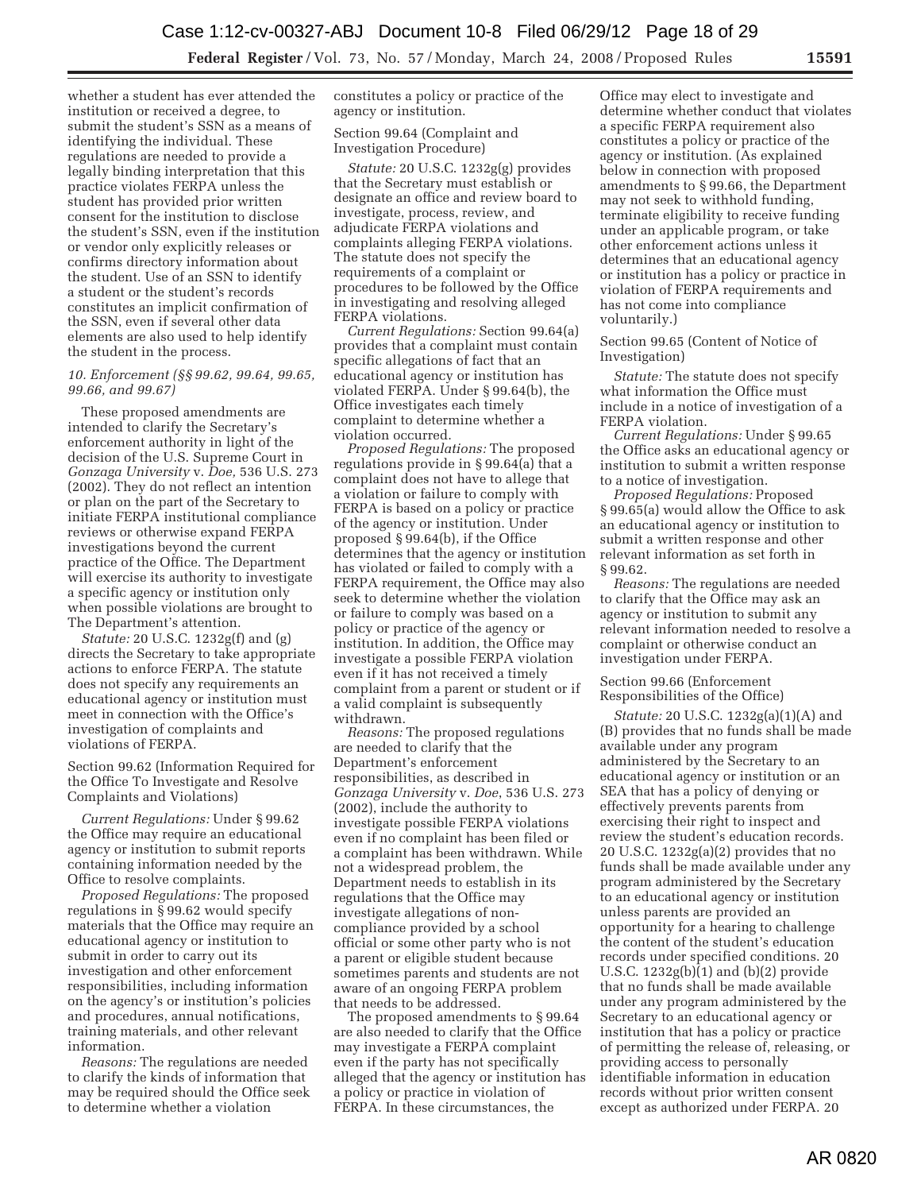whether a student has ever attended the institution or received a degree, to submit the student's SSN as a means of identifying the individual. These regulations are needed to provide a legally binding interpretation that this practice violates FERPA unless the student has provided prior written consent for the institution to disclose the student's SSN, even if the institution or vendor only explicitly releases or confirms directory information about the student. Use of an SSN to identify a student or the student's records constitutes an implicit confirmation of the SSN, even if several other data elements are also used to help identify the student in the process.

### *10. Enforcement (§§ 99.62, 99.64, 99.65, 99.66, and 99.67)*

These proposed amendments are intended to clarify the Secretary's enforcement authority in light of the decision of the U.S. Supreme Court in *Gonzaga University* v. *Doe,* 536 U.S. 273 (2002). They do not reflect an intention or plan on the part of the Secretary to initiate FERPA institutional compliance reviews or otherwise expand FERPA investigations beyond the current practice of the Office. The Department will exercise its authority to investigate a specific agency or institution only when possible violations are brought to The Department's attention.

*Statute:* 20 U.S.C. 1232g(f) and (g) directs the Secretary to take appropriate actions to enforce FERPA. The statute does not specify any requirements an educational agency or institution must meet in connection with the Office's investigation of complaints and violations of FERPA.

Section 99.62 (Information Required for the Office To Investigate and Resolve Complaints and Violations)

*Current Regulations:* Under § 99.62 the Office may require an educational agency or institution to submit reports containing information needed by the Office to resolve complaints.

*Proposed Regulations:* The proposed regulations in § 99.62 would specify materials that the Office may require an educational agency or institution to submit in order to carry out its investigation and other enforcement responsibilities, including information on the agency's or institution's policies and procedures, annual notifications, training materials, and other relevant information.

*Reasons:* The regulations are needed to clarify the kinds of information that may be required should the Office seek to determine whether a violation constitutes a policy or practice of the agency or institution.

Section 99.64 (Complaint and Investigation Procedure)

*Statute:* 20 U.S.C. 1232g(g) provides that the Secretary must establish or designate an office and review board to investigate, process, review, and adjudicate FERPA violations and complaints alleging FERPA violations. The statute does not specify the requirements of a complaint or procedures to be followed by the Office in investigating and resolving alleged FERPA violations.

*Current Regulations:* Section 99.64(a) provides that a complaint must contain specific allegations of fact that an educational agency or institution has violated FERPA. Under § 99.64(b), the Office investigates each timely complaint to determine whether a violation occurred.

*Proposed Regulations:* The proposed regulations provide in § 99.64(a) that a complaint does not have to allege that a violation or failure to comply with FERPA is based on a policy or practice of the agency or institution. Under proposed § 99.64(b), if the Office determines that the agency or institution has violated or failed to comply with a FERPA requirement, the Office may also seek to determine whether the violation or failure to comply was based on a policy or practice of the agency or institution. In addition, the Office may investigate a possible FERPA violation even if it has not received a timely complaint from a parent or student or if a valid complaint is subsequently withdrawn.

*Reasons:* The proposed regulations are needed to clarify that the Department's enforcement responsibilities, as described in *Gonzaga University* v. *Doe*, 536 U.S. 273 (2002), include the authority to investigate possible FERPA violations even if no complaint has been filed or a complaint has been withdrawn. While not a widespread problem, the Department needs to establish in its regulations that the Office may investigate allegations of non-compliance provided by a school official or some other party who is not a parent or eligible student because sometimes parents and students are not aware of an ongoing FERPA problem that needs to be addressed.

The proposed amendments to § 99.64 are also needed to clarify that the Office may investigate a FERPA complaint even if the party has not specifically alleged that the agency or institution has a policy or practice in violation of FERPA. In these circumstances, the Office may elect to investigate and determine whether conduct that violates a specific FERPA requirement also constitutes a policy or practice of the agency or institution. (As explained below in connection with proposed amendments to § 99.66, the Department may not seek to withhold funding, terminate eligibility to receive funding under an applicable program, or take other enforcement actions unless it determines that an educational agency or institution has a policy or practice in violation of FERPA requirements and has not come into compliance voluntarily.)

Section 99.65 (Content of Notice of Investigation)

*Statute:* The statute does not specify what information the Office must include in a notice of investigation of a FERPA violation.

*Current Regulations:* Under § 99.65 the Office asks an educational agency or institution to submit a written response to a notice of investigation.

*Proposed Regulations:* Proposed § 99.65(a) would allow the Office to ask an educational agency or institution to submit a written response and other relevant information as set forth in § 99.62.

*Reasons:* The regulations are needed to clarify that the Office may ask an agency or institution to submit any relevant information needed to resolve a complaint or otherwise conduct an investigation under FERPA.

Section 99.66 (Enforcement Responsibilities of the Office)

*Statute:* 20 U.S.C. 1232g(a)(1)(A) and (B) provides that no funds shall be made available under any program administered by the Secretary to an educational agency or institution or an SEA that has a policy of denying or effectively prevents parents from exercising their right to inspect and review the student's education records. 20 U.S.C. 1232g(a)(2) provides that no funds shall be made available under any program administered by the Secretary to an educational agency or institution unless parents are provided an opportunity for a hearing to challenge the content of the student's education records under specified conditions. 20 U.S.C. 1232g(b)(1) and (b)(2) provide that no funds shall be made available under any program administered by the Secretary to an educational agency or institution that has a policy or practice of permitting the release of, releasing, or providing access to personally identifiable information in education records without prior written consent except as authorized under FERPA. 20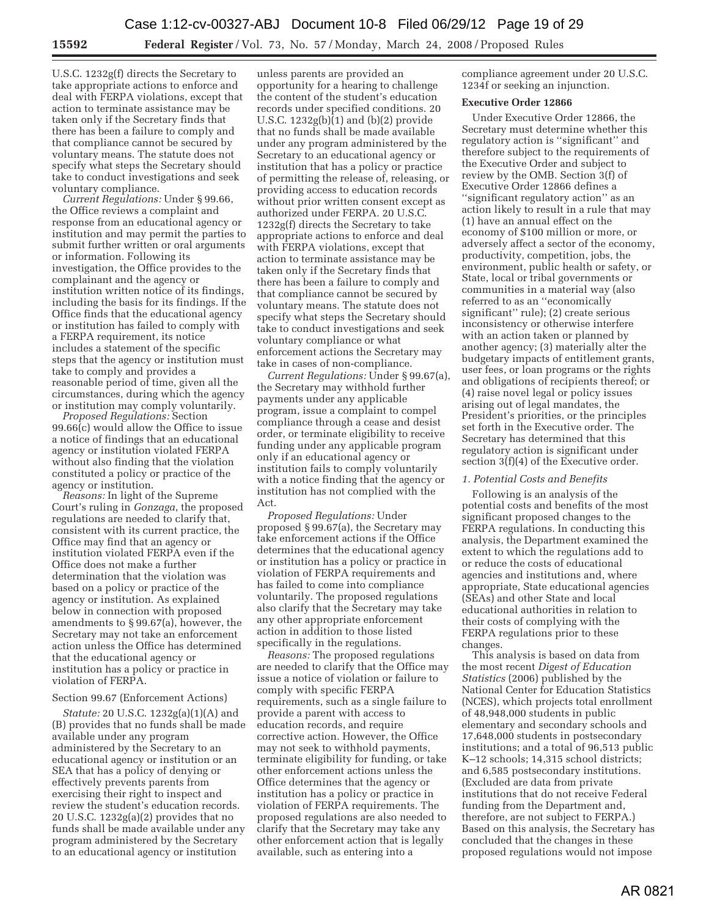U.S.C. 1232g(f) directs the Secretary to take appropriate actions to enforce and deal with FERPA violations, except that action to terminate assistance may be taken only if the Secretary finds that there has been a failure to comply and that compliance cannot be secured by voluntary means. The statute does not specify what steps the Secretary should take to conduct investigations and seek voluntary compliance.

*Current Regulations:* Under § 99.66, the Office reviews a complaint and response from an educational agency or institution and may permit the parties to submit further written or oral arguments or information. Following its investigation, the Office provides to the complainant and the agency or institution written notice of its findings, including the basis for its findings. If the Office finds that the educational agency or institution has failed to comply with a FERPA requirement, its notice includes a statement of the specific steps that the agency or institution must take to comply and provides a reasonable period of time, given all the circumstances, during which the agency or institution may comply voluntarily.

*Proposed Regulations:* Section 99.66(c) would allow the Office to issue a notice of findings that an educational agency or institution violated FERPA without also finding that the violation constituted a policy or practice of the agency or institution.

*Reasons:* In light of the Supreme Court's ruling in *Gonzaga*, the proposed regulations are needed to clarify that, consistent with its current practice, the Office may find that an agency or institution violated FERPA even if the Office does not make a further determination that the violation was based on a policy or practice of the agency or institution. As explained below in connection with proposed amendments to § 99.67(a), however, the Secretary may not take an enforcement action unless the Office has determined that the educational agency or institution has a policy or practice in violation of FERPA.

Section 99.67 (Enforcement Actions)

*Statute:* 20 U.S.C. 1232g(a)(1)(A) and (B) provides that no funds shall be made available under any program administered by the Secretary to an educational agency or institution or an SEA that has a policy of denying or effectively prevents parents from exercising their right to inspect and review the student's education records. 20 U.S.C. 1232g(a)(2) provides that no funds shall be made available under any program administered by the Secretary to an educational agency or institution unless parents are provided an opportunity for a hearing to challenge the content of the student's education records under specified conditions. 20 U.S.C. 1232g(b)(1) and (b)(2) provide that no funds shall be made available under any program administered by the Secretary to an educational agency or institution that has a policy or practice of permitting the release of, releasing, or providing access to education records without prior written consent except as authorized under FERPA. 20 U.S.C. 1232g(f) directs the Secretary to take appropriate actions to enforce and deal with FERPA violations, except that action to terminate assistance may be taken only if the Secretary finds that there has been a failure to comply and that compliance cannot be secured by voluntary means. The statute does not specify what steps the Secretary should take to conduct investigations and seek voluntary compliance or what enforcement actions the Secretary may take in cases of non-compliance.

*Current Regulations:* Under § 99.67(a), the Secretary may withhold further payments under any applicable program, issue a complaint to compel compliance through a cease and desist order, or terminate eligibility to receive funding under any applicable program only if an educational agency or institution fails to comply voluntarily with a notice finding that the agency or institution has not complied with the Act.

*Proposed Regulations:* Under proposed § 99.67(a), the Secretary may take enforcement actions if the Office determines that the educational agency or institution has a policy or practice in violation of FERPA requirements and has failed to come into compliance voluntarily. The proposed regulations also clarify that the Secretary may take any other appropriate enforcement action in addition to those listed specifically in the regulations.

*Reasons:* The proposed regulations are needed to clarify that the Office may issue a notice of violation or failure to comply with specific FERPA requirements, such as a single failure to provide a parent with access to education records, and require corrective action. However, the Office may not seek to withhold payments, terminate eligibility for funding, or take other enforcement actions unless the Office determines that the agency or institution has a policy or practice in violation of FERPA requirements. The proposed regulations are also needed to clarify that the Secretary may take any other enforcement action that is legally available, such as entering into a compliance agreement under 20 U.S.C. 1234f or seeking an injunction.

**Executive Order 12866**

Under Executive Order 12866, the Secretary must determine whether this regulatory action is ''significant'' and therefore subject to the requirements of the Executive Order and subject to review by the OMB. Section 3(f) of Executive Order 12866 defines a ''significant regulatory action'' as an action likely to result in a rule that may (1) have an annual effect on the economy of $100 million or more, or adversely affect a sector of the economy, productivity, competition, jobs, the environment, public health or safety, or State, local or tribal governments or communities in a material way (also referred to as an ''economically significant'' rule); (2) create serious inconsistency or otherwise interfere with an action taken or planned by another agency; (3) materially alter the budgetary impacts of entitlement grants, user fees, or loan programs or the rights and obligations of recipients thereof; or (4) raise novel legal or policy issues arising out of legal mandates, the President's priorities, or the principles set forth in the Executive order. The Secretary has determined that this regulatory action is significant under section 3(f)(4) of the Executive order.

*1. Potential Costs and Benefits*

Following is an analysis of the potential costs and benefits of the most significant proposed changes to the FERPA regulations. In conducting this analysis, the Department examined the extent to which the regulations add to or reduce the costs of educational agencies and institutions and, where appropriate, State educational agencies (SEAs) and other State and local educational authorities in relation to their costs of complying with the FERPA regulations prior to these changes.

This analysis is based on data from the most recent *Digest of Education Statistics* (2006) published by the National Center for Education Statistics (NCES), which projects total enrollment of 48,948,000 students in public elementary and secondary schools and 17,648,000 students in postsecondary institutions; and a total of 96,513 public K–12 schools; 14,315 school districts; and 6,585 postsecondary institutions. (Excluded are data from private institutions that do not receive Federal funding from the Department and, therefore, are not subject to FERPA.) Based on this analysis, the Secretary has concluded that the changes in these proposed regulations would not impose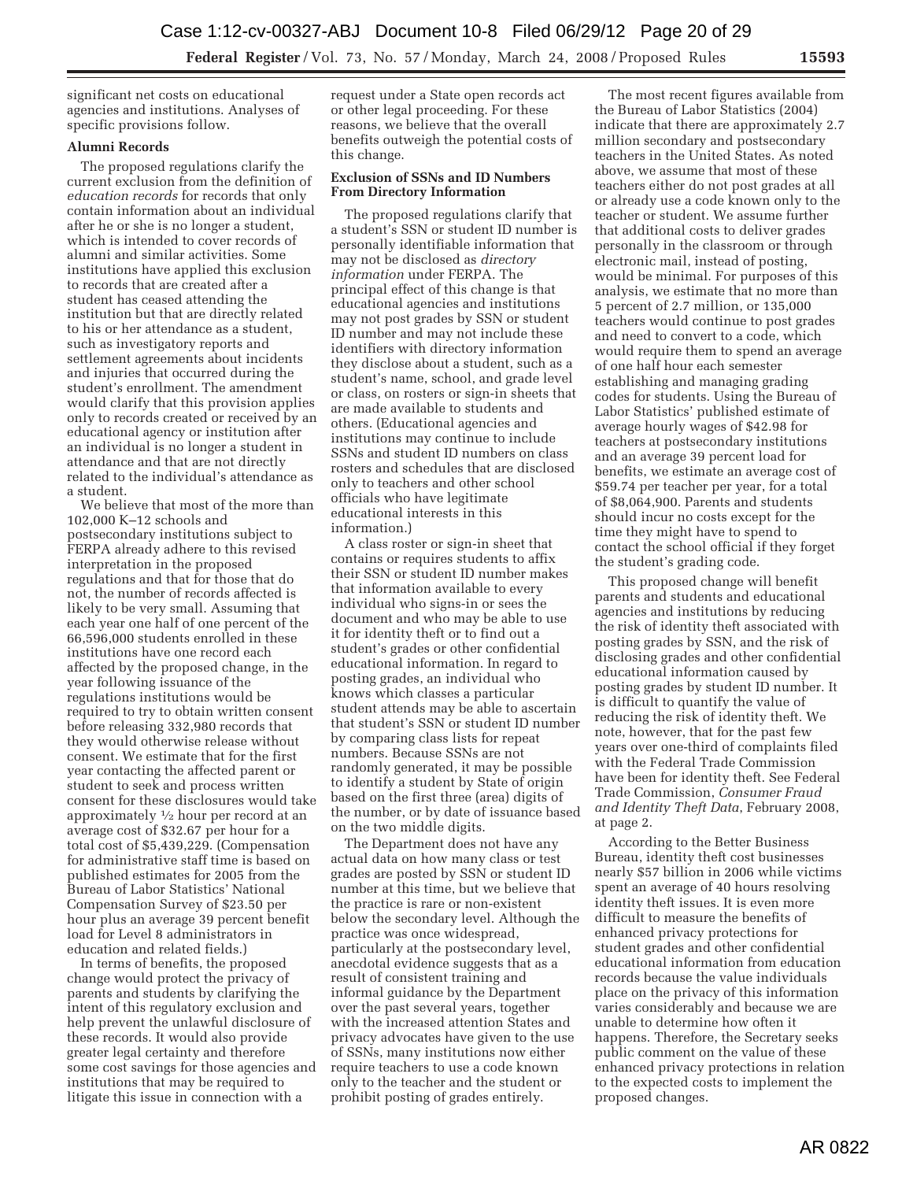significant net costs on educational agencies and institutions. Analyses of specific provisions follow.

**Alumni Records**

The proposed regulations clarify the current exclusion from the definition of *education records* for records that only contain information about an individual after he or she is no longer a student, which is intended to cover records of alumni and similar activities. Some institutions have applied this exclusion to records that are created after a student has ceased attending the institution but that are directly related to his or her attendance as a student, such as investigatory reports and settlement agreements about incidents and injuries that occurred during the student's enrollment. The amendment would clarify that this provision applies only to records created or received by an educational agency or institution after an individual is no longer a student in attendance and that are not directly related to the individual's attendance as a student.

We believe that most of the more than 102,000 K–12 schools and postsecondary institutions subject to FERPA already adhere to this revised interpretation in the proposed regulations and that for those that do not, the number of records affected is likely to be very small. Assuming that each year one half of one percent of the 66,596,000 students enrolled in these institutions have one record each affected by the proposed change, in the year following issuance of the regulations institutions would be required to try to obtain written consent before releasing 332,980 records that they would otherwise release without consent. We estimate that for the first year contacting the affected parent or student to seek and process written consent for these disclosures would take approximately ½ hour per record at an average cost of $32.67 per hour for a total cost of $5,439,229. (Compensation for administrative staff time is based on published estimates for 2005 from the Bureau of Labor Statistics' National Compensation Survey of $23.50 per hour plus an average 39 percent benefit load for Level 8 administrators in education and related fields.)

In terms of benefits, the proposed change would protect the privacy of parents and students by clarifying the intent of this regulatory exclusion and help prevent the unlawful disclosure of these records. It would also provide greater legal certainty and therefore some cost savings for those agencies and institutions that may be required to litigate this issue in connection with a request under a State open records act or other legal proceeding. For these reasons, we believe that the overall benefits outweigh the potential costs of this change.

**Exclusion of SSNs and ID Numbers From Directory Information**

The proposed regulations clarify that a student's SSN or student ID number is personally identifiable information that may not be disclosed as *directory information* under FERPA. The principal effect of this change is that educational agencies and institutions may not post grades by SSN or student ID number and may not include these identifiers with directory information they disclose about a student, such as a student's name, school, and grade level or class, on rosters or sign-in sheets that are made available to students and others. (Educational agencies and institutions may continue to include SSNs and student ID numbers on class rosters and schedules that are disclosed only to teachers and other school officials who have legitimate educational interests in this information.)

A class roster or sign-in sheet that contains or requires students to affix their SSN or student ID number makes that information available to every individual who signs-in or sees the document and who may be able to use it for identity theft or to find out a student's grades or other confidential educational information. In regard to posting grades, an individual who knows which classes a particular student attends may be able to ascertain that student's SSN or student ID number by comparing class lists for repeat numbers. Because SSNs are not randomly generated, it may be possible to identify a student by State of origin based on the first three (area) digits of the number, or by date of issuance based on the two middle digits.

The Department does not have any actual data on how many class or test grades are posted by SSN or student ID number at this time, but we believe that the practice is rare or non-existent below the secondary level. Although the practice was once widespread, particularly at the postsecondary level, anecdotal evidence suggests that as a result of consistent training and informal guidance by the Department over the past several years, together with the increased attention States and privacy advocates have given to the use of SSNs, many institutions now either require teachers to use a code known only to the teacher and the student or prohibit posting of grades entirely.

The most recent figures available from the Bureau of Labor Statistics (2004) indicate that there are approximately 2.7 million secondary and postsecondary teachers in the United States. As noted above, we assume that most of these teachers either do not post grades at all or already use a code known only to the teacher or student. We assume further that additional costs to deliver grades personally in the classroom or through electronic mail, instead of posting, would be minimal. For purposes of this analysis, we estimate that no more than 5 percent of 2.7 million, or 135,000 teachers would continue to post grades and need to convert to a code, which would require them to spend an average of one half hour each semester establishing and managing grading codes for students. Using the Bureau of Labor Statistics' published estimate of average hourly wages of $42.98 for teachers at postsecondary institutions and an average 39 percent load for benefits, we estimate an average cost of $59.74 per teacher per year, for a total of $8,064,900. Parents and students should incur no costs except for the time they might have to spend to contact the school official if they forget the student's grading code.

This proposed change will benefit parents and students and educational agencies and institutions by reducing the risk of identity theft associated with posting grades by SSN, and the risk of disclosing grades and other confidential educational information caused by posting grades by student ID number. It is difficult to quantify the value of reducing the risk of identity theft. We note, however, that for the past few years over one-third of complaints filed with the Federal Trade Commission have been for identity theft. See Federal Trade Commission, *Consumer Fraud and Identity Theft Data*, February 2008, at page 2.

According to the Better Business Bureau, identity theft cost businesses nearly $57 billion in 2006 while victims spent an average of 40 hours resolving identity theft issues. It is even more difficult to measure the benefits of enhanced privacy protections for student grades and other confidential educational information from education records because the value individuals place on the privacy of this information varies considerably and because we are unable to determine how often it happens. Therefore, the Secretary seeks public comment on the value of these enhanced privacy protections in relation to the expected costs to implement the proposed changes.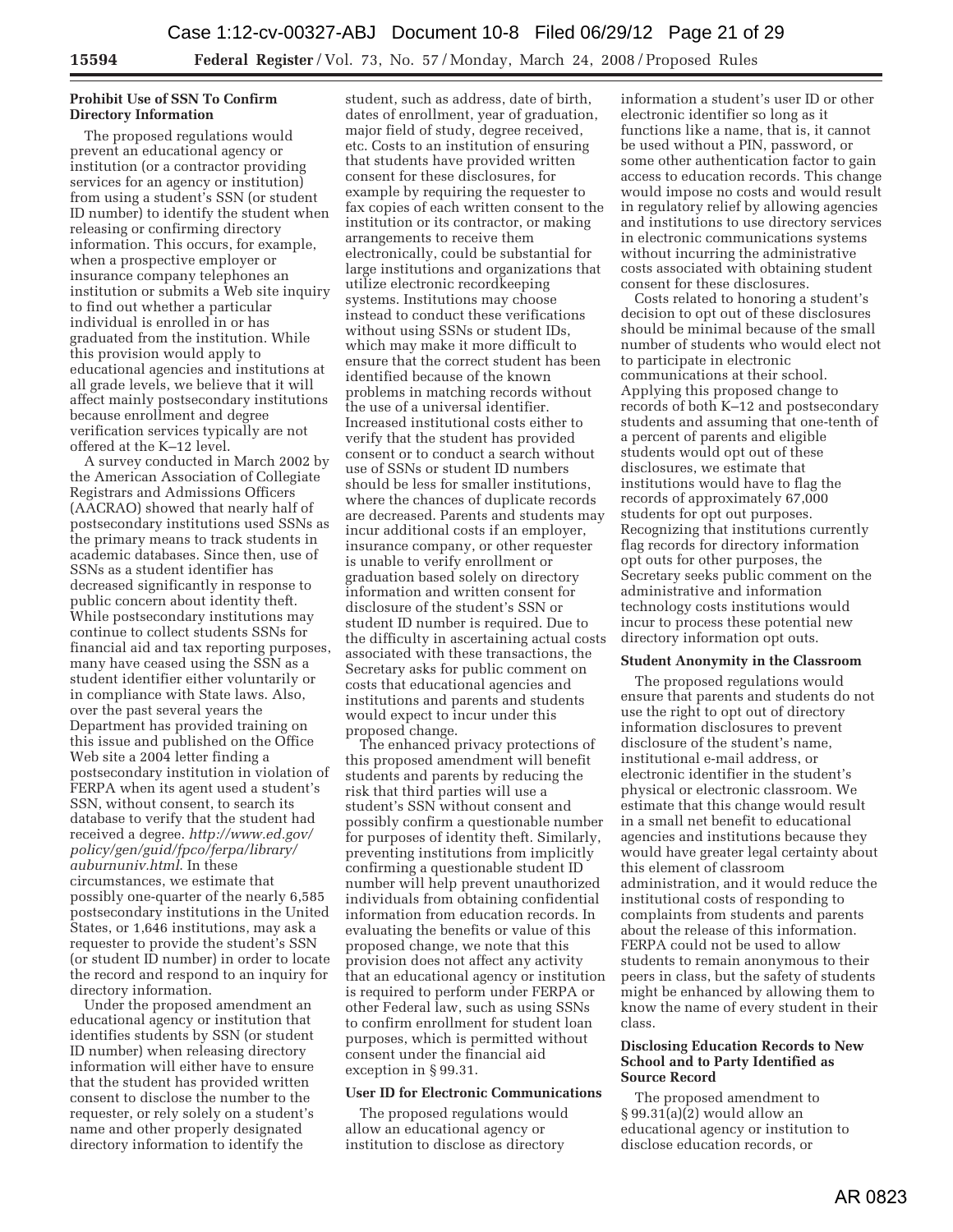**Prohibit Use of SSN To Confirm Directory Information**

The proposed regulations would prevent an educational agency or institution (or a contractor providing services for an agency or institution) from using a student's SSN (or student ID number) to identify the student when releasing or confirming directory information. This occurs, for example, when a prospective employer or insurance company telephones an institution or submits a Web site inquiry to find out whether a particular individual is enrolled in or has graduated from the institution. While this provision would apply to educational agencies and institutions at all grade levels, we believe that it will affect mainly postsecondary institutions because enrollment and degree verification services typically are not offered at the K–12 level.

A survey conducted in March 2002 by the American Association of Collegiate Registrars and Admissions Officers (AACRAO) showed that nearly half of postsecondary institutions used SSNs as the primary means to track students in academic databases. Since then, use of SSNs as a student identifier has decreased significantly in response to public concern about identity theft. While postsecondary institutions may continue to collect students SSNs for financial aid and tax reporting purposes, many have ceased using the SSN as a student identifier either voluntarily or in compliance with State laws. Also, over the past several years the Department has provided training on this issue and published on the Office Web site a 2004 letter finding a postsecondary institution in violation of FERPA when its agent used a student's SSN, without consent, to search its database to verify that the student had received a degree. *http://www.ed.gov/policy/gen/guid/fpco/ferpa/library/auburnuniv.html*. In these circumstances, we estimate that possibly one-quarter of the nearly 6,585 postsecondary institutions in the United States, or 1,646 institutions, may ask a requester to provide the student's SSN (or student ID number) in order to locate the record and respond to an inquiry for directory information.

Under the proposed amendment an educational agency or institution that identifies students by SSN (or student ID number) when releasing directory information will either have to ensure that the student has provided written consent to disclose the number to the requester, or rely solely on a student's name and other properly designated directory information to identify the student, such as address, date of birth, dates of enrollment, year of graduation, major field of study, degree received, etc. Costs to an institution of ensuring that students have provided written consent for these disclosures, for example by requiring the requester to fax copies of each written consent to the institution or its contractor, or making arrangements to receive them electronically, could be substantial for large institutions and organizations that utilize electronic recordkeeping systems. Institutions may choose instead to conduct these verifications without using SSNs or student IDs, which may make it more difficult to ensure that the correct student has been identified because of the known problems in matching records without the use of a universal identifier. Increased institutional costs either to verify that the student has provided consent or to conduct a search without use of SSNs or student ID numbers should be less for smaller institutions, where the chances of duplicate records are decreased. Parents and students may incur additional costs if an employer, insurance company, or other requester is unable to verify enrollment or graduation based solely on directory information and written consent for disclosure of the student's SSN or student ID number is required. Due to the difficulty in ascertaining actual costs associated with these transactions, the Secretary asks for public comment on costs that educational agencies and institutions and parents and students would expect to incur under this proposed change.

The enhanced privacy protections of this proposed amendment will benefit students and parents by reducing the risk that third parties will use a student's SSN without consent and possibly confirm a questionable number for purposes of identity theft. Similarly, preventing institutions from implicitly confirming a questionable student ID number will help prevent unauthorized individuals from obtaining confidential information from education records. In evaluating the benefits or value of this proposed change, we note that this provision does not affect any activity that an educational agency or institution is required to perform under FERPA or other Federal law, such as using SSNs to confirm enrollment for student loan purposes, which is permitted without consent under the financial aid exception in § 99.31.

**User ID for Electronic Communications**

The proposed regulations would allow an educational agency or institution to disclose as directory information a student's user ID or other electronic identifier so long as it functions like a name, that is, it cannot be used without a PIN, password, or some other authentication factor to gain access to education records. This change would impose no costs and would result in regulatory relief by allowing agencies and institutions to use directory services in electronic communications systems without incurring the administrative costs associated with obtaining student consent for these disclosures.

Costs related to honoring a student's decision to opt out of these disclosures should be minimal because of the small number of students who would elect not to participate in electronic communications at their school. Applying this proposed change to records of both K–12 and postsecondary students and assuming that one-tenth of a percent of parents and eligible students would opt out of these disclosures, we estimate that institutions would have to flag the records of approximately 67,000 students for opt out purposes. Recognizing that institutions currently flag records for directory information opt outs for other purposes, the Secretary seeks public comment on the administrative and information technology costs institutions would incur to process these potential new directory information opt outs.

**Student Anonymity in the Classroom**

The proposed regulations would ensure that parents and students do not use the right to opt out of directory information disclosures to prevent disclosure of the student's name, institutional e-mail address, or electronic identifier in the student's physical or electronic classroom. We estimate that this change would result in a small net benefit to educational agencies and institutions because they would have greater legal certainty about this element of classroom administration, and it would reduce the institutional costs of responding to complaints from students and parents about the release of this information. FERPA could not be used to allow students to remain anonymous to their peers in class, but the safety of students might be enhanced by allowing them to know the name of every student in their class.

**Disclosing Education Records to New School and to Party Identified as Source Record**

The proposed amendment to § 99.31(a)(2) would allow an educational agency or institution to disclose education records, or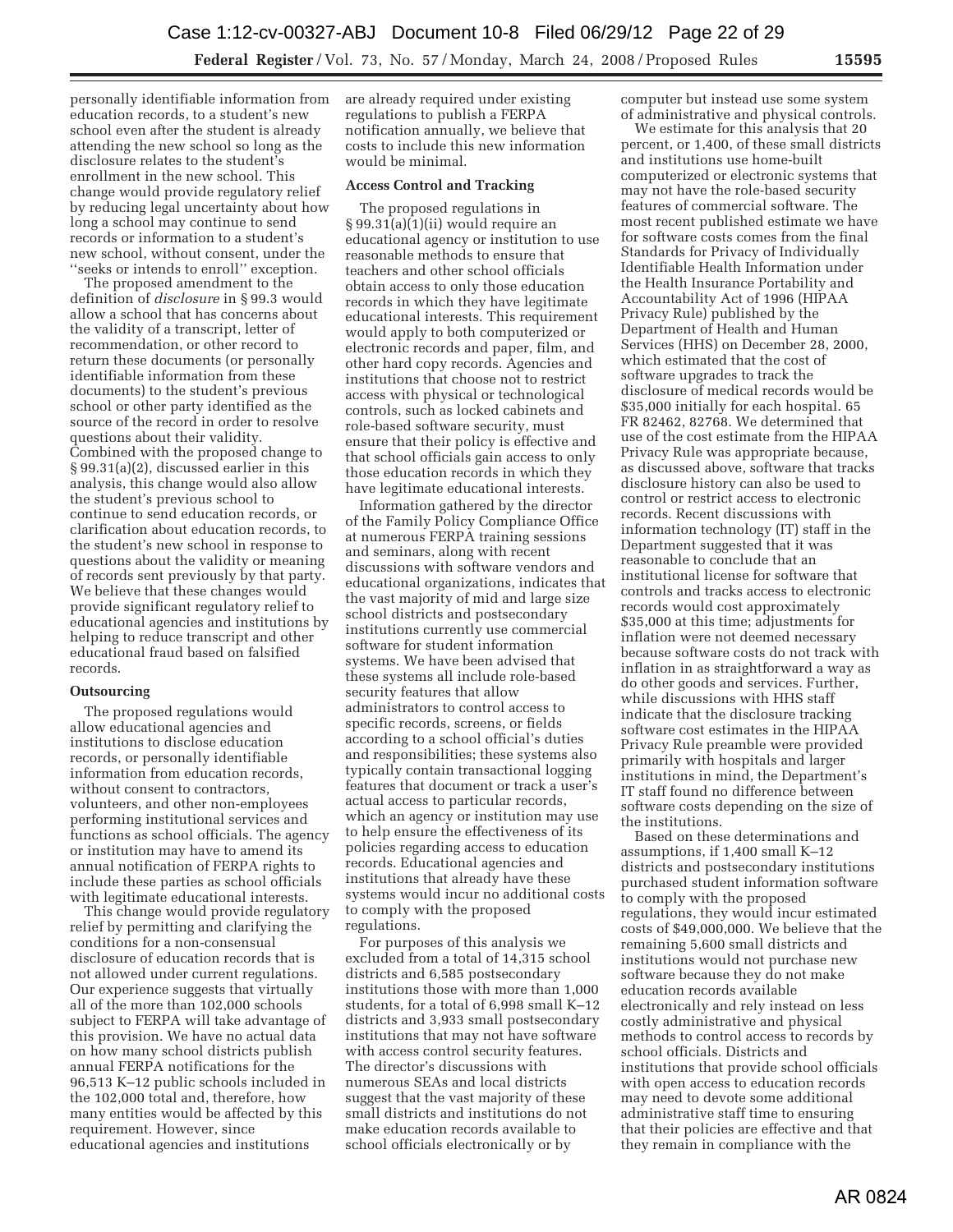personally identifiable information from education records, to a student's new school even after the student is already attending the new school so long as the disclosure relates to the student's enrollment in the new school. This change would provide regulatory relief by reducing legal uncertainty about how long a school may continue to send records or information to a student's new school, without consent, under the ''seeks or intends to enroll'' exception.

The proposed amendment to the definition of *disclosure* in § 99.3 would allow a school that has concerns about the validity of a transcript, letter of recommendation, or other record to return these documents (or personally identifiable information from these documents) to the student's previous school or other party identified as the source of the record in order to resolve questions about their validity. Combined with the proposed change to § 99.31(a)(2), discussed earlier in this analysis, this change would also allow the student's previous school to continue to send education records, or clarification about education records, to the student's new school in response to questions about the validity or meaning of records sent previously by that party. We believe that these changes would provide significant regulatory relief to educational agencies and institutions by helping to reduce transcript and other educational fraud based on falsified records.

**Outsourcing**

The proposed regulations would allow educational agencies and institutions to disclose education records, or personally identifiable information from education records, without consent to contractors, volunteers, and other non-employees performing institutional services and functions as school officials. The agency or institution may have to amend its annual notification of FERPA rights to include these parties as school officials with legitimate educational interests.

This change would provide regulatory relief by permitting and clarifying the conditions for a non-consensual disclosure of education records that is not allowed under current regulations. Our experience suggests that virtually all of the more than 102,000 schools subject to FERPA will take advantage of this provision. We have no actual data on how many school districts publish annual FERPA notifications for the 96,513 K–12 public schools included in the 102,000 total and, therefore, how many entities would be affected by this requirement. However, since educational agencies and institutions are already required under existing regulations to publish a FERPA notification annually, we believe that costs to include this new information would be minimal.

**Access Control and Tracking**

The proposed regulations in § 99.31(a)(1)(ii) would require an educational agency or institution to use reasonable methods to ensure that teachers and other school officials obtain access to only those education records in which they have legitimate educational interests. This requirement would apply to both computerized or electronic records and paper, film, and other hard copy records. Agencies and institutions that choose not to restrict access with physical or technological controls, such as locked cabinets and role-based software security, must ensure that their policy is effective and that school officials gain access to only those education records in which they have legitimate educational interests.

Information gathered by the director of the Family Policy Compliance Office at numerous FERPA training sessions and seminars, along with recent discussions with software vendors and educational organizations, indicates that the vast majority of mid and large size school districts and postsecondary institutions currently use commercial software for student information systems. We have been advised that these systems all include role-based security features that allow administrators to control access to specific records, screens, or fields according to a school official's duties and responsibilities; these systems also typically contain transactional logging features that document or track a user's actual access to particular records, which an agency or institution may use to help ensure the effectiveness of its policies regarding access to education records. Educational agencies and institutions that already have these systems would incur no additional costs to comply with the proposed regulations.

For purposes of this analysis we excluded from a total of 14,315 school districts and 6,585 postsecondary institutions those with more than 1,000 students, for a total of 6,998 small K–12 districts and 3,933 small postsecondary institutions that may not have software with access control security features. The director's discussions with numerous SEAs and local districts suggest that the vast majority of these small districts and institutions do not make education records available to school officials electronically or by computer but instead use some system of administrative and physical controls.

We estimate for this analysis that 20 percent, or 1,400, of these small districts and institutions use home-built computerized or electronic systems that may not have the role-based security features of commercial software. The most recent published estimate we have for software costs comes from the final Standards for Privacy of Individually Identifiable Health Information under the Health Insurance Portability and Accountability Act of 1996 (HIPAA Privacy Rule) published by the Department of Health and Human Services (HHS) on December 28, 2000, which estimated that the cost of software upgrades to track the disclosure of medical records would be $35,000 initially for each hospital. 65 FR 82462, 82768. We determined that use of the cost estimate from the HIPAA Privacy Rule was appropriate because, as discussed above, software that tracks disclosure history can also be used to control or restrict access to electronic records. Recent discussions with information technology (IT) staff in the Department suggested that it was reasonable to conclude that an institutional license for software that controls and tracks access to electronic records would cost approximately $35,000 at this time; adjustments for inflation were not deemed necessary because software costs do not track with inflation in as straightforward a way as do other goods and services. Further, while discussions with HHS staff indicate that the disclosure tracking software cost estimates in the HIPAA Privacy Rule preamble were provided primarily with hospitals and larger institutions in mind, the Department's IT staff found no difference between software costs depending on the size of the institutions.

Based on these determinations and assumptions, if 1,400 small K–12 districts and postsecondary institutions purchased student information software to comply with the proposed regulations, they would incur estimated costs of $49,000,000. We believe that the remaining 5,600 small districts and institutions would not purchase new software because they do not make education records available electronically and rely instead on less costly administrative and physical methods to control access to records by school officials. Districts and institutions that provide school officials with open access to education records may need to devote some additional administrative staff time to ensuring that their policies are effective and that they remain in compliance with the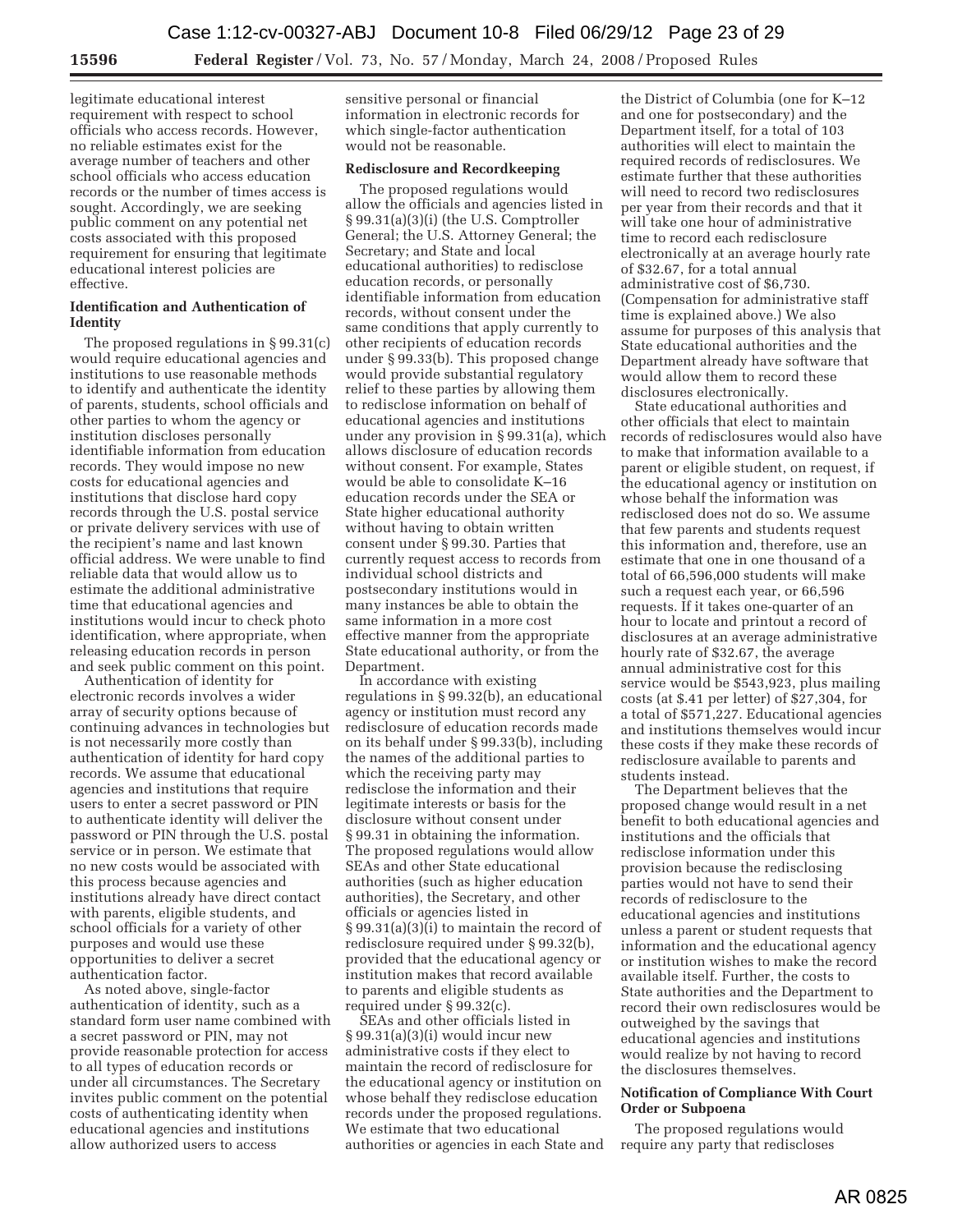legitimate educational interest requirement with respect to school officials who access records. However, no reliable estimates exist for the average number of teachers and other school officials who access education records or the number of times access is sought. Accordingly, we are seeking public comment on any potential net costs associated with this proposed requirement for ensuring that legitimate educational interest policies are effective.

**Identification and Authentication of Identity**

The proposed regulations in § 99.31(c) would require educational agencies and institutions to use reasonable methods to identify and authenticate the identity of parents, students, school officials and other parties to whom the agency or institution discloses personally identifiable information from education records. They would impose no new costs for educational agencies and institutions that disclose hard copy records through the U.S. postal service or private delivery services with use of the recipient's name and last known official address. We were unable to find reliable data that would allow us to estimate the additional administrative time that educational agencies and institutions would incur to check photo identification, where appropriate, when releasing education records in person and seek public comment on this point.

Authentication of identity for electronic records involves a wider array of security options because of continuing advances in technologies but is not necessarily more costly than authentication of identity for hard copy records. We assume that educational agencies and institutions that require users to enter a secret password or PIN to authenticate identity will deliver the password or PIN through the U.S. postal service or in person. We estimate that no new costs would be associated with this process because agencies and institutions already have direct contact with parents, eligible students, and school officials for a variety of other purposes and would use these opportunities to deliver a secret authentication factor.

As noted above, single-factor authentication of identity, such as a standard form user name combined with a secret password or PIN, may not provide reasonable protection for access to all types of education records or under all circumstances. The Secretary invites public comment on the potential costs of authenticating identity when educational agencies and institutions allow authorized users to access sensitive personal or financial information in electronic records for which single-factor authentication would not be reasonable.

**Redisclosure and Recordkeeping**

The proposed regulations would allow the officials and agencies listed in § 99.31(a)(3)(i) (the U.S. Comptroller General; the U.S. Attorney General; the Secretary; and State and local educational authorities) to redisclose education records, or personally identifiable information from education records, without consent under the same conditions that apply currently to other recipients of education records under § 99.33(b). This proposed change would provide substantial regulatory relief to these parties by allowing them to redisclose information on behalf of educational agencies and institutions under any provision in § 99.31(a), which allows disclosure of education records without consent. For example, States would be able to consolidate K–16 education records under the SEA or State higher educational authority without having to obtain written consent under § 99.30. Parties that currently request access to records from individual school districts and postsecondary institutions would in many instances be able to obtain the same information in a more cost effective manner from the appropriate State educational authority, or from the Department.

In accordance with existing regulations in § 99.32(b), an educational agency or institution must record any redisclosure of education records made on its behalf under § 99.33(b), including the names of the additional parties to which the receiving party may redisclose the information and their legitimate interests or basis for the disclosure without consent under § 99.31 in obtaining the information. The proposed regulations would allow SEAs and other State educational authorities (such as higher education authorities), the Secretary, and other officials or agencies listed in § 99.31(a)(3)(i) to maintain the record of redisclosure required under § 99.32(b), provided that the educational agency or institution makes that record available to parents and eligible students as required under § 99.32(c).

SEAs and other officials listed in § 99.31(a)(3)(i) would incur new administrative costs if they elect to maintain the record of redisclosure for the educational agency or institution on whose behalf they redisclose education records under the proposed regulations. We estimate that two educational authorities or agencies in each State and the District of Columbia (one for K–12 and one for postsecondary) and the Department itself, for a total of 103 authorities will elect to maintain the required records of redisclosures. We estimate further that these authorities will need to record two redisclosures per year from their records and that it will take one hour of administrative time to record each redisclosure electronically at an average hourly rate of $32.67, for a total annual administrative cost of $6,730. (Compensation for administrative staff time is explained above.) We also assume for purposes of this analysis that State educational authorities and the Department already have software that would allow them to record these disclosures electronically.

State educational authorities and other officials that elect to maintain records of redisclosures would also have to make that information available to a parent or eligible student, on request, if the educational agency or institution on whose behalf the information was redisclosed does not do so. We assume that few parents and students request this information and, therefore, use an estimate that one in one thousand of a total of 66,596,000 students will make such a request each year, or 66,596 requests. If it takes one-quarter of an hour to locate and printout a record of disclosures at an average administrative hourly rate of $32.67, the average annual administrative cost for this service would be $543,923, plus mailing costs (at $.41 per letter) of $27,304, for a total of $571,227. Educational agencies and institutions themselves would incur these costs if they make these records of redisclosure available to parents and students instead.

The Department believes that the proposed change would result in a net benefit to both educational agencies and institutions and the officials that redisclose information under this provision because the redisclosing parties would not have to send their records of redisclosure to the educational agencies and institutions unless a parent or student requests that information and the educational agency or institution wishes to make the record available itself. Further, the costs to State authorities and the Department to record their own redisclosures would be outweighed by the savings that educational agencies and institutions would realize by not having to record the disclosures themselves.

**Notification of Compliance With Court Order or Subpoena**

The proposed regulations would require any party that rediscloses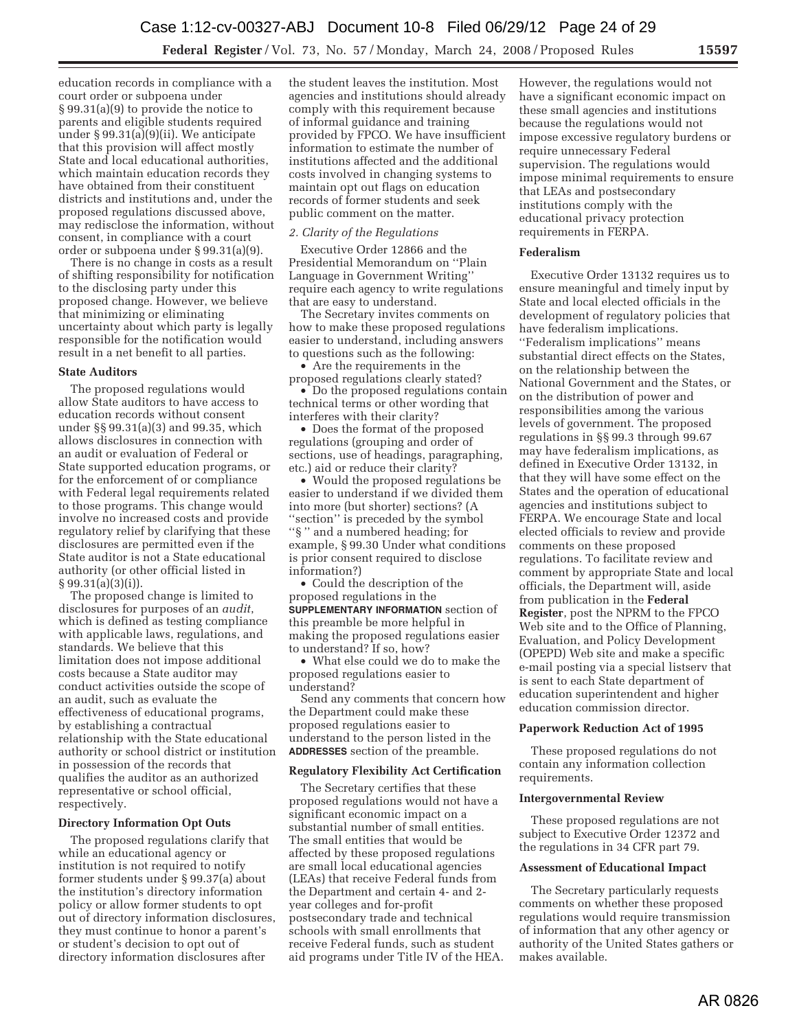education records in compliance with a court order or subpoena under § 99.31(a)(9) to provide the notice to parents and eligible students required under § 99.31(a)(9)(ii). We anticipate that this provision will affect mostly State and local educational authorities, which maintain education records they have obtained from their constituent districts and institutions and, under the proposed regulations discussed above, may redisclose the information, without consent, in compliance with a court order or subpoena under § 99.31(a)(9).

There is no change in costs as a result of shifting responsibility for notification to the disclosing party under this proposed change. However, we believe that minimizing or eliminating uncertainty about which party is legally responsible for the notification would result in a net benefit to all parties.

**State Auditors**

The proposed regulations would allow State auditors to have access to education records without consent under §§ 99.31(a)(3) and 99.35, which allows disclosures in connection with an audit or evaluation of Federal or State supported education programs, or for the enforcement of or compliance with Federal legal requirements related to those programs. This change would involve no increased costs and provide regulatory relief by clarifying that these disclosures are permitted even if the State auditor is not a State educational authority (or other official listed in § 99.31(a)(3)(i)).

The proposed change is limited to disclosures for purposes of an *audit*, which is defined as testing compliance with applicable laws, regulations, and standards. We believe that this limitation does not impose additional costs because a State auditor may conduct activities outside the scope of an audit, such as evaluate the effectiveness of educational programs, by establishing a contractual relationship with the State educational authority or school district or institution in possession of the records that qualifies the auditor as an authorized representative or school official, respectively.

**Directory Information Opt Outs**

The proposed regulations clarify that while an educational agency or institution is not required to notify former students under § 99.37(a) about the institution's directory information policy or allow former students to opt out of directory information disclosures, they must continue to honor a parent's or student's decision to opt out of directory information disclosures after the student leaves the institution. Most agencies and institutions should already comply with this requirement because of informal guidance and training provided by FPCO. We have insufficient information to estimate the number of institutions affected and the additional costs involved in changing systems to maintain opt out flags on education records of former students and seek public comment on the matter.

*2. Clarity of the Regulations*

Executive Order 12866 and the Presidential Memorandum on "Plain Language in Government Writing" require each agency to write regulations that are easy to understand.

The Secretary invites comments on how to make these proposed regulations easier to understand, including answers to questions such as the following:

- Are the requirements in the proposed regulations clearly stated?
- Do the proposed regulations contain technical terms or other wording that interferes with their clarity?
- Does the format of the proposed regulations (grouping and order of sections, use of headings, paragraphing, etc.) aid or reduce their clarity?
- Would the proposed regulations be easier to understand if we divided them into more (but shorter) sections? (A "section" is preceded by the symbol "§ " and a numbered heading; for example, § 99.30 Under what conditions is prior consent required to disclose information?)
- Could the description of the proposed regulations in the **SUPPLEMENTARY INFORMATION** section of this preamble be more helpful in making the proposed regulations easier to understand? If so, how?
- What else could we do to make the proposed regulations easier to understand?

Send any comments that concern how the Department could make these proposed regulations easier to understand to the person listed in the **ADDRESSES** section of the preamble.

**Regulatory Flexibility Act Certification**

The Secretary certifies that these proposed regulations would not have a significant economic impact on a substantial number of small entities. The small entities that would be affected by these proposed regulations are small local educational agencies (LEAs) that receive Federal funds from the Department and certain 4- and 2-year colleges and for-profit postsecondary trade and technical schools with small enrollments that receive Federal funds, such as student aid programs under Title IV of the HEA. However, the regulations would not have a significant economic impact on these small agencies and institutions because the regulations would not impose excessive regulatory burdens or require unnecessary Federal supervision. The regulations would impose minimal requirements to ensure that LEAs and postsecondary institutions comply with the educational privacy protection requirements in FERPA.

**Federalism**

Executive Order 13132 requires us to ensure meaningful and timely input by State and local elected officials in the development of regulatory policies that have federalism implications. "Federalism implications" means substantial direct effects on the States, on the relationship between the National Government and the States, or on the distribution of power and responsibilities among the various levels of government. The proposed regulations in §§ 99.3 through 99.67 may have federalism implications, as defined in Executive Order 13132, in that they will have some effect on the States and the operation of educational agencies and institutions subject to FERPA. We encourage State and local elected officials to review and provide comments on these proposed regulations. To facilitate review and comment by appropriate State and local officials, the Department will, aside from publication in the **Federal Register**, post the NPRM to the FPCO Web site and to the Office of Planning, Evaluation, and Policy Development (OPEPD) Web site and make a specific e-mail posting via a special listserv that is sent to each State department of education superintendent and higher education commission director.

**Paperwork Reduction Act of 1995**

These proposed regulations do not contain any information collection requirements.

**Intergovernmental Review**

These proposed regulations are not subject to Executive Order 12372 and the regulations in 34 CFR part 79.

**Assessment of Educational Impact**

The Secretary particularly requests comments on whether these proposed regulations would require transmission of information that any other agency or authority of the United States gathers or makes available.

AR 0826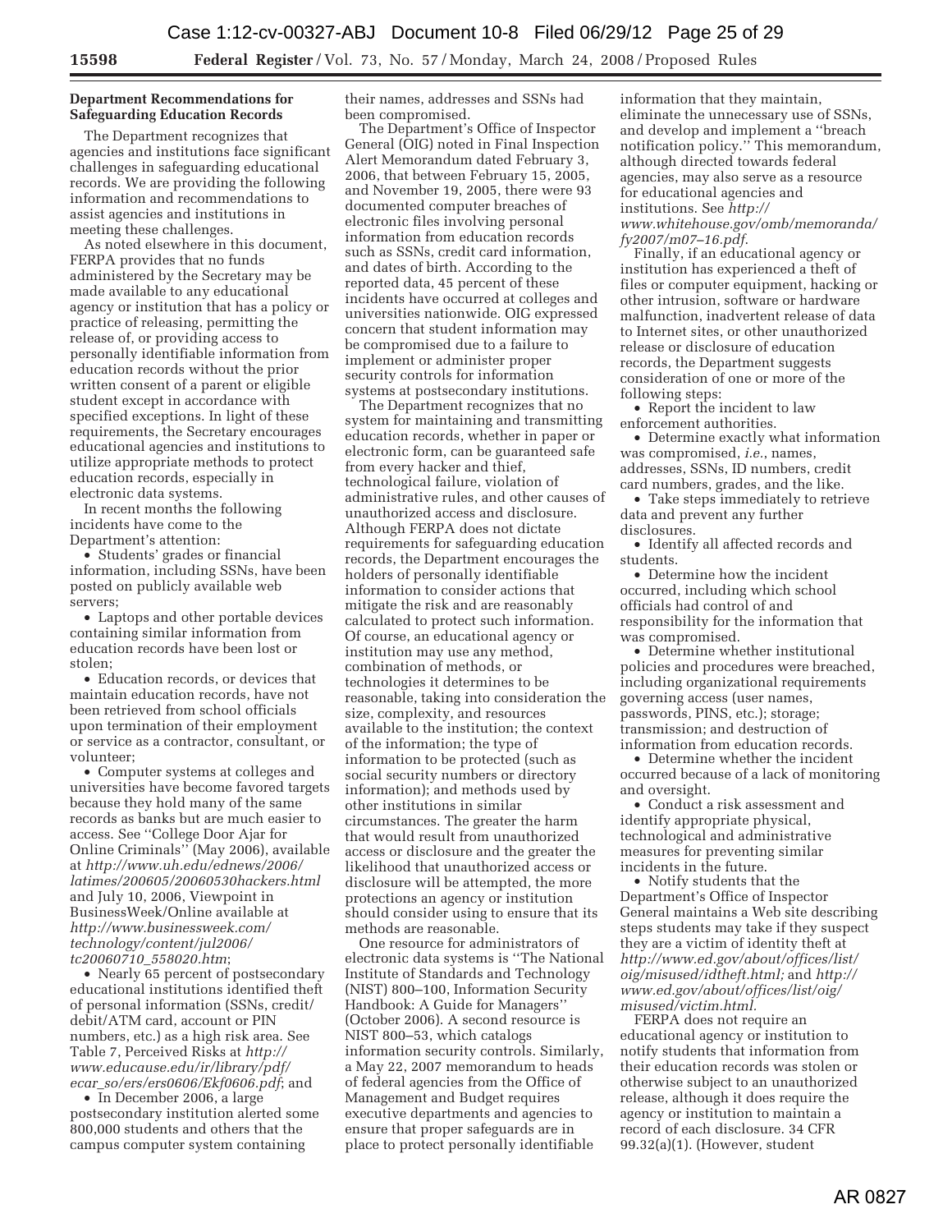**Department Recommendations for Safeguarding Education Records**

The Department recognizes that agencies and institutions face significant challenges in safeguarding educational records. We are providing the following information and recommendations to assist agencies and institutions in meeting these challenges.

As noted elsewhere in this document, FERPA provides that no funds administered by the Secretary may be made available to any educational agency or institution that has a policy or practice of releasing, permitting the release of, or providing access to personally identifiable information from education records without the prior written consent of a parent or eligible student except in accordance with specified exceptions. In light of these requirements, the Secretary encourages educational agencies and institutions to utilize appropriate methods to protect education records, especially in electronic data systems.

In recent months the following incidents have come to the Department's attention:

- Students' grades or financial information, including SSNs, have been posted on publicly available web servers;
- Laptops and other portable devices containing similar information from education records have been lost or stolen;
- Education records, or devices that maintain education records, have not been retrieved from school officials upon termination of their employment or service as a contractor, consultant, or volunteer;
- Computer systems at colleges and universities have become favored targets because they hold many of the same records as banks but are much easier to access. See ''College Door Ajar for Online Criminals'' (May 2006), available at *http://www.uh.edu/ednews/2006/latimes/200605/20060530hackers.html* and July 10, 2006, Viewpoint in BusinessWeek/Online available at *http://www.businessweek.com/technology/content/jul2006/tc20060710_558020.htm*;
- Nearly 65 percent of postsecondary educational institutions identified theft of personal information (SSNs, credit/debit/ATM card, account or PIN numbers, etc.) as a high risk area. See Table 7, Perceived Risks at *http://www.educause.edu/ir/library/pdf/ecar_so/ers/ers0606/Ekf0606.pdf*; and
- In December 2006, a large postsecondary institution alerted some 800,000 students and others that the campus computer system containing their names, addresses and SSNs had been compromised.

The Department's Office of Inspector General (OIG) noted in Final Inspection Alert Memorandum dated February 3, 2006, that between February 15, 2005, and November 19, 2005, there were 93 documented computer breaches of electronic files involving personal information from education records such as SSNs, credit card information, and dates of birth. According to the reported data, 45 percent of these incidents have occurred at colleges and universities nationwide. OIG expressed concern that student information may be compromised due to a failure to implement or administer proper security controls for information systems at postsecondary institutions.

The Department recognizes that no system for maintaining and transmitting education records, whether in paper or electronic form, can be guaranteed safe from every hacker and thief, technological failure, violation of administrative rules, and other causes of unauthorized access and disclosure. Although FERPA does not dictate requirements for safeguarding education records, the Department encourages the holders of personally identifiable information to consider actions that mitigate the risk and are reasonably calculated to protect such information. Of course, an educational agency or institution may use any method, combination of methods, or technologies it determines to be reasonable, taking into consideration the size, complexity, and resources available to the institution; the context of the information; the type of information to be protected (such as social security numbers or directory information); and methods used by other institutions in similar circumstances. The greater the harm that would result from unauthorized access or disclosure and the greater the likelihood that unauthorized access or disclosure will be attempted, the more protections an agency or institution should consider using to ensure that its methods are reasonable.

One resource for administrators of electronic data systems is ''The National Institute of Standards and Technology (NIST) 800–100, Information Security Handbook: A Guide for Managers'' (October 2006). A second resource is NIST 800–53, which catalogs information security controls. Similarly, a May 22, 2007 memorandum to heads of federal agencies from the Office of Management and Budget requires executive departments and agencies to ensure that proper safeguards are in place to protect personally identifiable information that they maintain, eliminate the unnecessary use of SSNs, and develop and implement a ''breach notification policy.'' This memorandum, although directed towards federal agencies, may also serve as a resource for educational agencies and institutions. See *http://www.whitehouse.gov/omb/memoranda/fy2007/m07–16.pdf*.

Finally, if an educational agency or institution has experienced a theft of files or computer equipment, hacking or other intrusion, software or hardware malfunction, inadvertent release of data to Internet sites, or other unauthorized release or disclosure of education records, the Department suggests consideration of one or more of the following steps:

- Report the incident to law enforcement authorities.
- Determine exactly what information was compromised, *i.e.*, names, addresses, SSNs, ID numbers, credit card numbers, grades, and the like.
- Take steps immediately to retrieve data and prevent any further disclosures.
- Identify all affected records and students.
- Determine how the incident occurred, including which school officials had control of and responsibility for the information that was compromised.
- Determine whether institutional policies and procedures were breached, including organizational requirements governing access (user names, passwords, PINS, etc.); storage; transmission; and destruction of information from education records.
- Determine whether the incident occurred because of a lack of monitoring and oversight.
- Conduct a risk assessment and identify appropriate physical, technological and administrative measures for preventing similar incidents in the future.
- Notify students that the Department's Office of Inspector General maintains a Web site describing steps students may take if they suspect they are a victim of identity theft at *http://www.ed.gov/about/offices/list/oig/misused/idtheft.html;* and *http://www.ed.gov/about/offices/list/oig/misused/victim.html.*

FERPA does not require an educational agency or institution to notify students that information from their education records was stolen or otherwise subject to an unauthorized release, although it does require the agency or institution to maintain a record of each disclosure. 34 CFR 99.32(a)(1). (However, student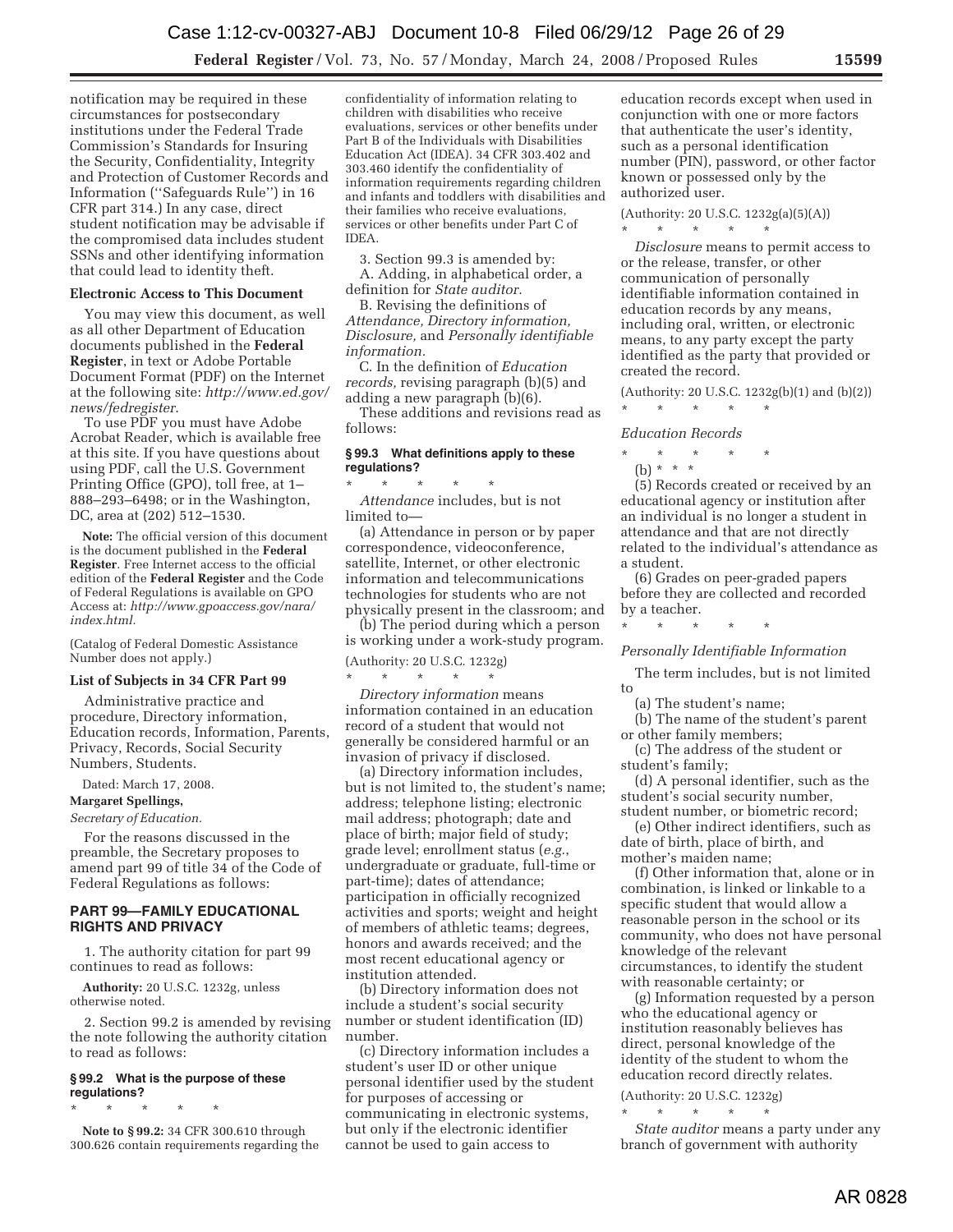notification may be required in these circumstances for postsecondary institutions under the Federal Trade Commission's Standards for Insuring the Security, Confidentiality, Integrity and Protection of Customer Records and Information (''Safeguards Rule'') in 16 CFR part 314.) In any case, direct student notification may be advisable if the compromised data includes student SSNs and other identifying information that could lead to identity theft.

**Electronic Access to This Document**

You may view this document, as well as all other Department of Education documents published in the **Federal Register**, in text or Adobe Portable Document Format (PDF) on the Internet at the following site: *http://www.ed.gov/news/fedregister*.

To use PDF you must have Adobe Acrobat Reader, which is available free at this site. If you have questions about using PDF, call the U.S. Government Printing Office (GPO), toll free, at 1–888–293–6498; or in the Washington, DC, area at (202) 512–1530.

**Note:** The official version of this document is the document published in the **Federal Register**. Free Internet access to the official edition of the **Federal Register** and the Code of Federal Regulations is available on GPO Access at: *http://www.gpoaccess.gov/nara/index.html.*

(Catalog of Federal Domestic Assistance Number does not apply.)

**List of Subjects in 34 CFR Part 99**

Administrative practice and procedure, Directory information, Education records, Information, Parents, Privacy, Records, Social Security Numbers, Students.

Dated: March 17, 2008.

**Margaret Spellings,**

*Secretary of Education.*

For the reasons discussed in the preamble, the Secretary proposes to amend part 99 of title 34 of the Code of Federal Regulations as follows:

**PART 99—FAMILY EDUCATIONAL RIGHTS AND PRIVACY**

1. The authority citation for part 99 continues to read as follows:

**Authority:** 20 U.S.C. 1232g, unless otherwise noted.

2. Section 99.2 is amended by revising the note following the authority citation to read as follows:

**§ 99.2 What is the purpose of these regulations?**

\* \* \* \* \*

**Note to § 99.2:** 34 CFR 300.610 through 300.626 contain requirements regarding the confidentiality of information relating to children with disabilities who receive evaluations, services or other benefits under Part B of the Individuals with Disabilities Education Act (IDEA). 34 CFR 303.402 and 303.460 identify the confidentiality of information requirements regarding children and infants and toddlers with disabilities and their families who receive evaluations, services or other benefits under Part C of IDEA.

3. Section 99.3 is amended by:

A. Adding, in alphabetical order, a definition for *State auditor*.

B. Revising the definitions of *Attendance, Directory information, Disclosure,* and *Personally identifiable information.*

C. In the definition of *Education records,* revising paragraph (b)(5) and adding a new paragraph (b)(6).

These additions and revisions read as follows:

**§ 99.3 What definitions apply to these regulations?**

\* \* \* \* \*

*Attendance* includes, but is not limited to—

(a) Attendance in person or by paper correspondence, videoconference, satellite, Internet, or other electronic information and telecommunications technologies for students who are not physically present in the classroom; and

(b) The period during which a person is working under a work-study program.

(Authority: 20 U.S.C. 1232g)

\* \* \* \* \*

*Directory information* means information contained in an education record of a student that would not generally be considered harmful or an invasion of privacy if disclosed.

(a) Directory information includes, but is not limited to, the student's name; address; telephone listing; electronic mail address; photograph; date and place of birth; major field of study; grade level; enrollment status (*e.g.*, undergraduate or graduate, full-time or part-time); dates of attendance; participation in officially recognized activities and sports; weight and height of members of athletic teams; degrees, honors and awards received; and the most recent educational agency or institution attended.

(b) Directory information does not include a student's social security number or student identification (ID) number.

(c) Directory information includes a student's user ID or other unique personal identifier used by the student for purposes of accessing or communicating in electronic systems, but only if the electronic identifier cannot be used to gain access to education records except when used in conjunction with one or more factors that authenticate the user's identity, such as a personal identification number (PIN), password, or other factor known or possessed only by the authorized user.

(Authority: 20 U.S.C. 1232g(a)(5)(A))

\* \* \* \* \*

*Disclosure* means to permit access to or the release, transfer, or other communication of personally identifiable information contained in education records by any means, including oral, written, or electronic means, to any party except the party identified as the party that provided or created the record.

(Authority: 20 U.S.C. 1232g(b)(1) and (b)(2))

\* \* \* \* \*

*Education Records*

\* \* \* \* \*

(b) \* \* \*

(5) Records created or received by an educational agency or institution after an individual is no longer a student in attendance and that are not directly related to the individual's attendance as a student.

(6) Grades on peer-graded papers before they are collected and recorded by a teacher.

\* \* \* \* \*

*Personally Identifiable Information*

The term includes, but is not limited to

(a) The student's name;

(b) The name of the student's parent or other family members;

(c) The address of the student or student's family;

(d) A personal identifier, such as the student's social security number, student number, or biometric record;

(e) Other indirect identifiers, such as date of birth, place of birth, and mother's maiden name;

(f) Other information that, alone or in combination, is linked or linkable to a specific student that would allow a reasonable person in the school or its community, who does not have personal knowledge of the relevant circumstances, to identify the student with reasonable certainty; or

(g) Information requested by a person who the educational agency or institution reasonably believes has direct, personal knowledge of the identity of the student to whom the education record directly relates.

(Authority: 20 U.S.C. 1232g)

\* \* \* \* \*

*State auditor* means a party under any branch of government with authority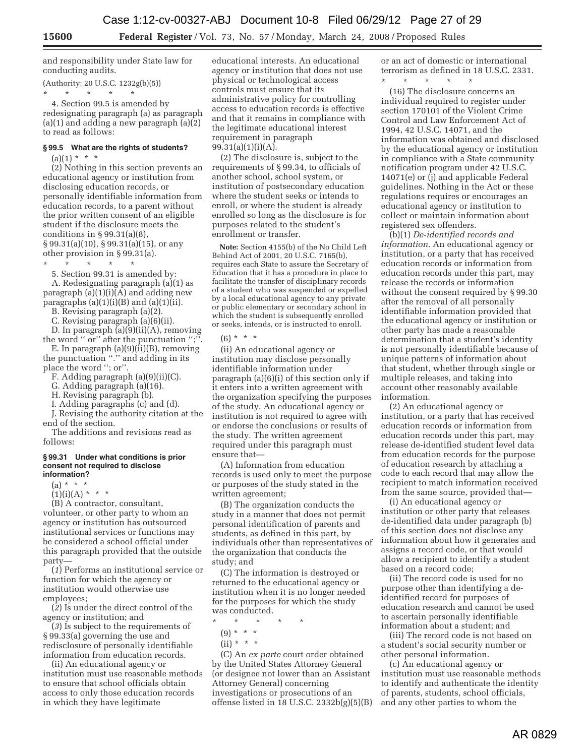and responsibility under State law for conducting audits.

(Authority: 20 U.S.C. 1232g(b)(5))

\* \* \* \* \*

4. Section 99.5 is amended by redesignating paragraph (a) as paragraph (a)(1) and adding a new paragraph (a)(2) to read as follows:

#### § 99.5 What are the rights of students?

(a)(1) \* \* \*

(2) Nothing in this section prevents an educational agency or institution from disclosing education records, or personally identifiable information from education records, to a parent without the prior written consent of an eligible student if the disclosure meets the conditions in § 99.31(a)(8), § 99.31(a)(10), § 99.31(a)(15), or any other provision in § 99.31(a).

\* \* \* \* \*

5. Section 99.31 is amended by:

A. Redesignating paragraph (a)(1) as paragraph (a)(1)(i)(A) and adding new paragraphs (a)(1)(i)(B) and (a)(1)(ii).

B. Revising paragraph (a)(2).

C. Revising paragraph (a)(6)(ii).

D. In paragraph (a)(9)(ii)(A), removing the word '' or'' after the punctuation '';''.

E. In paragraph (a)(9)(ii)(B), removing the punctuation ''.'' and adding in its place the word ''; or''.

F. Adding paragraph (a)(9)(ii)(C).

G. Adding paragraph (a)(16).

H. Revising paragraph (b).

I. Adding paragraphs (c) and (d).

J. Revising the authority citation at the end of the section.

The additions and revisions read as follows:

#### § 99.31 Under what conditions is prior consent not required to disclose information?

(a) \* \* \*

(1)(i)(A) \* \* \*

(B) A contractor, consultant, volunteer, or other party to whom an agency or institution has outsourced institutional services or functions may be considered a school official under this paragraph provided that the outside party—

(*1*) Performs an institutional service or function for which the agency or institution would otherwise use employees;

(*2*) Is under the direct control of the agency or institution; and

(*3*) Is subject to the requirements of § 99.33(a) governing the use and redisclosure of personally identifiable information from education records.

(ii) An educational agency or institution must use reasonable methods to ensure that school officials obtain access to only those education records in which they have legitimate educational interests. An educational agency or institution that does not use physical or technological access controls must ensure that its administrative policy for controlling access to education records is effective and that it remains in compliance with the legitimate educational interest requirement in paragraph 99.31(a)(1)(i)(A).

(2) The disclosure is, subject to the requirements of § 99.34, to officials of another school, school system, or institution of postsecondary education where the student seeks or intends to enroll, or where the student is already enrolled so long as the disclosure is for purposes related to the student's enrollment or transfer.

**Note:** Section 4155(b) of the No Child Left Behind Act of 2001, 20 U.S.C. 7165(b), requires each State to assure the Secretary of Education that it has a procedure in place to facilitate the transfer of disciplinary records of a student who was suspended or expelled by a local educational agency to any private or public elementary or secondary school in which the student is subsequently enrolled or seeks, intends, or is instructed to enroll.

(6) \* \* \*

(ii) An educational agency or institution may disclose personally identifiable information under paragraph (a)(6)(i) of this section only if it enters into a written agreement with the organization specifying the purposes of the study. An educational agency or institution is not required to agree with or endorse the conclusions or results of the study. The written agreement required under this paragraph must ensure that—

(A) Information from education records is used only to meet the purpose or purposes of the study stated in the written agreement;

(B) The organization conducts the study in a manner that does not permit personal identification of parents and students, as defined in this part, by individuals other than representatives of the organization that conducts the study; and

(C) The information is destroyed or returned to the educational agency or institution when it is no longer needed for the purposes for which the study was conducted.

\* \* \* \* \*

(9) \* \* \*

(ii) \* \* \*

(C) An *ex parte* court order obtained by the United States Attorney General (or designee not lower than an Assistant Attorney General) concerning investigations or prosecutions of an offense listed in 18 U.S.C. 2332b(g)(5)(B) or an act of domestic or international terrorism as defined in 18 U.S.C. 2331.

\* \* \* \* \*

(16) The disclosure concerns an individual required to register under section 170101 of the Violent Crime Control and Law Enforcement Act of 1994, 42 U.S.C. 14071, and the information was obtained and disclosed by the educational agency or institution in compliance with a State community notification program under 42 U.S.C. 14071(e) or (j) and applicable Federal guidelines. Nothing in the Act or these regulations requires or encourages an educational agency or institution to collect or maintain information about registered sex offenders.

(b)(1) *De-identified records and information.* An educational agency or institution, or a party that has received education records or information from education records under this part, may release the records or information without the consent required by § 99.30 after the removal of all personally identifiable information provided that the educational agency or institution or other party has made a reasonable determination that a student's identity is not personally identifiable because of unique patterns of information about that student, whether through single or multiple releases, and taking into account other reasonably available information.

(2) An educational agency or institution, or a party that has received education records or information from education records under this part, may release de-identified student level data from education records for the purpose of education research by attaching a code to each record that may allow the recipient to match information received from the same source, provided that—

(i) An educational agency or institution or other party that releases de-identified data under paragraph (b) of this section does not disclose any information about how it generates and assigns a record code, or that would allow a recipient to identify a student based on a record code;

(ii) The record code is used for no purpose other than identifying a de-identified record for purposes of education research and cannot be used to ascertain personally identifiable information about a student; and

(iii) The record code is not based on a student's social security number or other personal information.

(c) An educational agency or institution must use reasonable methods to identify and authenticate the identity of parents, students, school officials, and any other parties to whom the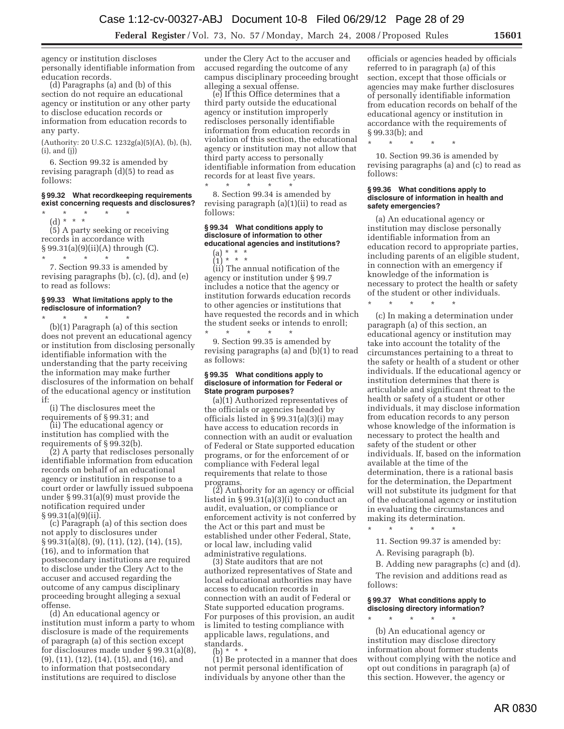agency or institution discloses personally identifiable information from education records.

(d) Paragraphs (a) and (b) of this section do not require an educational agency or institution or any other party to disclose education records or information from education records to any party.

(Authority: 20 U.S.C. 1232g(a)(5)(A), (b), (h), (i), and (j))

6. Section 99.32 is amended by revising paragraph (d)(5) to read as follows:

#### § 99.32 What recordkeeping requirements exist concerning requests and disclosures?

\* \* \* \* \*

(d) \* \* \*

(5) A party seeking or receiving records in accordance with § 99.31(a)(9)(ii)(A) through (C).

\* \* \* \* \*

7. Section 99.33 is amended by revising paragraphs (b), (c), (d), and (e) to read as follows:

#### § 99.33 What limitations apply to the redisclosure of information?

\* \* \* \* \*

(b)(1) Paragraph (a) of this section does not prevent an educational agency or institution from disclosing personally identifiable information with the understanding that the party receiving the information may make further disclosures of the information on behalf of the educational agency or institution if:

(i) The disclosures meet the requirements of § 99.31; and

(ii) The educational agency or institution has complied with the requirements of § 99.32(b).

(2) A party that rediscloses personally identifiable information from education records on behalf of an educational agency or institution in response to a court order or lawfully issued subpoena under § 99.31(a)(9) must provide the notification required under § 99.31(a)(9)(ii).

(c) Paragraph (a) of this section does not apply to disclosures under § 99.31(a)(8), (9), (11), (12), (14), (15), (16), and to information that postsecondary institutions are required to disclose under the Clery Act to the accuser and accused regarding the outcome of any campus disciplinary proceeding brought alleging a sexual offense.

(d) An educational agency or institution must inform a party to whom disclosure is made of the requirements of paragraph (a) of this section except for disclosures made under § 99.31(a)(8), (9), (11), (12), (14), (15), and (16), and to information that postsecondary institutions are required to disclose under the Clery Act to the accuser and accused regarding the outcome of any campus disciplinary proceeding brought alleging a sexual offense.

(e) If this Office determines that a third party outside the educational agency or institution improperly rediscloses personally identifiable information from education records in violation of this section, the educational agency or institution may not allow that third party access to personally identifiable information from education records for at least five years.

\* \* \* \* \*

8. Section 99.34 is amended by revising paragraph (a)(1)(ii) to read as follows:

#### § 99.34 What conditions apply to disclosure of information to other educational agencies and institutions?

(a) \* \* \*

(1) \* \* \*

(ii) The annual notification of the agency or institution under § 99.7 includes a notice that the agency or institution forwards education records to other agencies or institutions that have requested the records and in which the student seeks or intends to enroll;

\* \* \* \* \*

9. Section 99.35 is amended by revising paragraphs (a) and (b)(1) to read as follows:

#### § 99.35 What conditions apply to disclosure of information for Federal or State program purposes?

(a)(1) Authorized representatives of the officials or agencies headed by officials listed in § 99.31(a)(3)(i) may have access to education records in connection with an audit or evaluation of Federal or State supported education programs, or for the enforcement of or compliance with Federal legal requirements that relate to those programs.

(2) Authority for an agency or official listed in § 99.31(a)(3)(i) to conduct an audit, evaluation, or compliance or enforcement activity is not conferred by the Act or this part and must be established under other Federal, State, or local law, including valid administrative regulations.

(3) State auditors that are not authorized representatives of State and local educational authorities may have access to education records in connection with an audit of Federal or State supported education programs. For purposes of this provision, an audit is limited to testing compliance with applicable laws, regulations, and standards.

(b) \* \* \*

(1) Be protected in a manner that does not permit personal identification of individuals by anyone other than the officials or agencies headed by officials referred to in paragraph (a) of this section, except that those officials or agencies may make further disclosures of personally identifiable information from education records on behalf of the educational agency or institution in accordance with the requirements of § 99.33(b); and

\* \* \* \* \*

10. Section 99.36 is amended by revising paragraphs (a) and (c) to read as follows:

#### § 99.36 What conditions apply to disclosure of information in health and safety emergencies?

(a) An educational agency or institution may disclose personally identifiable information from an education record to appropriate parties, including parents of an eligible student, in connection with an emergency if knowledge of the information is necessary to protect the health or safety of the student or other individuals.

\* \* \* \* \*

(c) In making a determination under paragraph (a) of this section, an educational agency or institution may take into account the totality of the circumstances pertaining to a threat to the safety or health of a student or other individuals. If the educational agency or institution determines that there is articulable and significant threat to the health or safety of a student or other individuals, it may disclose information from education records to any person whose knowledge of the information is necessary to protect the health and safety of the student or other individuals. If, based on the information available at the time of the determination, there is a rational basis for the determination, the Department will not substitute its judgment for that of the educational agency or institution in evaluating the circumstances and making its determination.

\* \* \* \* \*

11. Section 99.37 is amended by:

A. Revising paragraph (b).

B. Adding new paragraphs (c) and (d).

The revision and additions read as follows:

#### § 99.37 What conditions apply to disclosing directory information?

\* \* \* \* \*

(b) An educational agency or institution may disclose directory information about former students without complying with the notice and opt out conditions in paragraph (a) of this section. However, the agency or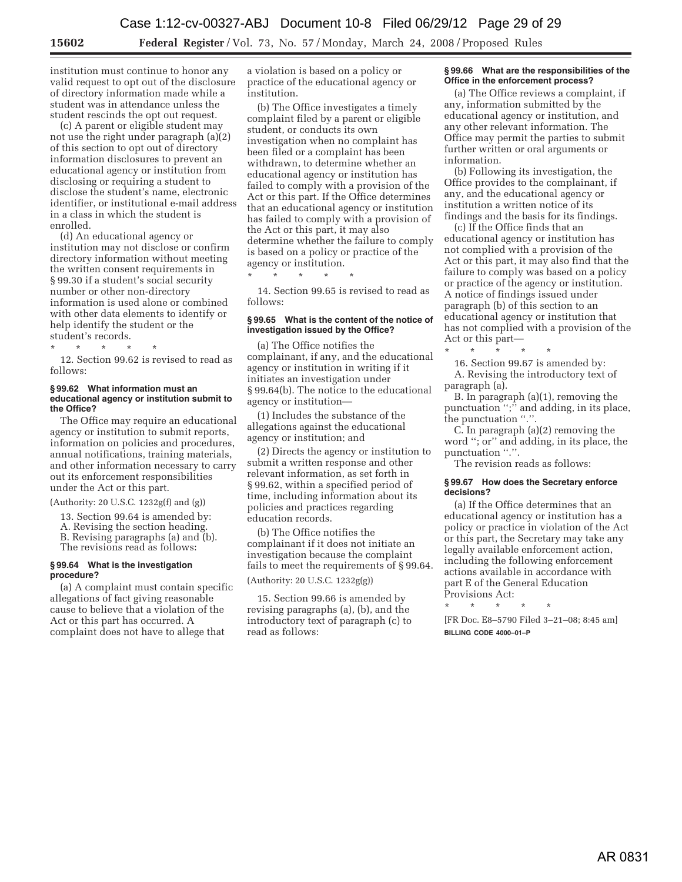institution must continue to honor any valid request to opt out of the disclosure of directory information made while a student was in attendance unless the student rescinds the opt out request.

(c) A parent or eligible student may not use the right under paragraph (a)(2) of this section to opt out of directory information disclosures to prevent an educational agency or institution from disclosing or requiring a student to disclose the student's name, electronic identifier, or institutional e-mail address in a class in which the student is enrolled.

(d) An educational agency or institution may not disclose or confirm directory information without meeting the written consent requirements in § 99.30 if a student's social security number or other non-directory information is used alone or combined with other data elements to identify or help identify the student or the student's records.

\* \* \* \* \*

12. Section 99.62 is revised to read as follows:

#### § 99.62 What information must an educational agency or institution submit to the Office?

The Office may require an educational agency or institution to submit reports, information on policies and procedures, annual notifications, training materials, and other information necessary to carry out its enforcement responsibilities under the Act or this part.

(Authority: 20 U.S.C. 1232g(f) and (g))

13. Section 99.64 is amended by:

A. Revising the section heading.

B. Revising paragraphs (a) and (b).

The revisions read as follows:

#### § 99.64 What is the investigation procedure?

(a) A complaint must contain specific allegations of fact giving reasonable cause to believe that a violation of the Act or this part has occurred. A complaint does not have to allege that a violation is based on a policy or practice of the educational agency or institution.

(b) The Office investigates a timely complaint filed by a parent or eligible student, or conducts its own investigation when no complaint has been filed or a complaint has been withdrawn, to determine whether an educational agency or institution has failed to comply with a provision of the Act or this part. If the Office determines that an educational agency or institution has failed to comply with a provision of the Act or this part, it may also determine whether the failure to comply is based on a policy or practice of the agency or institution.

\* \* \* \* \*

14. Section 99.65 is revised to read as follows:

#### § 99.65 What is the content of the notice of investigation issued by the Office?

(a) The Office notifies the complainant, if any, and the educational agency or institution in writing if it initiates an investigation under § 99.64(b). The notice to the educational agency or institution—

(1) Includes the substance of the allegations against the educational agency or institution; and

(2) Directs the agency or institution to submit a written response and other relevant information, as set forth in § 99.62, within a specified period of time, including information about its policies and practices regarding education records.

(b) The Office notifies the complainant if it does not initiate an investigation because the complaint fails to meet the requirements of § 99.64.

(Authority: 20 U.S.C. 1232g(g))

15. Section 99.66 is amended by revising paragraphs (a), (b), and the introductory text of paragraph (c) to read as follows:

#### § 99.66 What are the responsibilities of the Office in the enforcement process?

(a) The Office reviews a complaint, if any, information submitted by the educational agency or institution, and any other relevant information. The Office may permit the parties to submit further written or oral arguments or information.

(b) Following its investigation, the Office provides to the complainant, if any, and the educational agency or institution a written notice of its findings and the basis for its findings.

(c) If the Office finds that an educational agency or institution has not complied with a provision of the Act or this part, it may also find that the failure to comply was based on a policy or practice of the agency or institution. A notice of findings issued under paragraph (b) of this section to an educational agency or institution that has not complied with a provision of the Act or this part—

\* \* \* \* \*

16. Section 99.67 is amended by:

A. Revising the introductory text of paragraph (a).

B. In paragraph (a)(1), removing the punctuation '';'' and adding, in its place, the punctuation ''.''.

C. In paragraph (a)(2) removing the word ''; or'' and adding, in its place, the punctuation ''.''.

The revision reads as follows:

#### § 99.67 How does the Secretary enforce decisions?

(a) If the Office determines that an educational agency or institution has a policy or practice in violation of the Act or this part, the Secretary may take any legally available enforcement action, including the following enforcement actions available in accordance with part E of the General Education Provisions Act:

\* \* \* \* \*

[FR Doc. E8–5790 Filed 3–21–08; 8:45 am]

**BILLING CODE 4000–01–P**